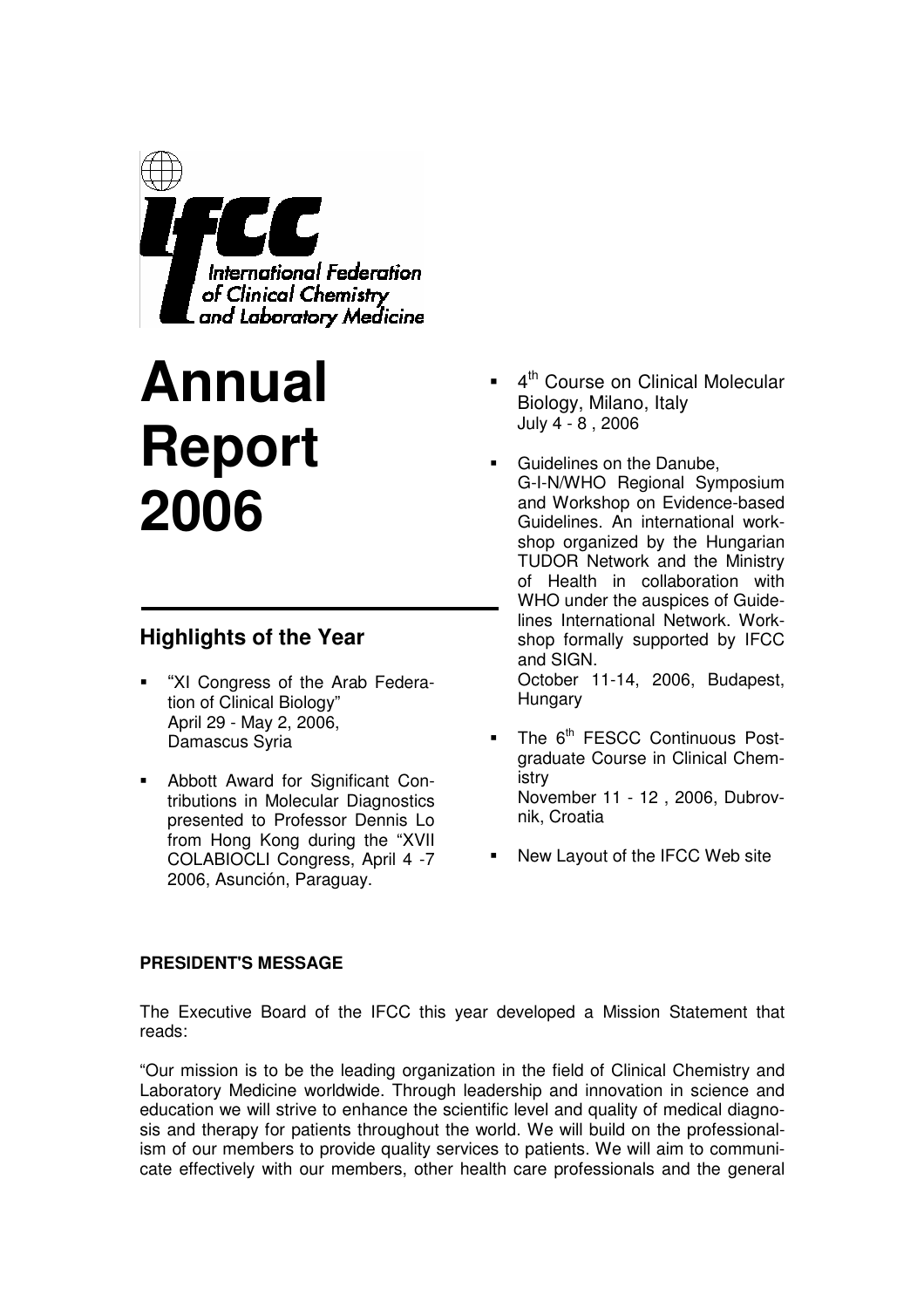IFCC
International Federation of Clinical Chemistry and Laboratory Medicine

# Annual Report 2006

## Highlights of the Year

- "XI Congress of the Arab Federation of Clinical Biology"
  April 29 - May 2, 2006, Damascus Syria
- Abbott Award for Significant Contributions in Molecular Diagnostics presented to Professor Dennis Lo from Hong Kong during the "XVII COLABIOCLI Congress, April 4 -7 2006, Asunción, Paraguay.
- 4th Course on Clinical Molecular Biology, Milano, Italy
  July 4 - 8 , 2006
- Guidelines on the Danube, G-I-N/WHO Regional Symposium and Workshop on Evidence-based Guidelines. An international workshop organized by the Hungarian TUDOR Network and the Ministry of Health in collaboration with WHO under the auspices of Guidelines International Network. Workshop formally supported by IFCC and SIGN.
  October 11-14, 2006, Budapest, Hungary
- The 6th FESCC Continuous Postgraduate Course in Clinical Chemistry
  November 11 - 12 , 2006, Dubrovnik, Croatia
- New Layout of the IFCC Web site

**PRESIDENT'S MESSAGE**

The Executive Board of the IFCC this year developed a Mission Statement that reads:

"Our mission is to be the leading organization in the field of Clinical Chemistry and Laboratory Medicine worldwide. Through leadership and innovation in science and education we will strive to enhance the scientific level and quality of medical diagnosis and therapy for patients throughout the world. We will build on the professionalism of our members to provide quality services to patients. We will aim to communicate effectively with our members, other health care professionals and the general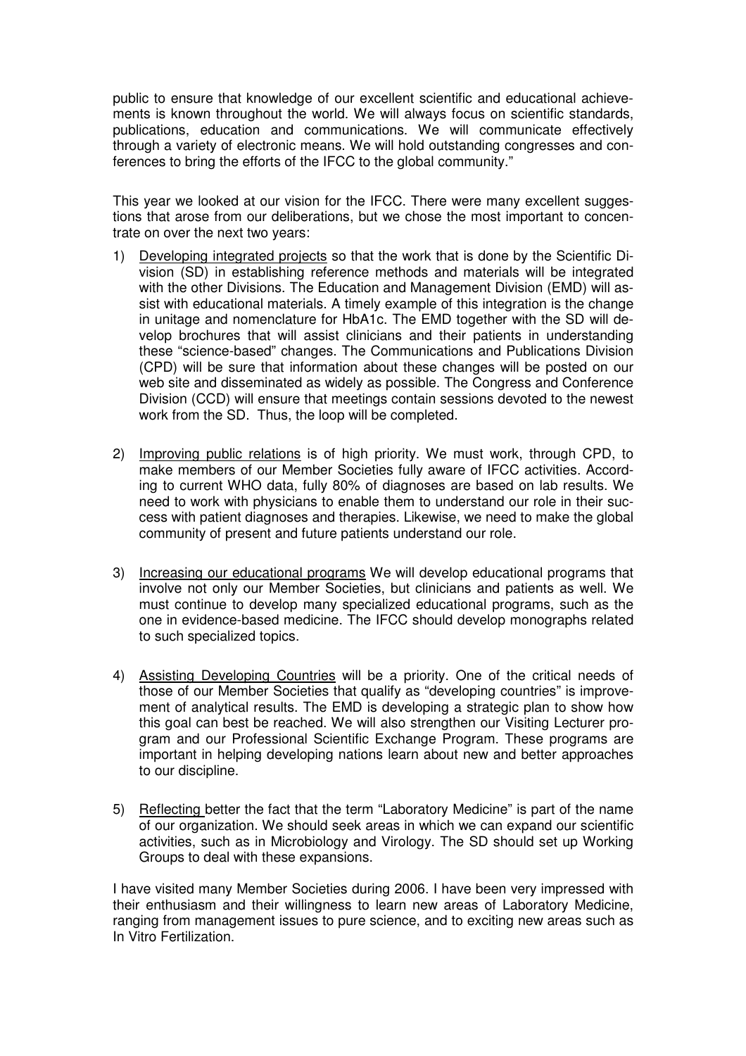public to ensure that knowledge of our excellent scientific and educational achievements is known throughout the world. We will always focus on scientific standards, publications, education and communications. We will communicate effectively through a variety of electronic means. We will hold outstanding congresses and conferences to bring the efforts of the IFCC to the global community."

This year we looked at our vision for the IFCC. There were many excellent suggestions that arose from our deliberations, but we chose the most important to concentrate on over the next two years:

1) Developing integrated projects so that the work that is done by the Scientific Division (SD) in establishing reference methods and materials will be integrated with the other Divisions. The Education and Management Division (EMD) will assist with educational materials. A timely example of this integration is the change in unitage and nomenclature for HbA1c. The EMD together with the SD will develop brochures that will assist clinicians and their patients in understanding these "science-based" changes. The Communications and Publications Division (CPD) will be sure that information about these changes will be posted on our web site and disseminated as widely as possible. The Congress and Conference Division (CCD) will ensure that meetings contain sessions devoted to the newest work from the SD. Thus, the loop will be completed.

2) Improving public relations is of high priority. We must work, through CPD, to make members of our Member Societies fully aware of IFCC activities. According to current WHO data, fully 80% of diagnoses are based on lab results. We need to work with physicians to enable them to understand our role in their success with patient diagnoses and therapies. Likewise, we need to make the global community of present and future patients understand our role.

3) Increasing our educational programs We will develop educational programs that involve not only our Member Societies, but clinicians and patients as well. We must continue to develop many specialized educational programs, such as the one in evidence-based medicine. The IFCC should develop monographs related to such specialized topics.

4) Assisting Developing Countries will be a priority. One of the critical needs of those of our Member Societies that qualify as "developing countries" is improvement of analytical results. The EMD is developing a strategic plan to show how this goal can best be reached. We will also strengthen our Visiting Lecturer program and our Professional Scientific Exchange Program. These programs are important in helping developing nations learn about new and better approaches to our discipline.

5) Reflecting better the fact that the term "Laboratory Medicine" is part of the name of our organization. We should seek areas in which we can expand our scientific activities, such as in Microbiology and Virology. The SD should set up Working Groups to deal with these expansions.

I have visited many Member Societies during 2006. I have been very impressed with their enthusiasm and their willingness to learn new areas of Laboratory Medicine, ranging from management issues to pure science, and to exciting new areas such as In Vitro Fertilization.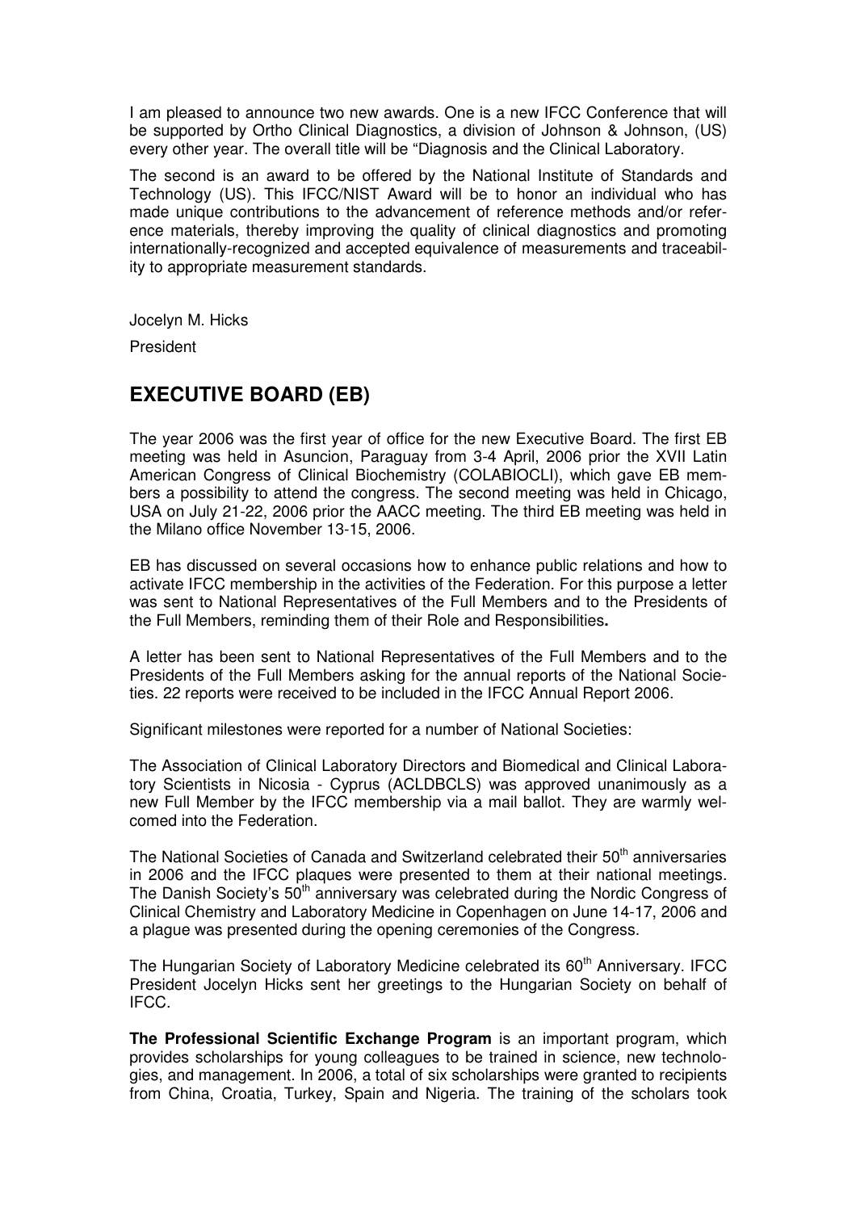I am pleased to announce two new awards. One is a new IFCC Conference that will be supported by Ortho Clinical Diagnostics, a division of Johnson & Johnson, (US) every other year. The overall title will be "Diagnosis and the Clinical Laboratory.

The second is an award to be offered by the National Institute of Standards and Technology (US). This IFCC/NIST Award will be to honor an individual who has made unique contributions to the advancement of reference methods and/or reference materials, thereby improving the quality of clinical diagnostics and promoting internationally-recognized and accepted equivalence of measurements and traceability to appropriate measurement standards.

Jocelyn M. Hicks

President

## EXECUTIVE BOARD (EB)

The year 2006 was the first year of office for the new Executive Board. The first EB meeting was held in Asuncion, Paraguay from 3-4 April, 2006 prior the XVII Latin American Congress of Clinical Biochemistry (COLABIOCLI), which gave EB members a possibility to attend the congress. The second meeting was held in Chicago, USA on July 21-22, 2006 prior the AACC meeting. The third EB meeting was held in the Milano office November 13-15, 2006.

EB has discussed on several occasions how to enhance public relations and how to activate IFCC membership in the activities of the Federation. For this purpose a letter was sent to National Representatives of the Full Members and to the Presidents of the Full Members, reminding them of their Role and Responsibilities**.**

A letter has been sent to National Representatives of the Full Members and to the Presidents of the Full Members asking for the annual reports of the National Societies. 22 reports were received to be included in the IFCC Annual Report 2006.

Significant milestones were reported for a number of National Societies:

The Association of Clinical Laboratory Directors and Biomedical and Clinical Laboratory Scientists in Nicosia - Cyprus (ACLDBCLS) was approved unanimously as a new Full Member by the IFCC membership via a mail ballot. They are warmly welcomed into the Federation.

The National Societies of Canada and Switzerland celebrated their 50th anniversaries in 2006 and the IFCC plaques were presented to them at their national meetings. The Danish Society's 50th anniversary was celebrated during the Nordic Congress of Clinical Chemistry and Laboratory Medicine in Copenhagen on June 14-17, 2006 and a plague was presented during the opening ceremonies of the Congress.

The Hungarian Society of Laboratory Medicine celebrated its 60th Anniversary. IFCC President Jocelyn Hicks sent her greetings to the Hungarian Society on behalf of IFCC.

**The Professional Scientific Exchange Program** is an important program, which provides scholarships for young colleagues to be trained in science, new technologies, and management. In 2006, a total of six scholarships were granted to recipients from China, Croatia, Turkey, Spain and Nigeria. The training of the scholars took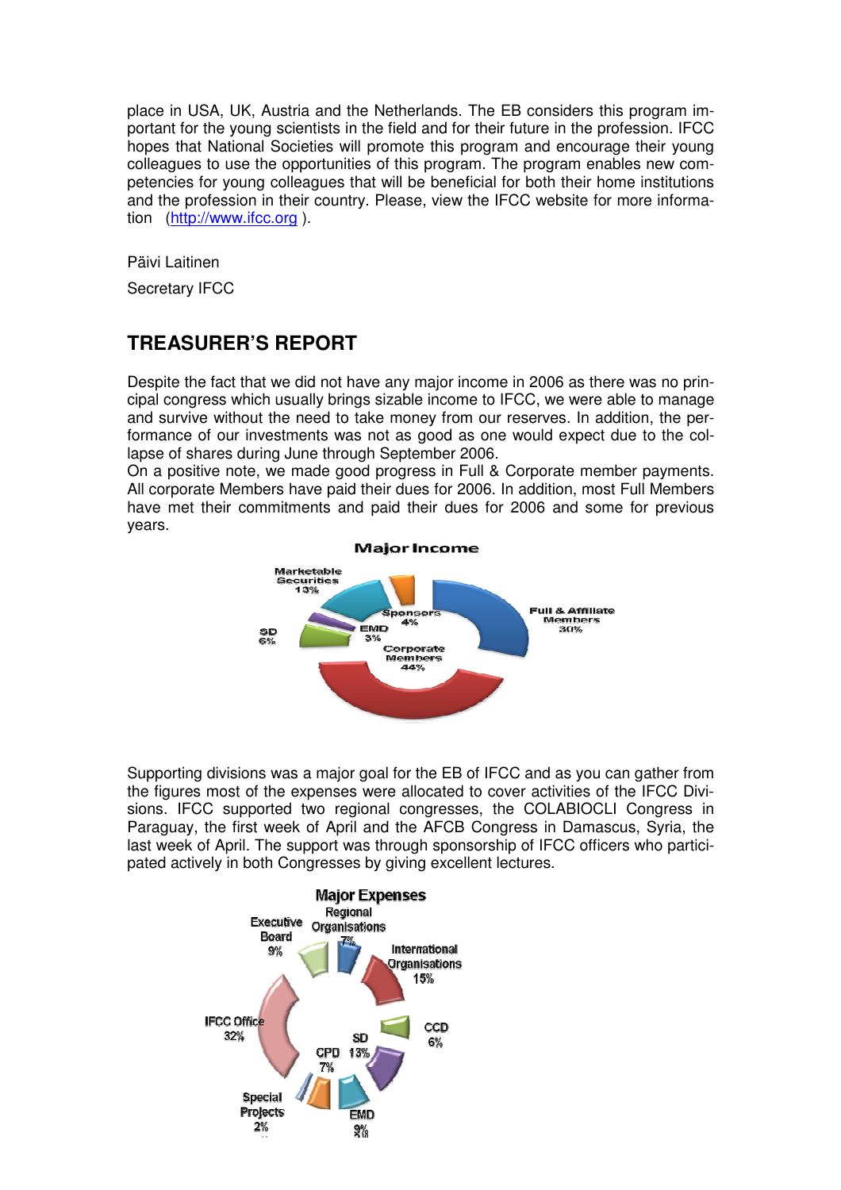place in USA, UK, Austria and the Netherlands. The EB considers this program important for the young scientists in the field and for their future in the profession. IFCC hopes that National Societies will promote this program and encourage their young colleagues to use the opportunities of this program. The program enables new competencies for young colleagues that will be beneficial for both their home institutions and the profession in their country. Please, view the IFCC website for more information (http://www.ifcc.org ).

Päivi Laitinen

Secretary IFCC

## TREASURER'S REPORT

Despite the fact that we did not have any major income in 2006 as there was no principal congress which usually brings sizable income to IFCC, we were able to manage and survive without the need to take money from our reserves. In addition, the performance of our investments was not as good as one would expect due to the collapse of shares during June through September 2006.
On a positive note, we made good progress in Full & Corporate member payments. All corporate Members have paid their dues for 2006. In addition, most Full Members have met their commitments and paid their dues for 2006 and some for previous years.

**Major Income**

Marketable Securities 13%
Sponsors 4%
Full & Affiliate Members 30%
SD 6%
EMD 3%
Corporate Members 44%

Supporting divisions was a major goal for the EB of IFCC and as you can gather from the figures most of the expenses were allocated to cover activities of the IFCC Divisions. IFCC supported two regional congresses, the COLABIOCLI Congress in Paraguay, the first week of April and the AFCB Congress in Damascus, Syria, the last week of April. The support was through sponsorship of IFCC officers who participated actively in both Congresses by giving excellent lectures.

**Major Expenses**

Executive Board 9%
Regional Organisations 7%
International Organisations 15%
IFCC Office 32%
CCD 6%
SD 13%
CPD 7%
Special Projects 2%
EMD 9%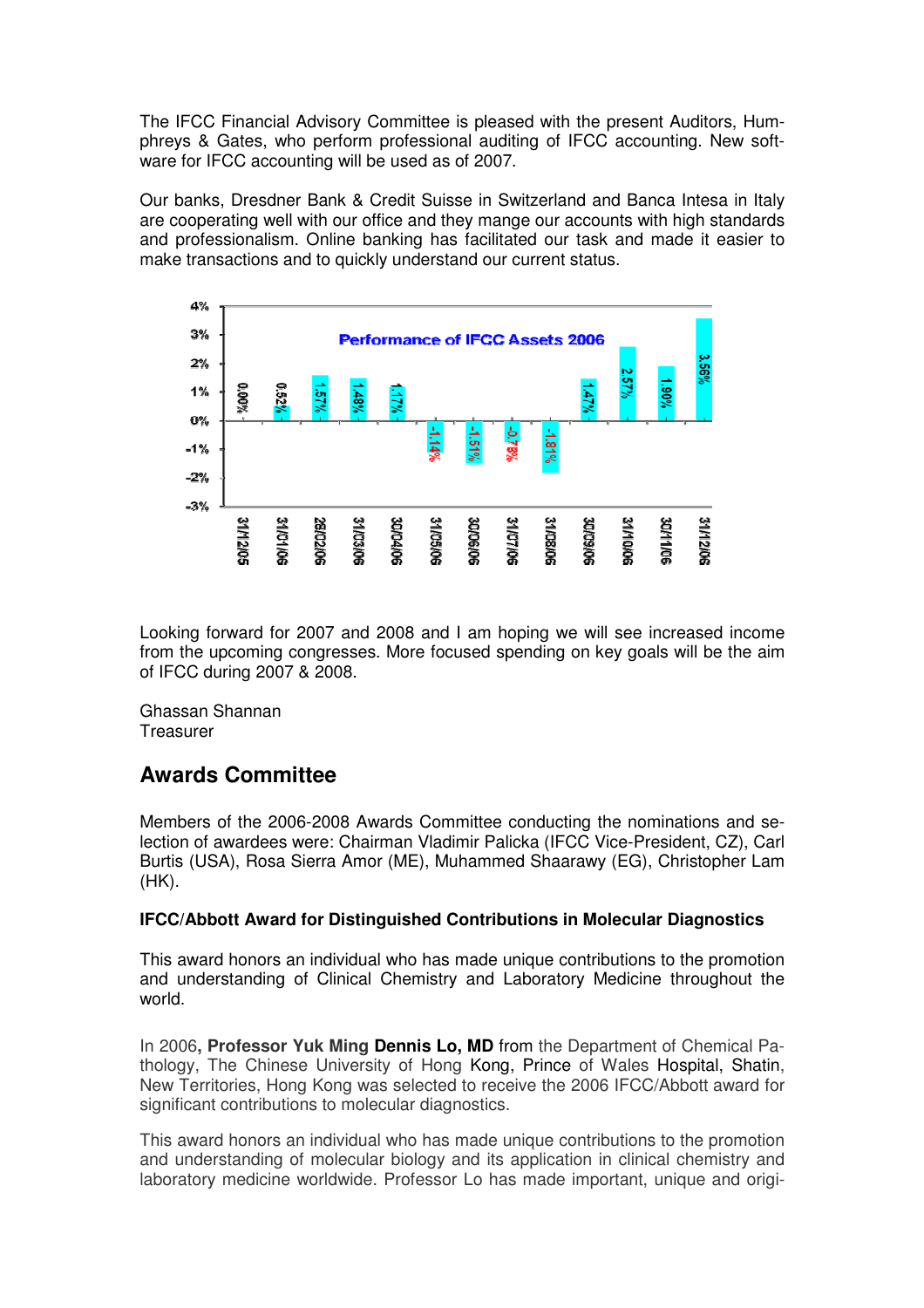The IFCC Financial Advisory Committee is pleased with the present Auditors, Humphreys & Gates, who perform professional auditing of IFCC accounting. New software for IFCC accounting will be used as of 2007.

Our banks, Dresdner Bank & Credit Suisse in Switzerland and Banca Intesa in Italy are cooperating well with our office and they mange our accounts with high standards and professionalism. Online banking has facilitated our task and made it easier to make transactions and to quickly understand our current status.

**Performance of IFCC Assets 2006**

| Date | Performance |
|---|---|
| 31/12/05 | 0.00% |
| 31/01/06 | 0.52% |
| 28/02/06 | 1.57% |
| 31/03/06 | 1.48% |
| 30/04/06 | 1.17% |
| 31/05/06 | -1.14% |
| 30/06/06 | -1.51% |
| 31/07/06 | -0.78% |
| 31/08/06 | -1.81% |
| 30/09/06 | 1.47% |
| 31/10/06 | 2.57% |
| 30/11/06 | 1.90% |
| 31/12/06 | 3.56% |

Looking forward for 2007 and 2008 and I am hoping we will see increased income from the upcoming congresses. More focused spending on key goals will be the aim of IFCC during 2007 & 2008.

Ghassan Shannan  
Treasurer

## Awards Committee

Members of the 2006-2008 Awards Committee conducting the nominations and selection of awardees were: Chairman Vladimir Palicka (IFCC Vice-President, CZ), Carl Burtis (USA), Rosa Sierra Amor (ME), Muhammed Shaarawy (EG), Christopher Lam (HK).

### IFCC/Abbott Award for Distinguished Contributions in Molecular Diagnostics

This award honors an individual who has made unique contributions to the promotion and understanding of Clinical Chemistry and Laboratory Medicine throughout the world.

In 2006**, Professor Yuk Ming Dennis Lo, MD** from the Department of Chemical Pathology, The Chinese University of Hong Kong, Prince of Wales Hospital, Shatin, New Territories, Hong Kong was selected to receive the 2006 IFCC/Abbott award for significant contributions to molecular diagnostics.

This award honors an individual who has made unique contributions to the promotion and understanding of molecular biology and its application in clinical chemistry and laboratory medicine worldwide. Professor Lo has made important, unique and origi-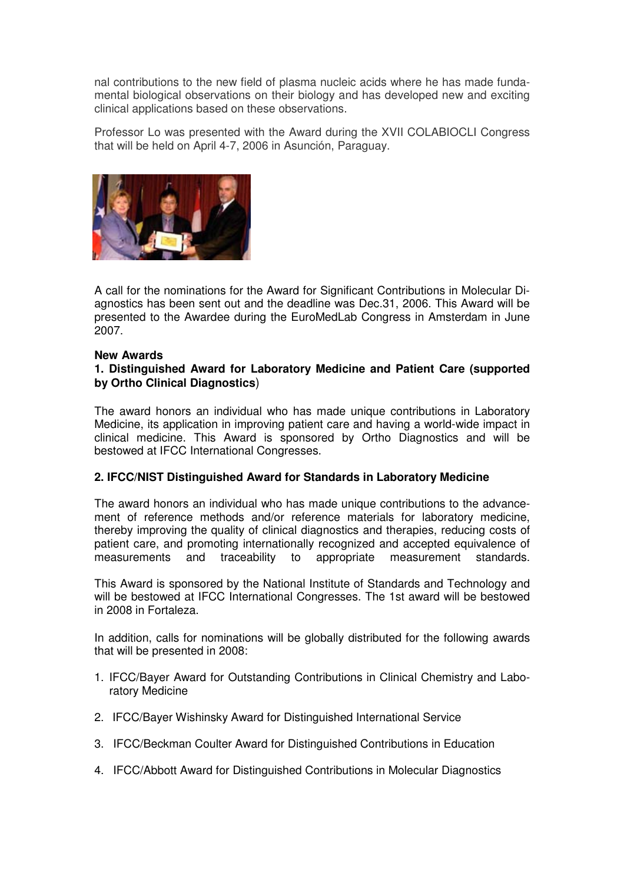nal contributions to the new field of plasma nucleic acids where he has made fundamental biological observations on their biology and has developed new and exciting clinical applications based on these observations.

Professor Lo was presented with the Award during the XVII COLABIOCLI Congress that will be held on April 4-7, 2006 in Asunción, Paraguay.

A call for the nominations for the Award for Significant Contributions in Molecular Diagnostics has been sent out and the deadline was Dec.31, 2006. This Award will be presented to the Awardee during the EuroMedLab Congress in Amsterdam in June 2007.

**New Awards**

**1. Distinguished Award for Laboratory Medicine and Patient Care (supported by Ortho Clinical Diagnostics**)

The award honors an individual who has made unique contributions in Laboratory Medicine, its application in improving patient care and having a world-wide impact in clinical medicine. This Award is sponsored by Ortho Diagnostics and will be bestowed at IFCC International Congresses.

**2. IFCC/NIST Distinguished Award for Standards in Laboratory Medicine**

The award honors an individual who has made unique contributions to the advancement of reference methods and/or reference materials for laboratory medicine, thereby improving the quality of clinical diagnostics and therapies, reducing costs of patient care, and promoting internationally recognized and accepted equivalence of measurements and traceability to appropriate measurement standards.

This Award is sponsored by the National Institute of Standards and Technology and will be bestowed at IFCC International Congresses. The 1st award will be bestowed in 2008 in Fortaleza.

In addition, calls for nominations will be globally distributed for the following awards that will be presented in 2008:

1. IFCC/Bayer Award for Outstanding Contributions in Clinical Chemistry and Laboratory Medicine
2. IFCC/Bayer Wishinsky Award for Distinguished International Service
3. IFCC/Beckman Coulter Award for Distinguished Contributions in Education
4. IFCC/Abbott Award for Distinguished Contributions in Molecular Diagnostics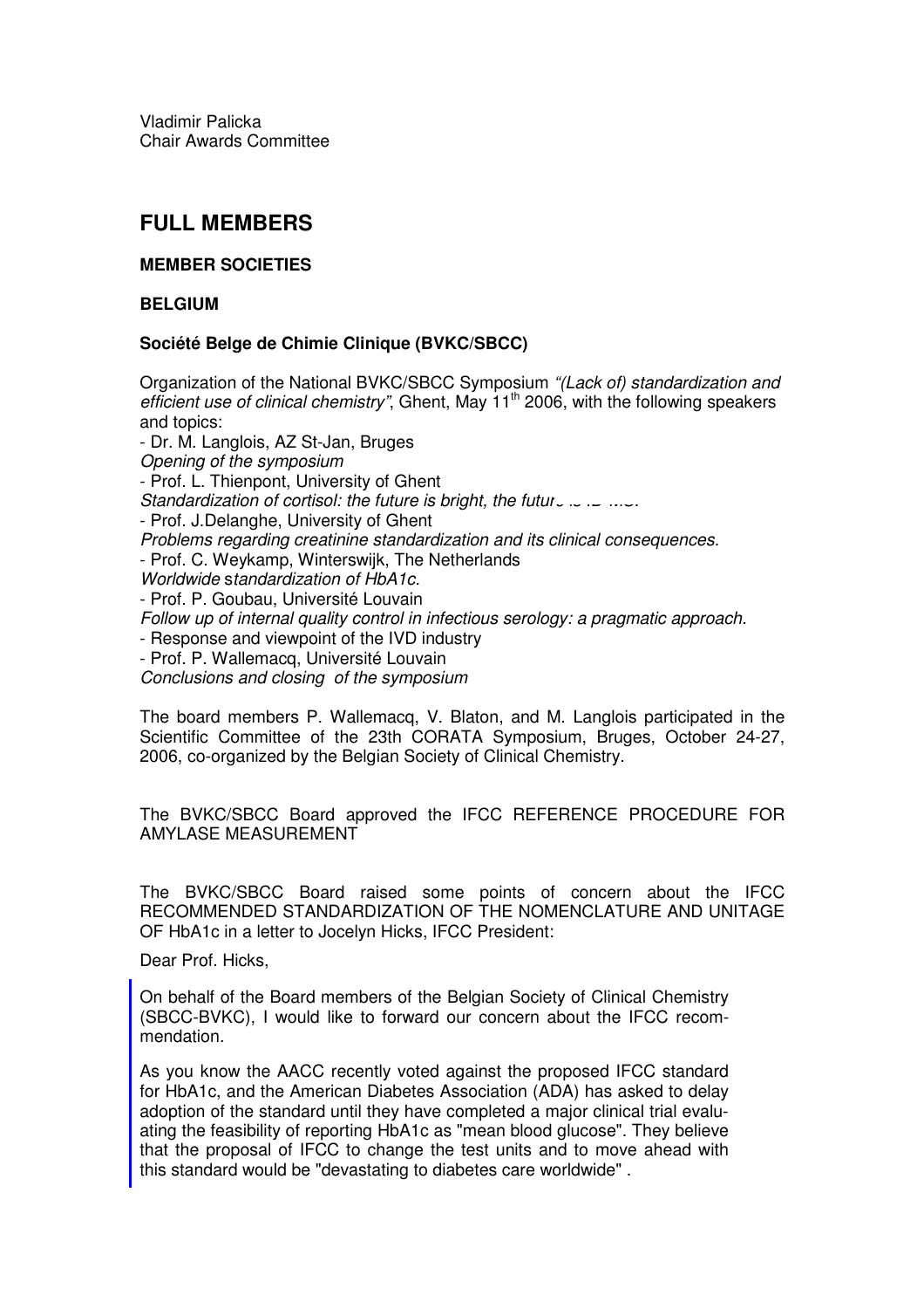Vladimir Palicka
Chair Awards Committee

## FULL MEMBERS

### MEMBER SOCIETIES

### BELGIUM

#### Société Belge de Chimie Clinique (BVKC/SBCC)

Organization of the National BVKC/SBCC Symposium *"(Lack of) standardization and efficient use of clinical chemistry"*, Ghent, May 11th 2006, with the following speakers and topics:

- Dr. M. Langlois, AZ St-Jan, Bruges
*Opening of the symposium*
- Prof. L. Thienpont, University of Ghent
*Standardization of cortisol: the future is bright, the future is LC-MS.*
- Prof. J.Delanghe, University of Ghent
*Problems regarding creatinine standardization and its clinical consequences.*
- Prof. C. Weykamp, Winterswijk, The Netherlands
*Worldwide standardization of HbA1c.*
- Prof. P. Goubau, Université Louvain
*Follow up of internal quality control in infectious serology: a pragmatic approach.*
- Response and viewpoint of the IVD industry
- Prof. P. Wallemacq, Université Louvain
*Conclusions and closing of the symposium*

The board members P. Wallemacq, V. Blaton, and M. Langlois participated in the Scientific Committee of the 23th CORATA Symposium, Bruges, October 24-27, 2006, co-organized by the Belgian Society of Clinical Chemistry.

The BVKC/SBCC Board approved the IFCC REFERENCE PROCEDURE FOR AMYLASE MEASUREMENT

The BVKC/SBCC Board raised some points of concern about the IFCC RECOMMENDED STANDARDIZATION OF THE NOMENCLATURE AND UNITAGE OF HbA1c in a letter to Jocelyn Hicks, IFCC President:

Dear Prof. Hicks,

> On behalf of the Board members of the Belgian Society of Clinical Chemistry (SBCC-BVKC), I would like to forward our concern about the IFCC recommendation.
>
> As you know the AACC recently voted against the proposed IFCC standard for HbA1c, and the American Diabetes Association (ADA) has asked to delay adoption of the standard until they have completed a major clinical trial evaluating the feasibility of reporting HbA1c as "mean blood glucose". They believe that the proposal of IFCC to change the test units and to move ahead with this standard would be "devastating to diabetes care worldwide" .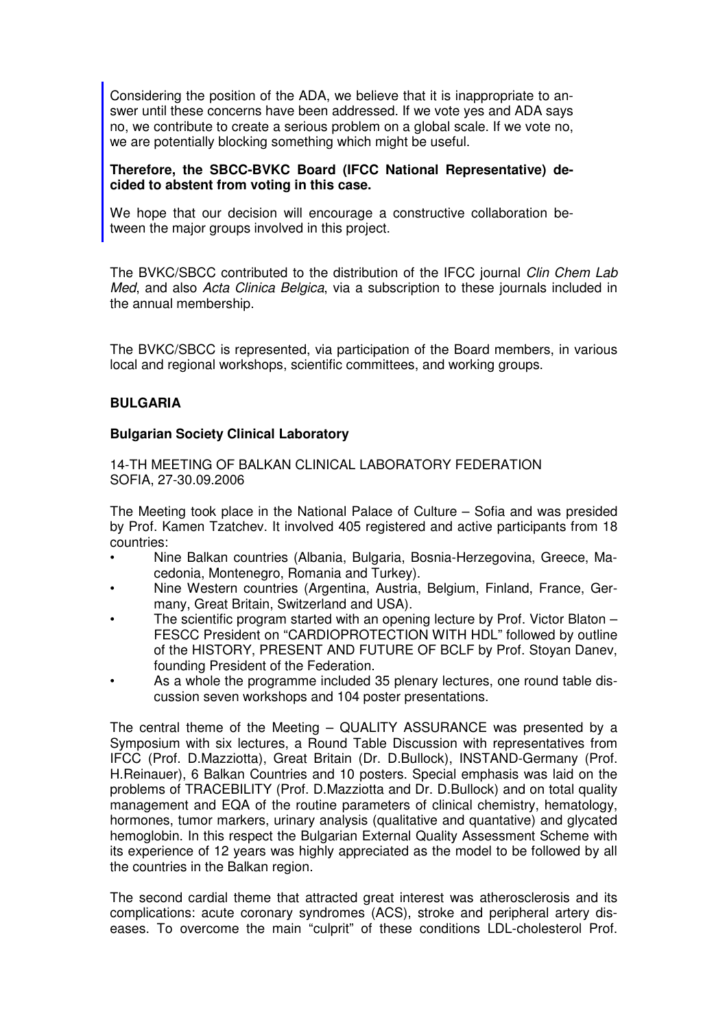Considering the position of the ADA, we believe that it is inappropriate to answer until these concerns have been addressed. If we vote yes and ADA says no, we contribute to create a serious problem on a global scale. If we vote no, we are potentially blocking something which might be useful.

**Therefore, the SBCC-BVKC Board (IFCC National Representative) decided to abstent from voting in this case.**

We hope that our decision will encourage a constructive collaboration between the major groups involved in this project.

The BVKC/SBCC contributed to the distribution of the IFCC journal *Clin Chem Lab Med*, and also *Acta Clinica Belgica*, via a subscription to these journals included in the annual membership.

The BVKC/SBCC is represented, via participation of the Board members, in various local and regional workshops, scientific committees, and working groups.

## BULGARIA

### Bulgarian Society Clinical Laboratory

14-TH MEETING OF BALKAN CLINICAL LABORATORY FEDERATION
SOFIA, 27-30.09.2006

The Meeting took place in the National Palace of Culture – Sofia and was presided by Prof. Kamen Tzatchev. It involved 405 registered and active participants from 18 countries:

- Nine Balkan countries (Albania, Bulgaria, Bosnia-Herzegovina, Greece, Macedonia, Montenegro, Romania and Turkey).
- Nine Western countries (Argentina, Austria, Belgium, Finland, France, Germany, Great Britain, Switzerland and USA).
- The scientific program started with an opening lecture by Prof. Victor Blaton – FESCC President on "CARDIOPROTECTION WITH HDL" followed by outline of the HISTORY, PRESENT AND FUTURE OF BCLF by Prof. Stoyan Danev, founding President of the Federation.
- As a whole the programme included 35 plenary lectures, one round table discussion seven workshops and 104 poster presentations.

The central theme of the Meeting – QUALITY ASSURANCE was presented by a Symposium with six lectures, a Round Table Discussion with representatives from IFCC (Prof. D.Mazziotta), Great Britain (Dr. D.Bullock), INSTAND-Germany (Prof. H.Reinauer), 6 Balkan Countries and 10 posters. Special emphasis was laid on the problems of TRACEBILITY (Prof. D.Mazziotta and Dr. D.Bullock) and on total quality management and EQA of the routine parameters of clinical chemistry, hematology, hormones, tumor markers, urinary analysis (qualitative and quantative) and glycated hemoglobin. In this respect the Bulgarian External Quality Assessment Scheme with its experience of 12 years was highly appreciated as the model to be followed by all the countries in the Balkan region.

The second cardial theme that attracted great interest was atherosclerosis and its complications: acute coronary syndromes (ACS), stroke and peripheral artery diseases. To overcome the main "culprit" of these conditions LDL-cholesterol Prof.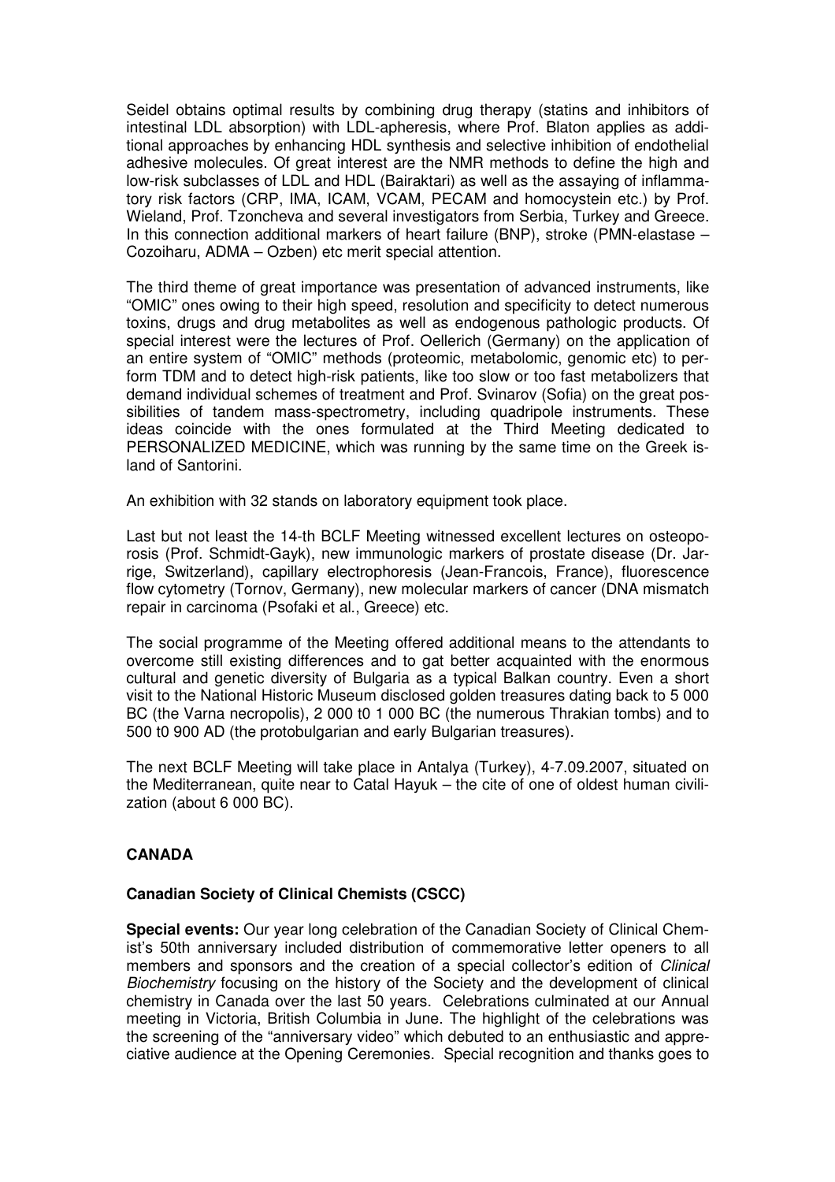Seidel obtains optimal results by combining drug therapy (statins and inhibitors of intestinal LDL absorption) with LDL-apheresis, where Prof. Blaton applies as additional approaches by enhancing HDL synthesis and selective inhibition of endothelial adhesive molecules. Of great interest are the NMR methods to define the high and low-risk subclasses of LDL and HDL (Bairaktari) as well as the assaying of inflammatory risk factors (CRP, IMA, ICAM, VCAM, PECAM and homocystein etc.) by Prof. Wieland, Prof. Tzoncheva and several investigators from Serbia, Turkey and Greece. In this connection additional markers of heart failure (BNP), stroke (PMN-elastase – Cozoiharu, ADMA – Ozben) etc merit special attention.

The third theme of great importance was presentation of advanced instruments, like "OMIC" ones owing to their high speed, resolution and specificity to detect numerous toxins, drugs and drug metabolites as well as endogenous pathologic products. Of special interest were the lectures of Prof. Oellerich (Germany) on the application of an entire system of "OMIC" methods (proteomic, metabolomic, genomic etc) to perform TDM and to detect high-risk patients, like too slow or too fast metabolizers that demand individual schemes of treatment and Prof. Svinarov (Sofia) on the great possibilities of tandem mass-spectrometry, including quadripole instruments. These ideas coincide with the ones formulated at the Third Meeting dedicated to PERSONALIZED MEDICINE, which was running by the same time on the Greek island of Santorini.

An exhibition with 32 stands on laboratory equipment took place.

Last but not least the 14-th BCLF Meeting witnessed excellent lectures on osteoporosis (Prof. Schmidt-Gayk), new immunologic markers of prostate disease (Dr. Jarrige, Switzerland), capillary electrophoresis (Jean-Francois, France), fluorescence flow cytometry (Tornov, Germany), new molecular markers of cancer (DNA mismatch repair in carcinoma (Psofaki et al., Greece) etc.

The social programme of the Meeting offered additional means to the attendants to overcome still existing differences and to gat better acquainted with the enormous cultural and genetic diversity of Bulgaria as a typical Balkan country. Even a short visit to the National Historic Museum disclosed golden treasures dating back to 5 000 BC (the Varna necropolis), 2 000 t0 1 000 BC (the numerous Thrakian tombs) and to 500 t0 900 AD (the protobulgarian and early Bulgarian treasures).

The next BCLF Meeting will take place in Antalya (Turkey), 4-7.09.2007, situated on the Mediterranean, quite near to Catal Hayuk – the cite of one of oldest human civilization (about 6 000 BC).

## CANADA

### Canadian Society of Clinical Chemists (CSCC)

**Special events:** Our year long celebration of the Canadian Society of Clinical Chemist's 50th anniversary included distribution of commemorative letter openers to all members and sponsors and the creation of a special collector's edition of *Clinical Biochemistry* focusing on the history of the Society and the development of clinical chemistry in Canada over the last 50 years. Celebrations culminated at our Annual meeting in Victoria, British Columbia in June. The highlight of the celebrations was the screening of the "anniversary video" which debuted to an enthusiastic and appreciative audience at the Opening Ceremonies. Special recognition and thanks goes to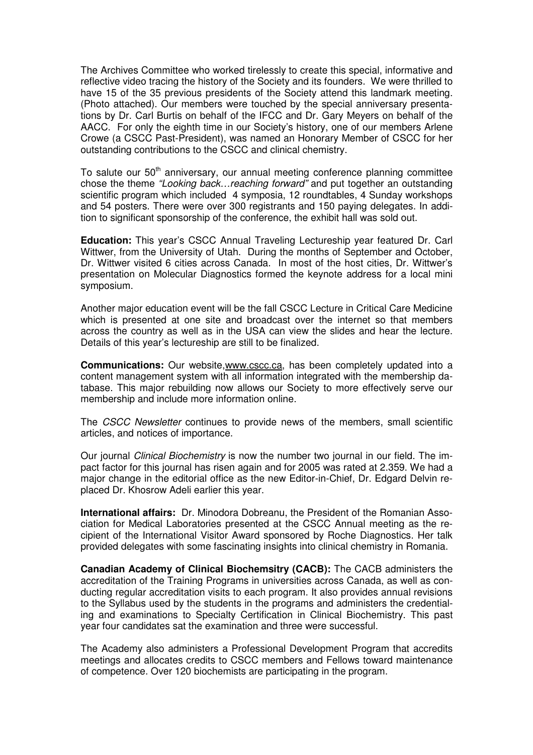The Archives Committee who worked tirelessly to create this special, informative and reflective video tracing the history of the Society and its founders. We were thrilled to have 15 of the 35 previous presidents of the Society attend this landmark meeting. (Photo attached). Our members were touched by the special anniversary presentations by Dr. Carl Burtis on behalf of the IFCC and Dr. Gary Meyers on behalf of the AACC. For only the eighth time in our Society's history, one of our members Arlene Crowe (a CSCC Past-President), was named an Honorary Member of CSCC for her outstanding contributions to the CSCC and clinical chemistry.

To salute our 50th anniversary, our annual meeting conference planning committee chose the theme *"Looking back…reaching forward"* and put together an outstanding scientific program which included 4 symposia, 12 roundtables, 4 Sunday workshops and 54 posters. There were over 300 registrants and 150 paying delegates. In addition to significant sponsorship of the conference, the exhibit hall was sold out.

**Education:** This year's CSCC Annual Traveling Lectureship year featured Dr. Carl Wittwer, from the University of Utah. During the months of September and October, Dr. Wittwer visited 6 cities across Canada. In most of the host cities, Dr. Wittwer's presentation on Molecular Diagnostics formed the keynote address for a local mini symposium.

Another major education event will be the fall CSCC Lecture in Critical Care Medicine which is presented at one site and broadcast over the internet so that members across the country as well as in the USA can view the slides and hear the lecture. Details of this year's lectureship are still to be finalized.

**Communications:** Our website,www.cscc.ca, has been completely updated into a content management system with all information integrated with the membership database. This major rebuilding now allows our Society to more effectively serve our membership and include more information online.

The *CSCC Newsletter* continues to provide news of the members, small scientific articles, and notices of importance.

Our journal *Clinical Biochemistry* is now the number two journal in our field. The impact factor for this journal has risen again and for 2005 was rated at 2.359. We had a major change in the editorial office as the new Editor-in-Chief, Dr. Edgard Delvin replaced Dr. Khosrow Adeli earlier this year.

**International affairs:** Dr. Minodora Dobreanu, the President of the Romanian Association for Medical Laboratories presented at the CSCC Annual meeting as the recipient of the International Visitor Award sponsored by Roche Diagnostics. Her talk provided delegates with some fascinating insights into clinical chemistry in Romania.

**Canadian Academy of Clinical Biochemsitry (CACB):** The CACB administers the accreditation of the Training Programs in universities across Canada, as well as conducting regular accreditation visits to each program. It also provides annual revisions to the Syllabus used by the students in the programs and administers the credentialing and examinations to Specialty Certification in Clinical Biochemistry. This past year four candidates sat the examination and three were successful.

The Academy also administers a Professional Development Program that accredits meetings and allocates credits to CSCC members and Fellows toward maintenance of competence. Over 120 biochemists are participating in the program.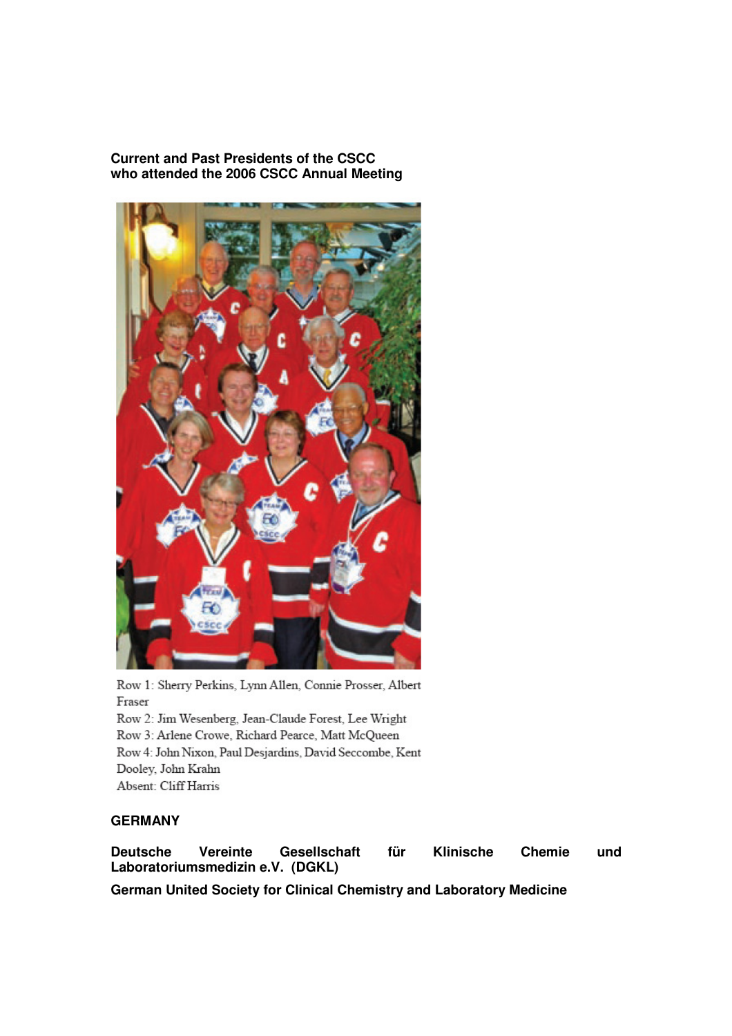**Current and Past Presidents of the CSCC who attended the 2006 CSCC Annual Meeting**

Row 1: Sherry Perkins, Lynn Allen, Connie Prosser, Albert Fraser
Row 2: Jim Wesenberg, Jean-Claude Forest, Lee Wright
Row 3: Arlene Crowe, Richard Pearce, Matt McQueen
Row 4: John Nixon, Paul Desjardins, David Seccombe, Kent Dooley, John Krahn
Absent: Cliff Harris

## GERMANY

**Deutsche Vereinte Gesellschaft für Klinische Chemie und Laboratoriumsmedizin e.V. (DGKL)**

**German United Society for Clinical Chemistry and Laboratory Medicine**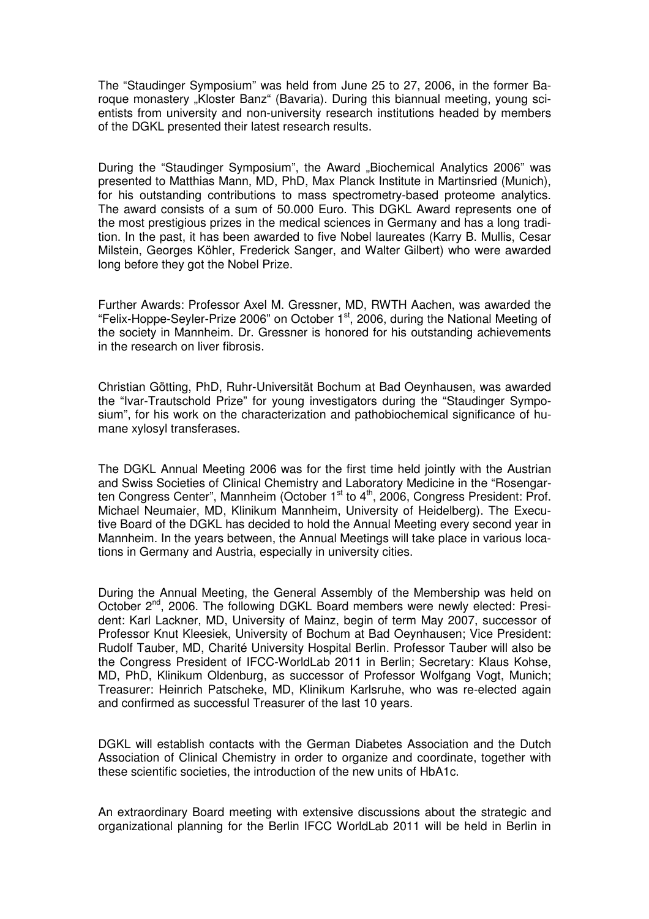The "Staudinger Symposium" was held from June 25 to 27, 2006, in the former Baroque monastery „Kloster Banz" (Bavaria). During this biannual meeting, young scientists from university and non-university research institutions headed by members of the DGKL presented their latest research results.

During the "Staudinger Symposium", the Award „Biochemical Analytics 2006" was presented to Matthias Mann, MD, PhD, Max Planck Institute in Martinsried (Munich), for his outstanding contributions to mass spectrometry-based proteome analytics. The award consists of a sum of 50.000 Euro. This DGKL Award represents one of the most prestigious prizes in the medical sciences in Germany and has a long tradition. In the past, it has been awarded to five Nobel laureates (Karry B. Mullis, Cesar Milstein, Georges Köhler, Frederick Sanger, and Walter Gilbert) who were awarded long before they got the Nobel Prize.

Further Awards: Professor Axel M. Gressner, MD, RWTH Aachen, was awarded the "Felix-Hoppe-Seyler-Prize 2006" on October 1st, 2006, during the National Meeting of the society in Mannheim. Dr. Gressner is honored for his outstanding achievements in the research on liver fibrosis.

Christian Götting, PhD, Ruhr-Universität Bochum at Bad Oeynhausen, was awarded the "Ivar-Trautschold Prize" for young investigators during the "Staudinger Symposium", for his work on the characterization and pathobiochemical significance of humane xylosyl transferases.

The DGKL Annual Meeting 2006 was for the first time held jointly with the Austrian and Swiss Societies of Clinical Chemistry and Laboratory Medicine in the "Rosengarten Congress Center", Mannheim (October 1st to 4th, 2006, Congress President: Prof. Michael Neumaier, MD, Klinikum Mannheim, University of Heidelberg). The Executive Board of the DGKL has decided to hold the Annual Meeting every second year in Mannheim. In the years between, the Annual Meetings will take place in various locations in Germany and Austria, especially in university cities.

During the Annual Meeting, the General Assembly of the Membership was held on October 2nd, 2006. The following DGKL Board members were newly elected: President: Karl Lackner, MD, University of Mainz, begin of term May 2007, successor of Professor Knut Kleesiek, University of Bochum at Bad Oeynhausen; Vice President: Rudolf Tauber, MD, Charité University Hospital Berlin. Professor Tauber will also be the Congress President of IFCC-WorldLab 2011 in Berlin; Secretary: Klaus Kohse, MD, PhD, Klinikum Oldenburg, as successor of Professor Wolfgang Vogt, Munich; Treasurer: Heinrich Patscheke, MD, Klinikum Karlsruhe, who was re-elected again and confirmed as successful Treasurer of the last 10 years.

DGKL will establish contacts with the German Diabetes Association and the Dutch Association of Clinical Chemistry in order to organize and coordinate, together with these scientific societies, the introduction of the new units of HbA1c.

An extraordinary Board meeting with extensive discussions about the strategic and organizational planning for the Berlin IFCC WorldLab 2011 will be held in Berlin in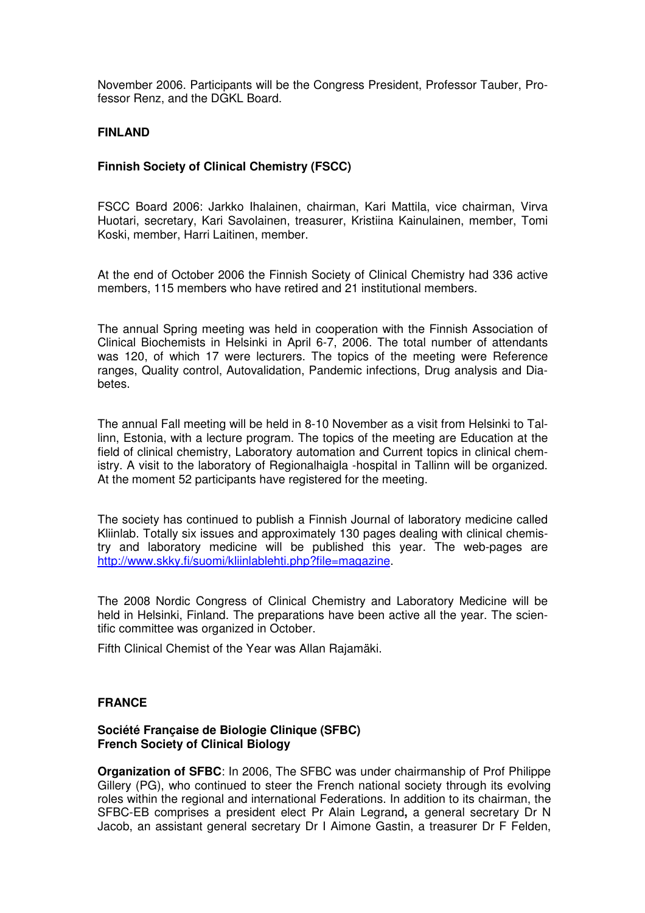November 2006. Participants will be the Congress President, Professor Tauber, Professor Renz, and the DGKL Board.

## FINLAND

### Finnish Society of Clinical Chemistry (FSCC)

FSCC Board 2006: Jarkko Ihalainen, chairman, Kari Mattila, vice chairman, Virva Huotari, secretary, Kari Savolainen, treasurer, Kristiina Kainulainen, member, Tomi Koski, member, Harri Laitinen, member.

At the end of October 2006 the Finnish Society of Clinical Chemistry had 336 active members, 115 members who have retired and 21 institutional members.

The annual Spring meeting was held in cooperation with the Finnish Association of Clinical Biochemists in Helsinki in April 6-7, 2006. The total number of attendants was 120, of which 17 were lecturers. The topics of the meeting were Reference ranges, Quality control, Autovalidation, Pandemic infections, Drug analysis and Diabetes.

The annual Fall meeting will be held in 8-10 November as a visit from Helsinki to Tallinn, Estonia, with a lecture program. The topics of the meeting are Education at the field of clinical chemistry, Laboratory automation and Current topics in clinical chemistry. A visit to the laboratory of Regionalhaigla -hospital in Tallinn will be organized. At the moment 52 participants have registered for the meeting.

The society has continued to publish a Finnish Journal of laboratory medicine called Kliinlab. Totally six issues and approximately 130 pages dealing with clinical chemistry and laboratory medicine will be published this year. The web-pages are http://www.skky.fi/suomi/kliinlablehti.php?file=magazine.

The 2008 Nordic Congress of Clinical Chemistry and Laboratory Medicine will be held in Helsinki, Finland. The preparations have been active all the year. The scientific committee was organized in October.

Fifth Clinical Chemist of the Year was Allan Rajamäki.

## FRANCE

### Société Française de Biologie Clinique (SFBC)
### French Society of Clinical Biology

**Organization of SFBC**: In 2006, The SFBC was under chairmanship of Prof Philippe Gillery (PG), who continued to steer the French national society through its evolving roles within the regional and international Federations. In addition to its chairman, the SFBC-EB comprises a president elect Pr Alain Legrand**,** a general secretary Dr N Jacob, an assistant general secretary Dr I Aimone Gastin, a treasurer Dr F Felden,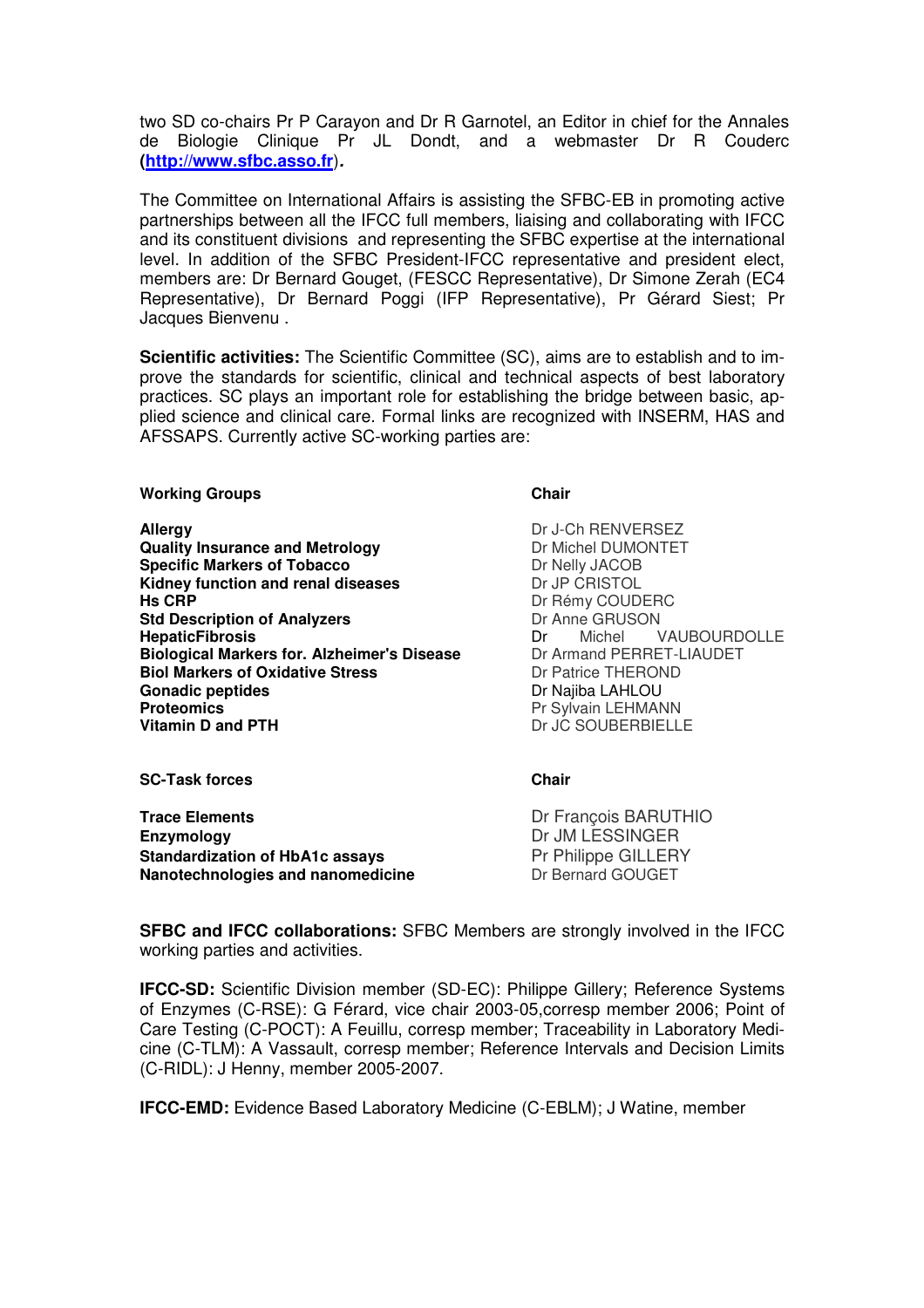two SD co-chairs Pr P Carayon and Dr R Garnotel, an Editor in chief for the Annales de Biologie Clinique Pr JL Dondt, and a webmaster Dr R Couderc **(http://www.sfbc.asso.fr).**

The Committee on International Affairs is assisting the SFBC-EB in promoting active partnerships between all the IFCC full members, liaising and collaborating with IFCC and its constituent divisions and representing the SFBC expertise at the international level. In addition of the SFBC President-IFCC representative and president elect, members are: Dr Bernard Gouget, (FESCC Representative), Dr Simone Zerah (EC4 Representative), Dr Bernard Poggi (IFP Representative), Pr Gérard Siest; Pr Jacques Bienvenu .

**Scientific activities:** The Scientific Committee (SC), aims are to establish and to improve the standards for scientific, clinical and technical aspects of best laboratory practices. SC plays an important role for establishing the bridge between basic, applied science and clinical care. Formal links are recognized with INSERM, HAS and AFSSAPS. Currently active SC-working parties are:

| Working Groups | Chair |
| --- | --- |
| **Allergy** | Dr J-Ch RENVERSEZ |
| **Quality Insurance and Metrology** | Dr Michel DUMONTET |
| **Specific Markers of Tobacco** | Dr Nelly JACOB |
| **Kidney function and renal diseases** | Dr JP CRISTOL |
| **Hs CRP** | Dr Rémy COUDERC |
| **Std Description of Analyzers** | Dr Anne GRUSON |
| **HepaticFibrosis** | Dr Michel VAUBOURDOLLE |
| **Biological Markers for. Alzheimer's Disease** | Dr Armand PERRET-LIAUDET |
| **Biol Markers of Oxidative Stress** | Dr Patrice THEROND |
| **Gonadic peptides** | Dr Najiba LAHLOU |
| **Proteomics** | Pr Sylvain LEHMANN |
| **Vitamin D and PTH** | Dr JC SOUBERBIELLE |

| SC-Task forces | Chair |
| --- | --- |
| **Trace Elements** | Dr François BARUTHIO |
| **Enzymology** | Dr JM LESSINGER |
| **Standardization of HbA1c assays** | Pr Philippe GILLERY |
| **Nanotechnologies and nanomedicine** | Dr Bernard GOUGET |

**SFBC and IFCC collaborations:** SFBC Members are strongly involved in the IFCC working parties and activities.

**IFCC-SD:** Scientific Division member (SD-EC): Philippe Gillery; Reference Systems of Enzymes (C-RSE): G Férard, vice chair 2003-05,corresp member 2006; Point of Care Testing (C-POCT): A Feuillu, corresp member; Traceability in Laboratory Medicine (C-TLM): A Vassault, corresp member; Reference Intervals and Decision Limits (C-RIDL): J Henny, member 2005-2007.

**IFCC-EMD:** Evidence Based Laboratory Medicine (C-EBLM); J Watine, member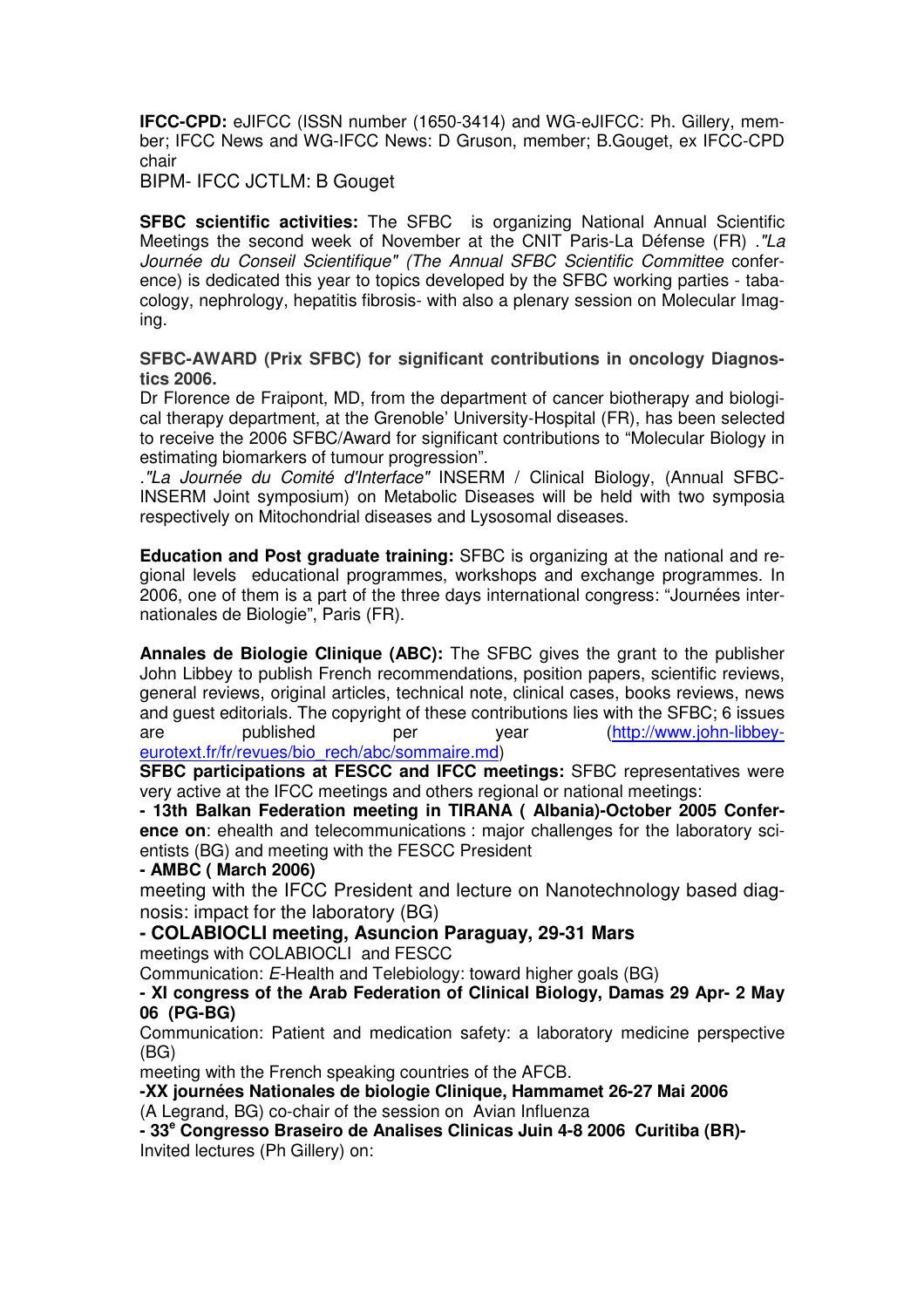**IFCC-CPD:** eJIFCC (ISSN number (1650-3414) and WG-eJIFCC: Ph. Gillery, member; IFCC News and WG-IFCC News: D Gruson, member; B.Gouget, ex IFCC-CPD chair

BIPM- IFCC JCTLM: B Gouget

**SFBC scientific activities:** The SFBC is organizing National Annual Scientific Meetings the second week of November at the CNIT Paris-La Défense (FR) .*"La Journée du Conseil Scientifique" (The Annual SFBC Scientific Committee* conference) is dedicated this year to topics developed by the SFBC working parties - tabacology, nephrology, hepatitis fibrosis- with also a plenary session on Molecular Imaging.

**SFBC-AWARD (Prix SFBC) for significant contributions in oncology Diagnostics 2006.**

Dr Florence de Fraipont, MD, from the department of cancer biotherapy and biological therapy department, at the Grenoble' University-Hospital (FR), has been selected to receive the 2006 SFBC/Award for significant contributions to "Molecular Biology in estimating biomarkers of tumour progression".

.*"La Journée du Comité d'Interface"* INSERM / Clinical Biology, (Annual SFBC-INSERM Joint symposium) on Metabolic Diseases will be held with two symposia respectively on Mitochondrial diseases and Lysosomal diseases.

**Education and Post graduate training:** SFBC is organizing at the national and regional levels educational programmes, workshops and exchange programmes. In 2006, one of them is a part of the three days international congress: "Journées internationales de Biologie", Paris (FR).

**Annales de Biologie Clinique (ABC):** The SFBC gives the grant to the publisher John Libbey to publish French recommendations, position papers, scientific reviews, general reviews, original articles, technical note, clinical cases, books reviews, news and guest editorials. The copyright of these contributions lies with the SFBC; 6 issues are published per year (http://www.john-libbey-eurotext.fr/fr/revues/bio_rech/abc/sommaire.md)

**SFBC participations at FESCC and IFCC meetings:** SFBC representatives were very active at the IFCC meetings and others regional or national meetings:

**- 13th Balkan Federation meeting in TIRANA ( Albania)-October 2005 Conference on**: ehealth and telecommunications : major challenges for the laboratory scientists (BG) and meeting with the FESCC President

**- AMBC ( March 2006)**

meeting with the IFCC President and lecture on Nanotechnology based diagnosis: impact for the laboratory (BG)

**- COLABIOCLI meeting, Asuncion Paraguay, 29-31 Mars**

meetings with COLABIOCLI and FESCC

Communication: *E*-Health and Telebiology: toward higher goals (BG)

**- XI congress of the Arab Federation of Clinical Biology, Damas 29 Apr- 2 May 06 (PG-BG)**

Communication: Patient and medication safety: a laboratory medicine perspective (BG)

meeting with the French speaking countries of the AFCB.

**-XX journées Nationales de biologie Clinique, Hammamet 26-27 Mai 2006**

(A Legrand, BG) co-chair of the session on Avian Influenza

**- 33[e] Congresso Braseiro de Analises Clinicas Juin 4-8 2006 Curitiba (BR)-**

Invited lectures (Ph Gillery) on: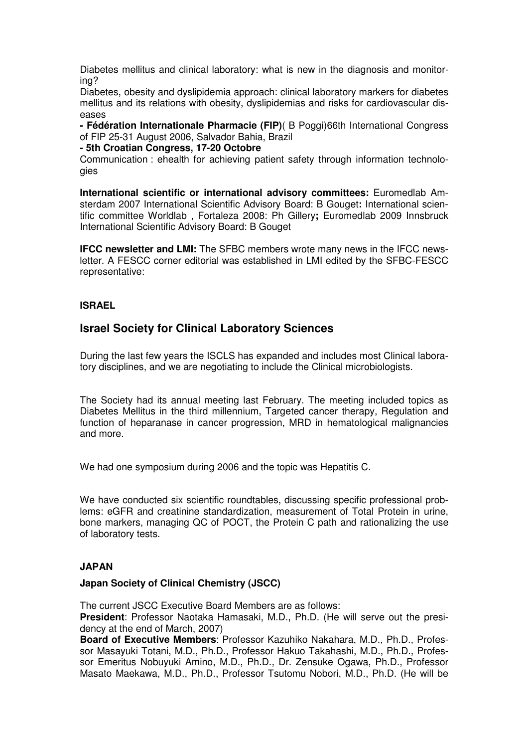Diabetes mellitus and clinical laboratory: what is new in the diagnosis and monitoring?

Diabetes, obesity and dyslipidemia approach: clinical laboratory markers for diabetes mellitus and its relations with obesity, dyslipidemias and risks for cardiovascular diseases

**- Fédération Internationale Pharmacie (FIP)**( B Poggi)66th International Congress of FIP 25-31 August 2006, Salvador Bahia, Brazil

**- 5th Croatian Congress, 17-20 Octobre**

Communication : ehealth for achieving patient safety through information technologies

**International scientific or international advisory committees:** Euromedlab Amsterdam 2007 International Scientific Advisory Board: B Gouget**:** International scientific committee Worldlab , Fortaleza 2008: Ph Gillery**;** Euromedlab 2009 Innsbruck International Scientific Advisory Board: B Gouget

**IFCC newsletter and LMI:** The SFBC members wrote many news in the IFCC newsletter. A FESCC corner editorial was established in LMI edited by the SFBC-FESCC representative:

**ISRAEL**

## Israel Society for Clinical Laboratory Sciences

During the last few years the ISCLS has expanded and includes most Clinical laboratory disciplines, and we are negotiating to include the Clinical microbiologists.

The Society had its annual meeting last February. The meeting included topics as Diabetes Mellitus in the third millennium, Targeted cancer therapy, Regulation and function of heparanase in cancer progression, MRD in hematological malignancies and more.

We had one symposium during 2006 and the topic was Hepatitis C.

We have conducted six scientific roundtables, discussing specific professional problems: eGFR and creatinine standardization, measurement of Total Protein in urine, bone markers, managing QC of POCT, the Protein C path and rationalizing the use of laboratory tests.

**JAPAN**

**Japan Society of Clinical Chemistry (JSCC)**

The current JSCC Executive Board Members are as follows:

**President**: Professor Naotaka Hamasaki, M.D., Ph.D. (He will serve out the presidency at the end of March, 2007)

**Board of Executive Members**: Professor Kazuhiko Nakahara, M.D., Ph.D., Professor Masayuki Totani, M.D., Ph.D., Professor Hakuo Takahashi, M.D., Ph.D., Professor Emeritus Nobuyuki Amino, M.D., Ph.D., Dr. Zensuke Ogawa, Ph.D., Professor Masato Maekawa, M.D., Ph.D., Professor Tsutomu Nobori, M.D., Ph.D. (He will be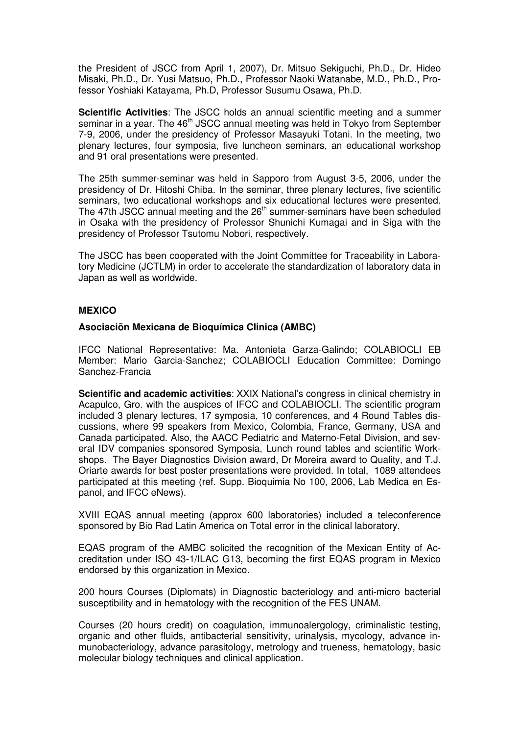the President of JSCC from April 1, 2007), Dr. Mitsuo Sekiguchi, Ph.D., Dr. Hideo Misaki, Ph.D., Dr. Yusi Matsuo, Ph.D., Professor Naoki Watanabe, M.D., Ph.D., Professor Yoshiaki Katayama, Ph.D, Professor Susumu Osawa, Ph.D.

**Scientific Activities**: The JSCC holds an annual scientific meeting and a summer seminar in a year. The 46th JSCC annual meeting was held in Tokyo from September 7-9, 2006, under the presidency of Professor Masayuki Totani. In the meeting, two plenary lectures, four symposia, five luncheon seminars, an educational workshop and 91 oral presentations were presented.

The 25th summer-seminar was held in Sapporo from August 3-5, 2006, under the presidency of Dr. Hitoshi Chiba. In the seminar, three plenary lectures, five scientific seminars, two educational workshops and six educational lectures were presented. The 47th JSCC annual meeting and the 26th summer-seminars have been scheduled in Osaka with the presidency of Professor Shunichi Kumagai and in Siga with the presidency of Professor Tsutomu Nobori, respectively.

The JSCC has been cooperated with the Joint Committee for Traceability in Laboratory Medicine (JCTLM) in order to accelerate the standardization of laboratory data in Japan as well as worldwide.

## MEXICO

### Asociaciõn Mexicana de Bioquímica Clinica (AMBC)

IFCC National Representative: Ma. Antonieta Garza-Galindo; COLABIOCLI EB Member: Mario Garcia-Sanchez; COLABIOCLI Education Committee: Domingo Sanchez-Francia

**Scientific and academic activities**: XXIX National's congress in clinical chemistry in Acapulco, Gro. with the auspices of IFCC and COLABIOCLI. The scientific program included 3 plenary lectures, 17 symposia, 10 conferences, and 4 Round Tables discussions, where 99 speakers from Mexico, Colombia, France, Germany, USA and Canada participated. Also, the AACC Pediatric and Materno-Fetal Division, and several IDV companies sponsored Symposia, Lunch round tables and scientific Workshops. The Bayer Diagnostics Division award, Dr Moreira award to Quality, and T.J. Oriarte awards for best poster presentations were provided. In total, 1089 attendees participated at this meeting (ref. Supp. Bioquimia No 100, 2006, Lab Medica en Espanol, and IFCC eNews).

XVIII EQAS annual meeting (approx 600 laboratories) included a teleconference sponsored by Bio Rad Latin America on Total error in the clinical laboratory.

EQAS program of the AMBC solicited the recognition of the Mexican Entity of Accreditation under ISO 43-1/ILAC G13, becoming the first EQAS program in Mexico endorsed by this organization in Mexico.

200 hours Courses (Diplomats) in Diagnostic bacteriology and anti-micro bacterial susceptibility and in hematology with the recognition of the FES UNAM.

Courses (20 hours credit) on coagulation, immunoalergology, criminalistic testing, organic and other fluids, antibacterial sensitivity, urinalysis, mycology, advance inmunobacteriology, advance parasitology, metrology and trueness, hematology, basic molecular biology techniques and clinical application.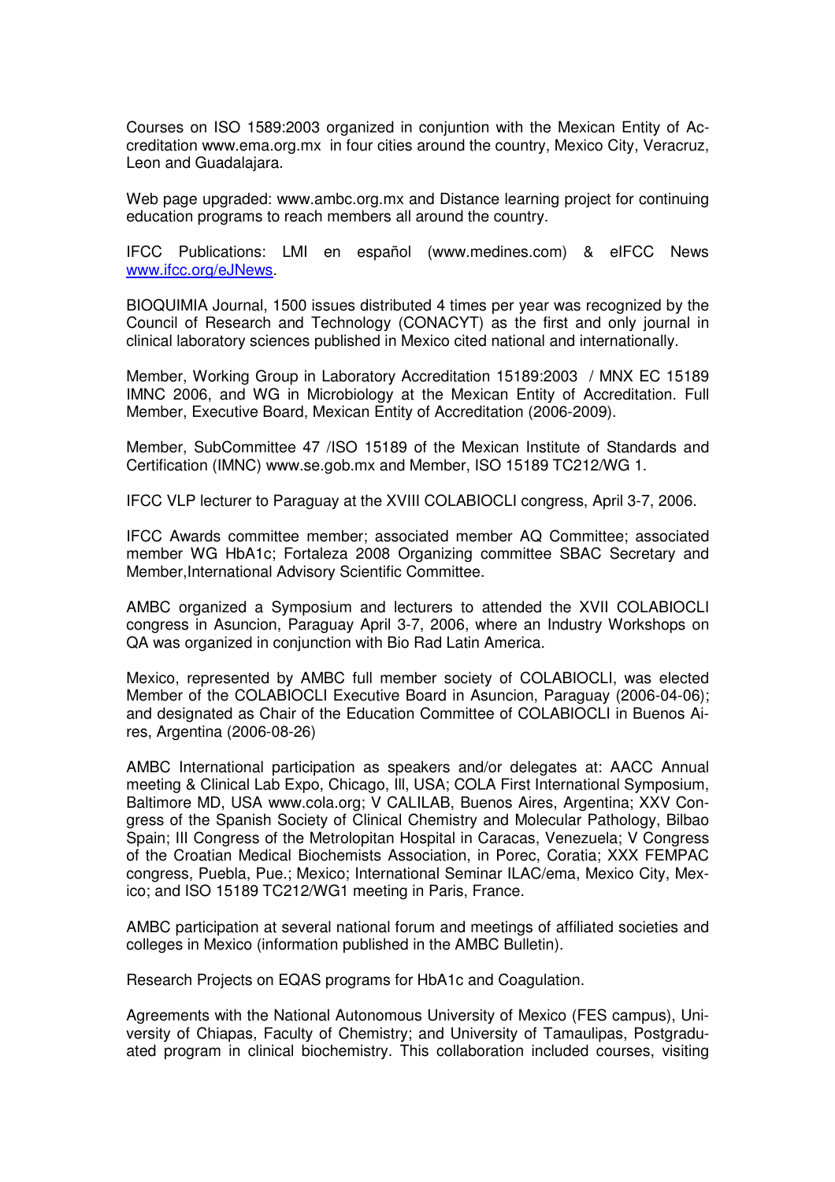Courses on ISO 1589:2003 organized in conjuntion with the Mexican Entity of Accreditation www.ema.org.mx in four cities around the country, Mexico City, Veracruz, Leon and Guadalajara.

Web page upgraded: www.ambc.org.mx and Distance learning project for continuing education programs to reach members all around the country.

IFCC Publications: LMI en español (www.medines.com) & eIFCC News www.ifcc.org/eJNews.

BIOQUIMIA Journal, 1500 issues distributed 4 times per year was recognized by the Council of Research and Technology (CONACYT) as the first and only journal in clinical laboratory sciences published in Mexico cited national and internationally.

Member, Working Group in Laboratory Accreditation 15189:2003 / MNX EC 15189 IMNC 2006, and WG in Microbiology at the Mexican Entity of Accreditation. Full Member, Executive Board, Mexican Entity of Accreditation (2006-2009).

Member, SubCommittee 47 /ISO 15189 of the Mexican Institute of Standards and Certification (IMNC) www.se.gob.mx and Member, ISO 15189 TC212/WG 1.

IFCC VLP lecturer to Paraguay at the XVIII COLABIOCLI congress, April 3-7, 2006.

IFCC Awards committee member; associated member AQ Committee; associated member WG HbA1c; Fortaleza 2008 Organizing committee SBAC Secretary and Member,International Advisory Scientific Committee.

AMBC organized a Symposium and lecturers to attended the XVII COLABIOCLI congress in Asuncion, Paraguay April 3-7, 2006, where an Industry Workshops on QA was organized in conjunction with Bio Rad Latin America.

Mexico, represented by AMBC full member society of COLABIOCLI, was elected Member of the COLABIOCLI Executive Board in Asuncion, Paraguay (2006-04-06); and designated as Chair of the Education Committee of COLABIOCLI in Buenos Aires, Argentina (2006-08-26)

AMBC International participation as speakers and/or delegates at: AACC Annual meeting & Clinical Lab Expo, Chicago, Ill, USA; COLA First International Symposium, Baltimore MD, USA www.cola.org; V CALILAB, Buenos Aires, Argentina; XXV Congress of the Spanish Society of Clinical Chemistry and Molecular Pathology, Bilbao Spain; III Congress of the Metrolopitan Hospital in Caracas, Venezuela; V Congress of the Croatian Medical Biochemists Association, in Porec, Coratia; XXX FEMPAC congress, Puebla, Pue.; Mexico; International Seminar ILAC/ema, Mexico City, Mexico; and ISO 15189 TC212/WG1 meeting in Paris, France.

AMBC participation at several national forum and meetings of affiliated societies and colleges in Mexico (information published in the AMBC Bulletin).

Research Projects on EQAS programs for HbA1c and Coagulation.

Agreements with the National Autonomous University of Mexico (FES campus), University of Chiapas, Faculty of Chemistry; and University of Tamaulipas, Postgraduated program in clinical biochemistry. This collaboration included courses, visiting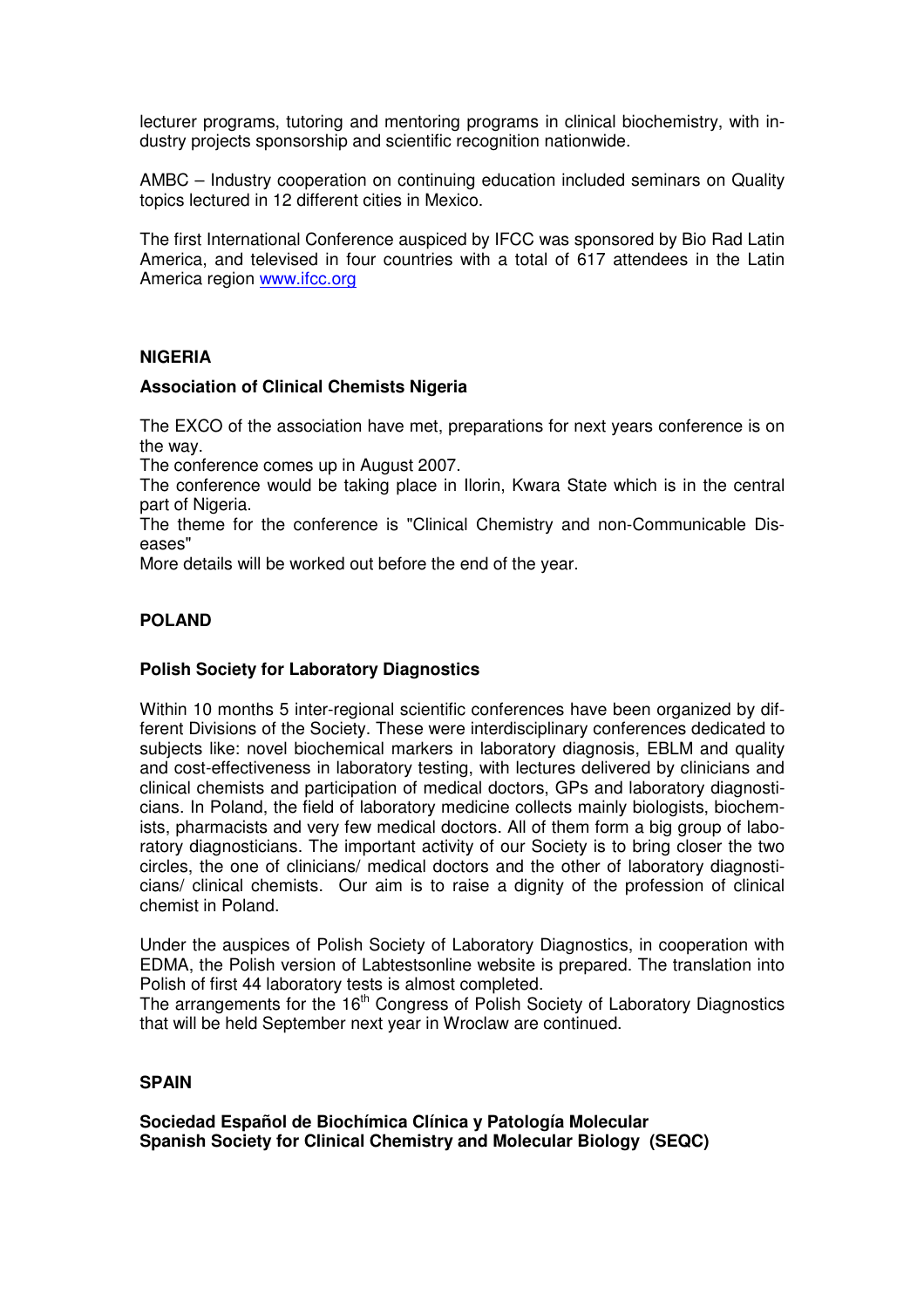lecturer programs, tutoring and mentoring programs in clinical biochemistry, with industry projects sponsorship and scientific recognition nationwide.

AMBC – Industry cooperation on continuing education included seminars on Quality topics lectured in 12 different cities in Mexico.

The first International Conference auspiced by IFCC was sponsored by Bio Rad Latin America, and televised in four countries with a total of 617 attendees in the Latin America region www.ifcc.org

## NIGERIA

### Association of Clinical Chemists Nigeria

The EXCO of the association have met, preparations for next years conference is on the way.
The conference comes up in August 2007.
The conference would be taking place in Ilorin, Kwara State which is in the central part of Nigeria.
The theme for the conference is "Clinical Chemistry and non-Communicable Diseases"
More details will be worked out before the end of the year.

## POLAND

### Polish Society for Laboratory Diagnostics

Within 10 months 5 inter-regional scientific conferences have been organized by different Divisions of the Society. These were interdisciplinary conferences dedicated to subjects like: novel biochemical markers in laboratory diagnosis, EBLM and quality and cost-effectiveness in laboratory testing, with lectures delivered by clinicians and clinical chemists and participation of medical doctors, GPs and laboratory diagnosticians. In Poland, the field of laboratory medicine collects mainly biologists, biochemists, pharmacists and very few medical doctors. All of them form a big group of laboratory diagnosticians. The important activity of our Society is to bring closer the two circles, the one of clinicians/ medical doctors and the other of laboratory diagnosticians/ clinical chemists. Our aim is to raise a dignity of the profession of clinical chemist in Poland.

Under the auspices of Polish Society of Laboratory Diagnostics, in cooperation with EDMA, the Polish version of Labtestsonline website is prepared. The translation into Polish of first 44 laboratory tests is almost completed.
The arrangements for the 16th Congress of Polish Society of Laboratory Diagnostics that will be held September next year in Wroclaw are continued.

## SPAIN

### Sociedad Español de Biochímica Clínica y Patología Molecular
### Spanish Society for Clinical Chemistry and Molecular Biology (SEQC)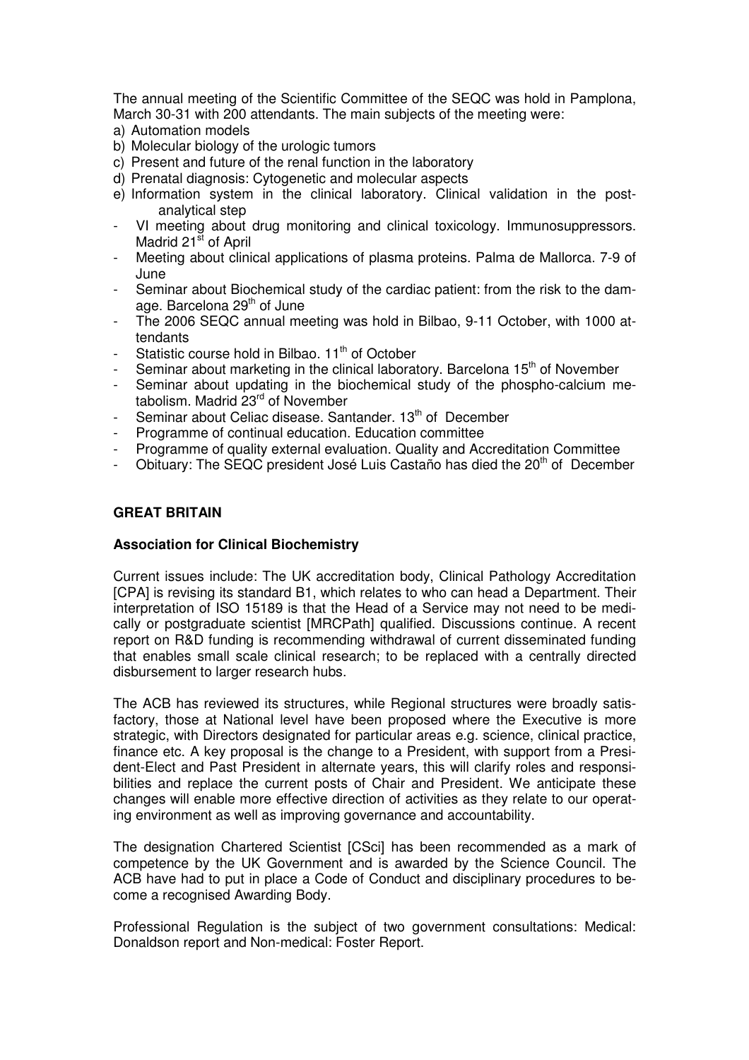The annual meeting of the Scientific Committee of the SEQC was hold in Pamplona, March 30-31 with 200 attendants. The main subjects of the meeting were:

a) Automation models
b) Molecular biology of the urologic tumors
c) Present and future of the renal function in the laboratory
d) Prenatal diagnosis: Cytogenetic and molecular aspects
e) Information system in the clinical laboratory. Clinical validation in the post-analytical step

- VI meeting about drug monitoring and clinical toxicology. Immunosuppressors. Madrid 21st of April
- Meeting about clinical applications of plasma proteins. Palma de Mallorca. 7-9 of June
- Seminar about Biochemical study of the cardiac patient: from the risk to the damage. Barcelona 29th of June
- The 2006 SEQC annual meeting was hold in Bilbao, 9-11 October, with 1000 attendants
- Statistic course hold in Bilbao. 11th of October
- Seminar about marketing in the clinical laboratory. Barcelona 15th of November
- Seminar about updating in the biochemical study of the phospho-calcium metabolism. Madrid 23rd of November
- Seminar about Celiac disease. Santander. 13th of December
- Programme of continual education. Education committee
- Programme of quality external evaluation. Quality and Accreditation Committee
- Obituary: The SEQC president José Luis Castaño has died the 20th of December

## GREAT BRITAIN

### Association for Clinical Biochemistry

Current issues include: The UK accreditation body, Clinical Pathology Accreditation [CPA] is revising its standard B1, which relates to who can head a Department. Their interpretation of ISO 15189 is that the Head of a Service may not need to be medically or postgraduate scientist [MRCPath] qualified. Discussions continue. A recent report on R&D funding is recommending withdrawal of current disseminated funding that enables small scale clinical research; to be replaced with a centrally directed disbursement to larger research hubs.

The ACB has reviewed its structures, while Regional structures were broadly satisfactory, those at National level have been proposed where the Executive is more strategic, with Directors designated for particular areas e.g. science, clinical practice, finance etc. A key proposal is the change to a President, with support from a President-Elect and Past President in alternate years, this will clarify roles and responsibilities and replace the current posts of Chair and President. We anticipate these changes will enable more effective direction of activities as they relate to our operating environment as well as improving governance and accountability.

The designation Chartered Scientist [CSci] has been recommended as a mark of competence by the UK Government and is awarded by the Science Council. The ACB have had to put in place a Code of Conduct and disciplinary procedures to become a recognised Awarding Body.

Professional Regulation is the subject of two government consultations: Medical: Donaldson report and Non-medical: Foster Report.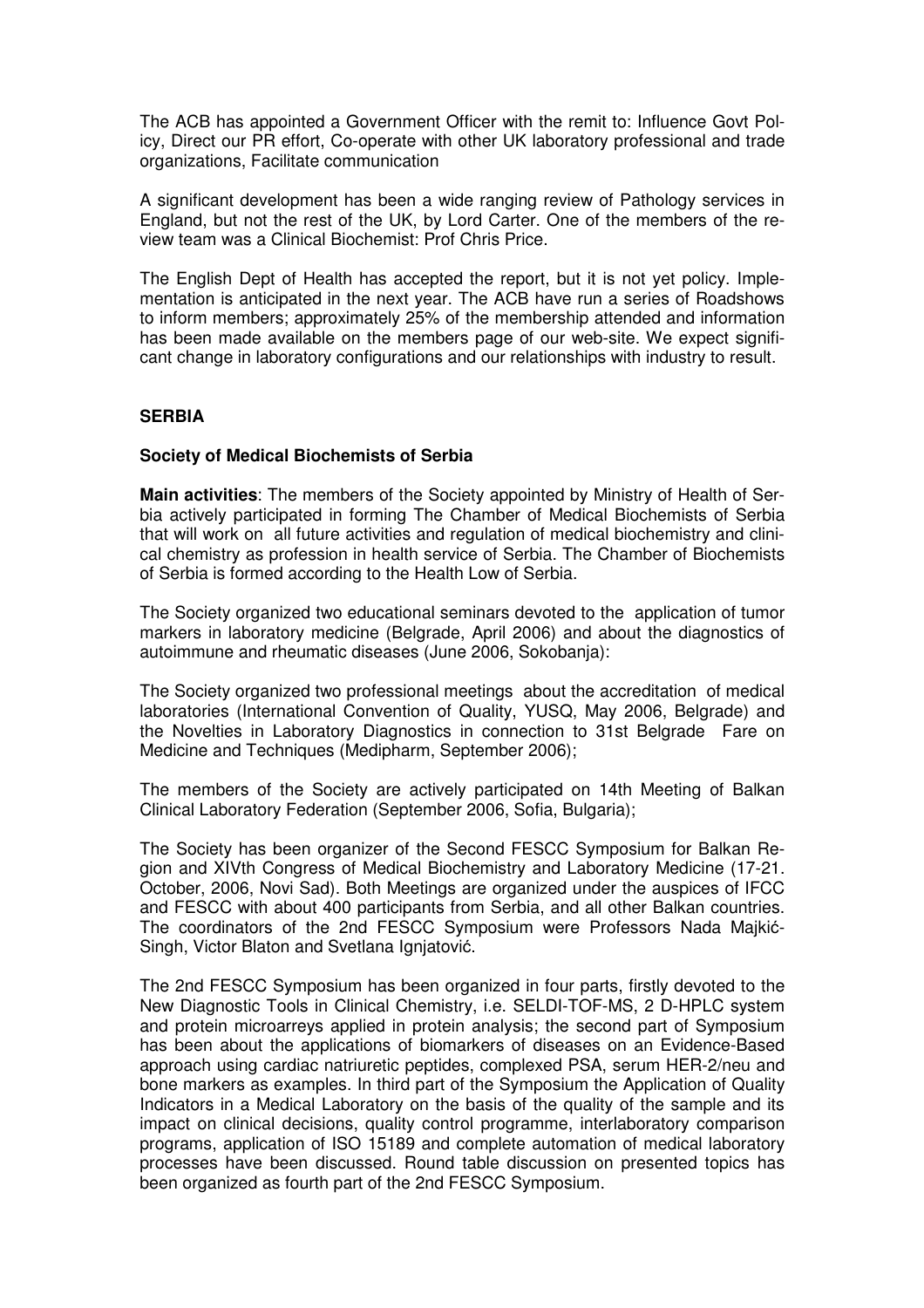The ACB has appointed a Government Officer with the remit to: Influence Govt Policy, Direct our PR effort, Co-operate with other UK laboratory professional and trade organizations, Facilitate communication

A significant development has been a wide ranging review of Pathology services in England, but not the rest of the UK, by Lord Carter. One of the members of the review team was a Clinical Biochemist: Prof Chris Price.

The English Dept of Health has accepted the report, but it is not yet policy. Implementation is anticipated in the next year. The ACB have run a series of Roadshows to inform members; approximately 25% of the membership attended and information has been made available on the members page of our web-site. We expect significant change in laboratory configurations and our relationships with industry to result.

**SERBIA**

**Society of Medical Biochemists of Serbia**

**Main activities**: The members of the Society appointed by Ministry of Health of Serbia actively participated in forming The Chamber of Medical Biochemists of Serbia that will work on all future activities and regulation of medical biochemistry and clinical chemistry as profession in health service of Serbia. The Chamber of Biochemists of Serbia is formed according to the Health Low of Serbia.

The Society organized two educational seminars devoted to the application of tumor markers in laboratory medicine (Belgrade, April 2006) and about the diagnostics of autoimmune and rheumatic diseases (June 2006, Sokobanja):

The Society organized two professional meetings about the accreditation of medical laboratories (International Convention of Quality, YUSQ, May 2006, Belgrade) and the Novelties in Laboratory Diagnostics in connection to 31st Belgrade Fare on Medicine and Techniques (Medipharm, September 2006);

The members of the Society are actively participated on 14th Meeting of Balkan Clinical Laboratory Federation (September 2006, Sofia, Bulgaria);

The Society has been organizer of the Second FESCC Symposium for Balkan Region and XIVth Congress of Medical Biochemistry and Laboratory Medicine (17-21. October, 2006, Novi Sad). Both Meetings are organized under the auspices of IFCC and FESCC with about 400 participants from Serbia, and all other Balkan countries. The coordinators of the 2nd FESCC Symposium were Professors Nada Majkić-Singh, Victor Blaton and Svetlana Ignjatović.

The 2nd FESCC Symposium has been organized in four parts, firstly devoted to the New Diagnostic Tools in Clinical Chemistry, i.e. SELDI-TOF-MS, 2 D-HPLC system and protein microarreys applied in protein analysis; the second part of Symposium has been about the applications of biomarkers of diseases on an Evidence-Based approach using cardiac natriuretic peptides, complexed PSA, serum HER-2/neu and bone markers as examples. In third part of the Symposium the Application of Quality Indicators in a Medical Laboratory on the basis of the quality of the sample and its impact on clinical decisions, quality control programme, interlaboratory comparison programs, application of ISO 15189 and complete automation of medical laboratory processes have been discussed. Round table discussion on presented topics has been organized as fourth part of the 2nd FESCC Symposium.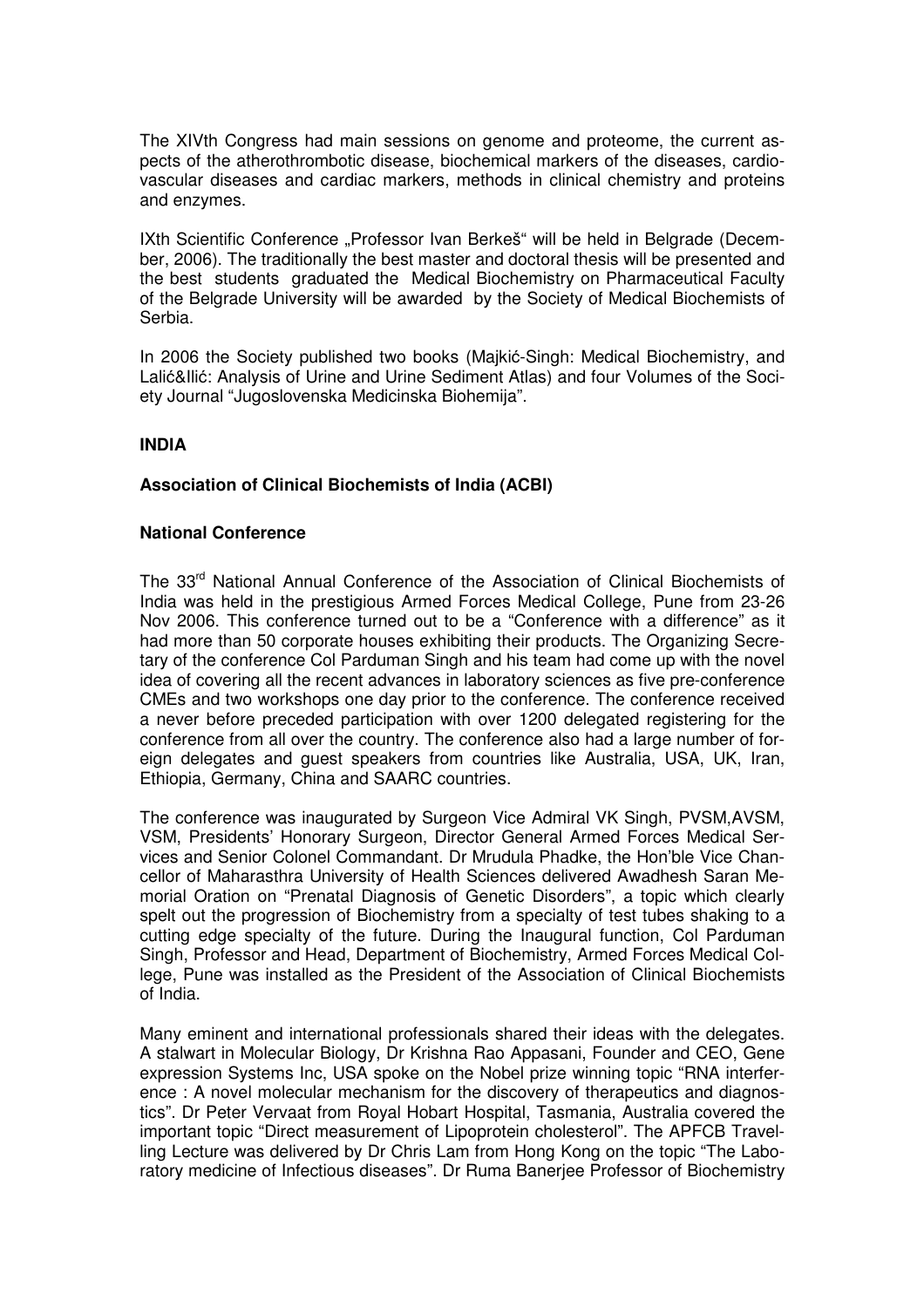The XIVth Congress had main sessions on genome and proteome, the current aspects of the atherothrombotic disease, biochemical markers of the diseases, cardiovascular diseases and cardiac markers, methods in clinical chemistry and proteins and enzymes.

IXth Scientific Conference „Professor Ivan Berkeš" will be held in Belgrade (December, 2006). The traditionally the best master and doctoral thesis will be presented and the best students graduated the Medical Biochemistry on Pharmaceutical Faculty of the Belgrade University will be awarded by the Society of Medical Biochemists of Serbia.

In 2006 the Society published two books (Majkić-Singh: Medical Biochemistry, and Lalić&Ilić: Analysis of Urine and Urine Sediment Atlas) and four Volumes of the Society Journal "Jugoslovenska Medicinska Biohemija".

**INDIA**

**Association of Clinical Biochemists of India (ACBI)**

**National Conference**

The 33rd National Annual Conference of the Association of Clinical Biochemists of India was held in the prestigious Armed Forces Medical College, Pune from 23-26 Nov 2006. This conference turned out to be a "Conference with a difference" as it had more than 50 corporate houses exhibiting their products. The Organizing Secretary of the conference Col Parduman Singh and his team had come up with the novel idea of covering all the recent advances in laboratory sciences as five pre-conference CMEs and two workshops one day prior to the conference. The conference received a never before preceded participation with over 1200 delegated registering for the conference from all over the country. The conference also had a large number of foreign delegates and guest speakers from countries like Australia, USA, UK, Iran, Ethiopia, Germany, China and SAARC countries.

The conference was inaugurated by Surgeon Vice Admiral VK Singh, PVSM,AVSM, VSM, Presidents' Honorary Surgeon, Director General Armed Forces Medical Services and Senior Colonel Commandant. Dr Mrudula Phadke, the Hon'ble Vice Chancellor of Maharasthra University of Health Sciences delivered Awadhesh Saran Memorial Oration on "Prenatal Diagnosis of Genetic Disorders", a topic which clearly spelt out the progression of Biochemistry from a specialty of test tubes shaking to a cutting edge specialty of the future. During the Inaugural function, Col Parduman Singh, Professor and Head, Department of Biochemistry, Armed Forces Medical College, Pune was installed as the President of the Association of Clinical Biochemists of India.

Many eminent and international professionals shared their ideas with the delegates. A stalwart in Molecular Biology, Dr Krishna Rao Appasani, Founder and CEO, Gene expression Systems Inc, USA spoke on the Nobel prize winning topic "RNA interference : A novel molecular mechanism for the discovery of therapeutics and diagnostics". Dr Peter Vervaat from Royal Hobart Hospital, Tasmania, Australia covered the important topic "Direct measurement of Lipoprotein cholesterol". The APFCB Travelling Lecture was delivered by Dr Chris Lam from Hong Kong on the topic "The Laboratory medicine of Infectious diseases". Dr Ruma Banerjee Professor of Biochemistry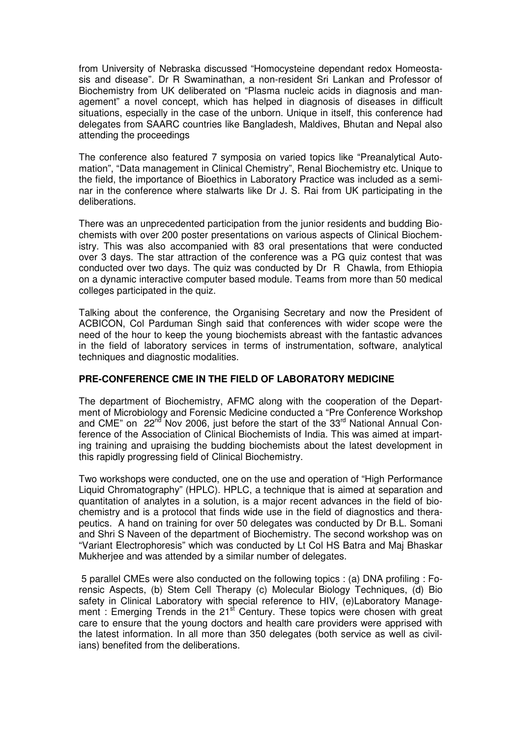from University of Nebraska discussed “Homocysteine dependant redox Homeostasis and disease”. Dr R Swaminathan, a non-resident Sri Lankan and Professor of Biochemistry from UK deliberated on “Plasma nucleic acids in diagnosis and management” a novel concept, which has helped in diagnosis of diseases in difficult situations, especially in the case of the unborn. Unique in itself, this conference had delegates from SAARC countries like Bangladesh, Maldives, Bhutan and Nepal also attending the proceedings

The conference also featured 7 symposia on varied topics like “Preanalytical Automation”, “Data management in Clinical Chemistry”, Renal Biochemistry etc. Unique to the field, the importance of Bioethics in Laboratory Practice was included as a seminar in the conference where stalwarts like Dr J. S. Rai from UK participating in the deliberations.

There was an unprecedented participation from the junior residents and budding Biochemists with over 200 poster presentations on various aspects of Clinical Biochemistry. This was also accompanied with 83 oral presentations that were conducted over 3 days. The star attraction of the conference was a PG quiz contest that was conducted over two days. The quiz was conducted by Dr R Chawla, from Ethiopia on a dynamic interactive computer based module. Teams from more than 50 medical colleges participated in the quiz.

Talking about the conference, the Organising Secretary and now the President of ACBICON, Col Parduman Singh said that conferences with wider scope were the need of the hour to keep the young biochemists abreast with the fantastic advances in the field of laboratory services in terms of instrumentation, software, analytical techniques and diagnostic modalities.

**PRE-CONFERENCE CME IN THE FIELD OF LABORATORY MEDICINE**

The department of Biochemistry, AFMC along with the cooperation of the Department of Microbiology and Forensic Medicine conducted a “Pre Conference Workshop and CME” on 22nd Nov 2006, just before the start of the 33rd National Annual Conference of the Association of Clinical Biochemists of India. This was aimed at imparting training and upraising the budding biochemists about the latest development in this rapidly progressing field of Clinical Biochemistry.

Two workshops were conducted, one on the use and operation of “High Performance Liquid Chromatography” (HPLC). HPLC, a technique that is aimed at separation and quantitation of analytes in a solution, is a major recent advances in the field of biochemistry and is a protocol that finds wide use in the field of diagnostics and therapeutics. A hand on training for over 50 delegates was conducted by Dr B.L. Somani and Shri S Naveen of the department of Biochemistry. The second workshop was on “Variant Electrophoresis” which was conducted by Lt Col HS Batra and Maj Bhaskar Mukherjee and was attended by a similar number of delegates.

5 parallel CMEs were also conducted on the following topics : (a) DNA profiling : Forensic Aspects, (b) Stem Cell Therapy (c) Molecular Biology Techniques, (d) Bio safety in Clinical Laboratory with special reference to HIV, (e)Laboratory Management : Emerging Trends in the 21st Century. These topics were chosen with great care to ensure that the young doctors and health care providers were apprised with the latest information. In all more than 350 delegates (both service as well as civilians) benefited from the deliberations.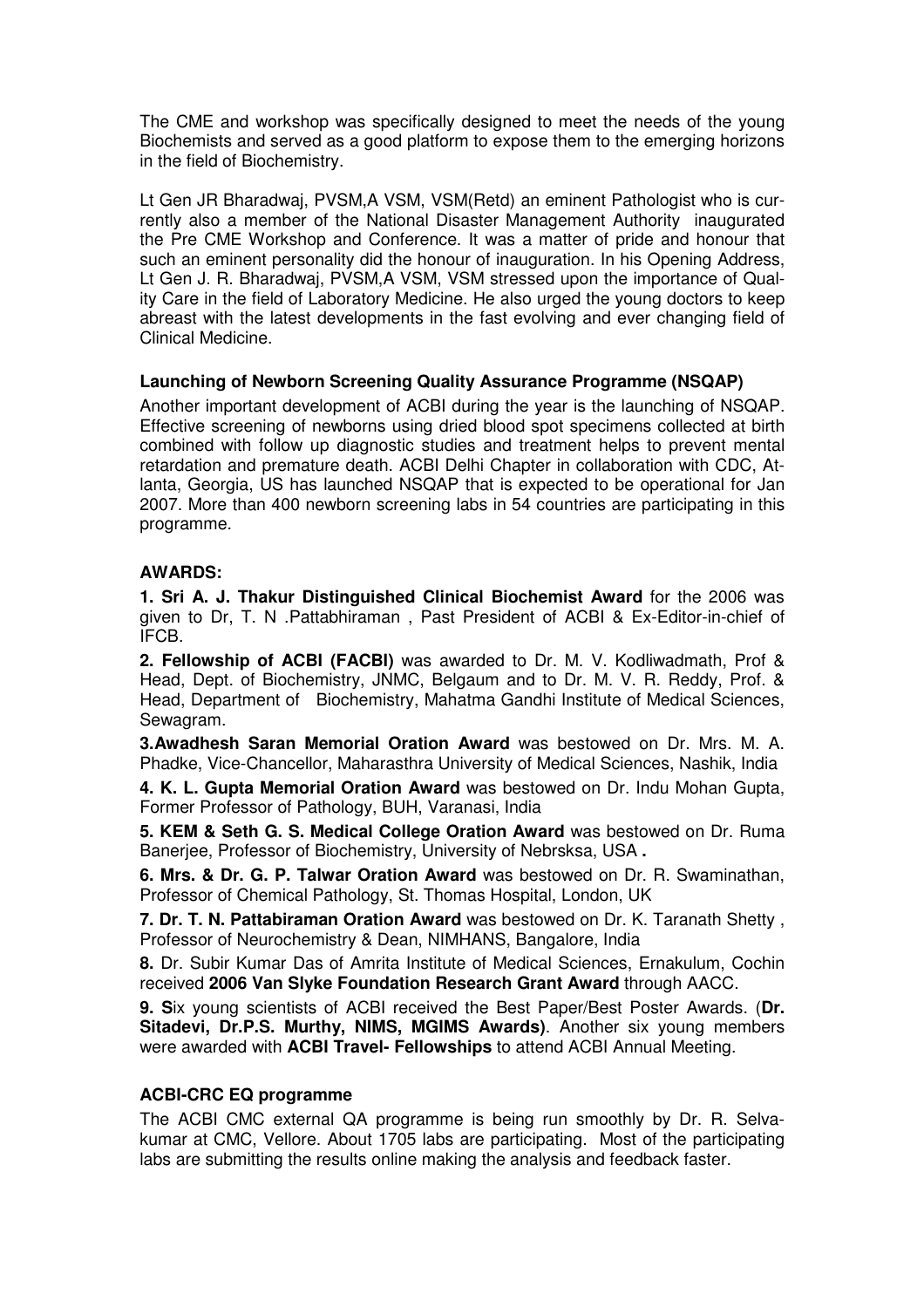The CME and workshop was specifically designed to meet the needs of the young Biochemists and served as a good platform to expose them to the emerging horizons in the field of Biochemistry.

Lt Gen JR Bharadwaj, PVSM,A VSM, VSM(Retd) an eminent Pathologist who is currently also a member of the National Disaster Management Authority inaugurated the Pre CME Workshop and Conference. It was a matter of pride and honour that such an eminent personality did the honour of inauguration. In his Opening Address, Lt Gen J. R. Bharadwaj, PVSM,A VSM, VSM stressed upon the importance of Quality Care in the field of Laboratory Medicine. He also urged the young doctors to keep abreast with the latest developments in the fast evolving and ever changing field of Clinical Medicine.

**Launching of Newborn Screening Quality Assurance Programme (NSQAP)**

Another important development of ACBI during the year is the launching of NSQAP. Effective screening of newborns using dried blood spot specimens collected at birth combined with follow up diagnostic studies and treatment helps to prevent mental retardation and premature death. ACBI Delhi Chapter in collaboration with CDC, Atlanta, Georgia, US has launched NSQAP that is expected to be operational for Jan 2007. More than 400 newborn screening labs in 54 countries are participating in this programme.

**AWARDS:**

**1. Sri A. J. Thakur Distinguished Clinical Biochemist Award** for the 2006 was given to Dr, T. N .Pattabhiraman , Past President of ACBI & Ex-Editor-in-chief of IFCB.

**2. Fellowship of ACBI (FACBI)** was awarded to Dr. M. V. Kodliwadmath, Prof & Head, Dept. of Biochemistry, JNMC, Belgaum and to Dr. M. V. R. Reddy, Prof. & Head, Department of Biochemistry, Mahatma Gandhi Institute of Medical Sciences, Sewagram.

**3.Awadhesh Saran Memorial Oration Award** was bestowed on Dr. Mrs. M. A. Phadke, Vice-Chancellor, Maharasthra University of Medical Sciences, Nashik, India

**4. K. L. Gupta Memorial Oration Award** was bestowed on Dr. Indu Mohan Gupta, Former Professor of Pathology, BUH, Varanasi, India

**5. KEM & Seth G. S. Medical College Oration Award** was bestowed on Dr. Ruma Banerjee, Professor of Biochemistry, University of Nebrsksa, USA **.**

**6. Mrs. & Dr. G. P. Talwar Oration Award** was bestowed on Dr. R. Swaminathan, Professor of Chemical Pathology, St. Thomas Hospital, London, UK

**7. Dr. T. N. Pattabiraman Oration Award** was bestowed on Dr. K. Taranath Shetty , Professor of Neurochemistry & Dean, NIMHANS, Bangalore, India

**8.** Dr. Subir Kumar Das of Amrita Institute of Medical Sciences, Ernakulum, Cochin received **2006 Van Slyke Foundation Research Grant Award** through AACC.

**9. S**ix young scientists of ACBI received the Best Paper/Best Poster Awards. (**Dr. Sitadevi, Dr.P.S. Murthy, NIMS, MGIMS Awards)**. Another six young members were awarded with **ACBI Travel- Fellowships** to attend ACBI Annual Meeting.

**ACBI-CRC EQ programme**

The ACBI CMC external QA programme is being run smoothly by Dr. R. Selvakumar at CMC, Vellore. About 1705 labs are participating. Most of the participating labs are submitting the results online making the analysis and feedback faster.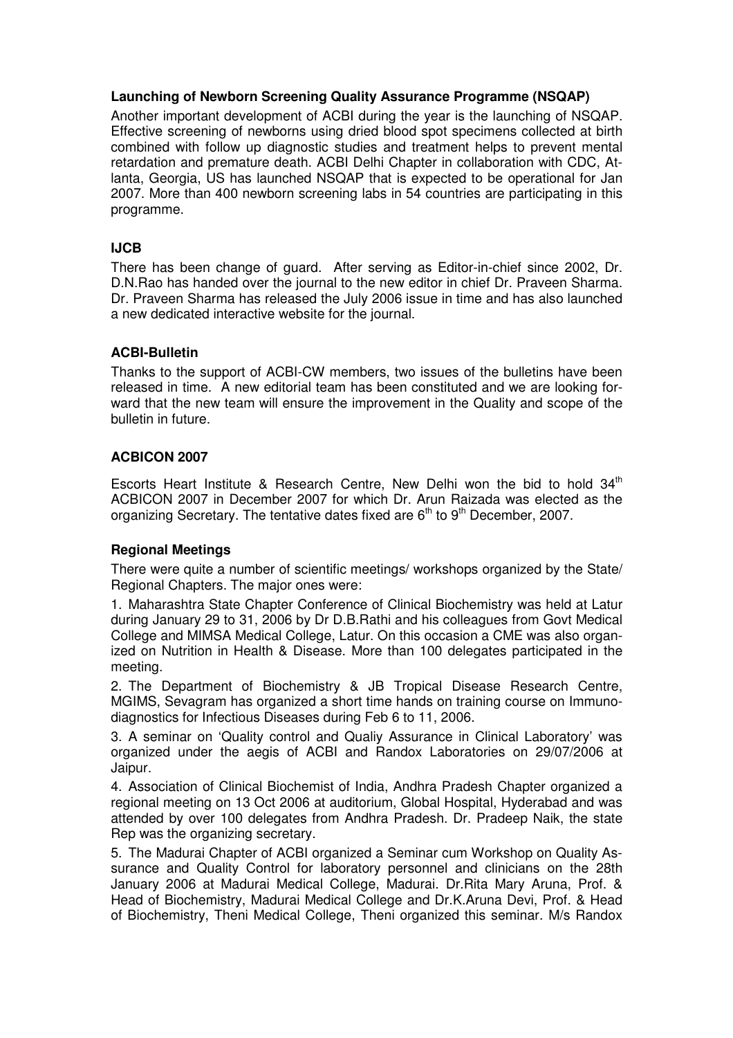**Launching of Newborn Screening Quality Assurance Programme (NSQAP)**

Another important development of ACBI during the year is the launching of NSQAP. Effective screening of newborns using dried blood spot specimens collected at birth combined with follow up diagnostic studies and treatment helps to prevent mental retardation and premature death. ACBI Delhi Chapter in collaboration with CDC, Atlanta, Georgia, US has launched NSQAP that is expected to be operational for Jan 2007. More than 400 newborn screening labs in 54 countries are participating in this programme.

**IJCB**

There has been change of guard. After serving as Editor-in-chief since 2002, Dr. D.N.Rao has handed over the journal to the new editor in chief Dr. Praveen Sharma. Dr. Praveen Sharma has released the July 2006 issue in time and has also launched a new dedicated interactive website for the journal.

**ACBI-Bulletin**

Thanks to the support of ACBI-CW members, two issues of the bulletins have been released in time. A new editorial team has been constituted and we are looking forward that the new team will ensure the improvement in the Quality and scope of the bulletin in future.

**ACBICON 2007**

Escorts Heart Institute & Research Centre, New Delhi won the bid to hold 34th ACBICON 2007 in December 2007 for which Dr. Arun Raizada was elected as the organizing Secretary. The tentative dates fixed are 6th to 9th December, 2007.

**Regional Meetings**

There were quite a number of scientific meetings/ workshops organized by the State/ Regional Chapters. The major ones were:

1. Maharashtra State Chapter Conference of Clinical Biochemistry was held at Latur during January 29 to 31, 2006 by Dr D.B.Rathi and his colleagues from Govt Medical College and MIMSA Medical College, Latur. On this occasion a CME was also organized on Nutrition in Health & Disease. More than 100 delegates participated in the meeting.

2. The Department of Biochemistry & JB Tropical Disease Research Centre, MGIMS, Sevagram has organized a short time hands on training course on Immunodiagnostics for Infectious Diseases during Feb 6 to 11, 2006.

3. A seminar on 'Quality control and Qualiy Assurance in Clinical Laboratory' was organized under the aegis of ACBI and Randox Laboratories on 29/07/2006 at Jaipur.

4. Association of Clinical Biochemist of India, Andhra Pradesh Chapter organized a regional meeting on 13 Oct 2006 at auditorium, Global Hospital, Hyderabad and was attended by over 100 delegates from Andhra Pradesh. Dr. Pradeep Naik, the state Rep was the organizing secretary.

5. The Madurai Chapter of ACBI organized a Seminar cum Workshop on Quality Assurance and Quality Control for laboratory personnel and clinicians on the 28th January 2006 at Madurai Medical College, Madurai. Dr.Rita Mary Aruna, Prof. & Head of Biochemistry, Madurai Medical College and Dr.K.Aruna Devi, Prof. & Head of Biochemistry, Theni Medical College, Theni organized this seminar. M/s Randox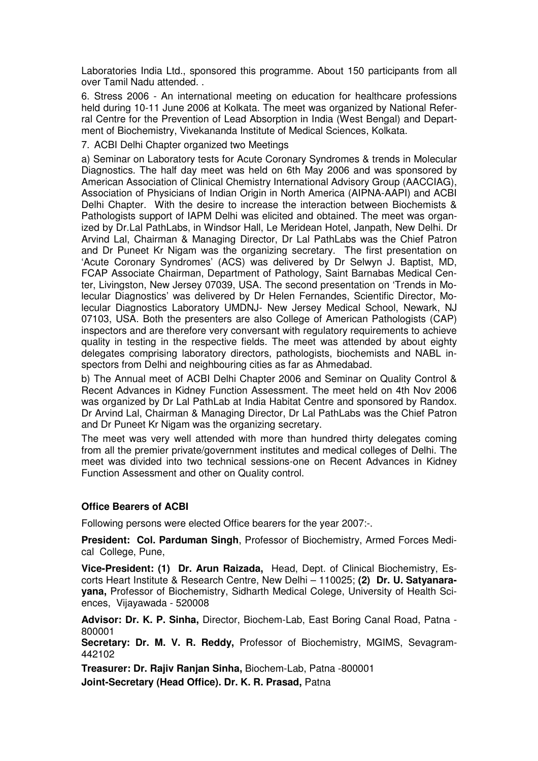Laboratories India Ltd., sponsored this programme. About 150 participants from all over Tamil Nadu attended. .

6. Stress 2006 - An international meeting on education for healthcare professions held during 10-11 June 2006 at Kolkata. The meet was organized by National Referral Centre for the Prevention of Lead Absorption in India (West Bengal) and Department of Biochemistry, Vivekananda Institute of Medical Sciences, Kolkata.

7. ACBI Delhi Chapter organized two Meetings

a) Seminar on Laboratory tests for Acute Coronary Syndromes & trends in Molecular Diagnostics. The half day meet was held on 6th May 2006 and was sponsored by American Association of Clinical Chemistry International Advisory Group (AACCIAG), Association of Physicians of Indian Origin in North America (AIPNA-AAPI) and ACBI Delhi Chapter. With the desire to increase the interaction between Biochemists & Pathologists support of IAPM Delhi was elicited and obtained. The meet was organized by Dr.Lal PathLabs, in Windsor Hall, Le Meridean Hotel, Janpath, New Delhi. Dr Arvind Lal, Chairman & Managing Director, Dr Lal PathLabs was the Chief Patron and Dr Puneet Kr Nigam was the organizing secretary. The first presentation on 'Acute Coronary Syndromes' (ACS) was delivered by Dr Selwyn J. Baptist, MD, FCAP Associate Chairman, Department of Pathology, Saint Barnabas Medical Center, Livingston, New Jersey 07039, USA. The second presentation on 'Trends in Molecular Diagnostics' was delivered by Dr Helen Fernandes, Scientific Director, Molecular Diagnostics Laboratory UMDNJ- New Jersey Medical School, Newark, NJ 07103, USA. Both the presenters are also College of American Pathologists (CAP) inspectors and are therefore very conversant with regulatory requirements to achieve quality in testing in the respective fields. The meet was attended by about eighty delegates comprising laboratory directors, pathologists, biochemists and NABL inspectors from Delhi and neighbouring cities as far as Ahmedabad.

b) The Annual meet of ACBI Delhi Chapter 2006 and Seminar on Quality Control & Recent Advances in Kidney Function Assessment. The meet held on 4th Nov 2006 was organized by Dr Lal PathLab at India Habitat Centre and sponsored by Randox. Dr Arvind Lal, Chairman & Managing Director, Dr Lal PathLabs was the Chief Patron and Dr Puneet Kr Nigam was the organizing secretary.

The meet was very well attended with more than hundred thirty delegates coming from all the premier private/government institutes and medical colleges of Delhi. The meet was divided into two technical sessions-one on Recent Advances in Kidney Function Assessment and other on Quality control.

**Office Bearers of ACBI**

Following persons were elected Office bearers for the year 2007:-.

**President: Col. Parduman Singh**, Professor of Biochemistry, Armed Forces Medical College, Pune,

**Vice-President: (1) Dr. Arun Raizada,** Head, Dept. of Clinical Biochemistry, Escorts Heart Institute & Research Centre, New Delhi – 110025; **(2) Dr. U. Satyanarayana,** Professor of Biochemistry, Sidharth Medical Colege, University of Health Sciences, Vijayawada - 520008

**Advisor: Dr. K. P. Sinha,** Director, Biochem-Lab, East Boring Canal Road, Patna - 800001

**Secretary: Dr. M. V. R. Reddy,** Professor of Biochemistry, MGIMS, Sevagram-442102

**Treasurer: Dr. Rajiv Ranjan Sinha,** Biochem-Lab, Patna -800001

**Joint-Secretary (Head Office). Dr. K. R. Prasad,** Patna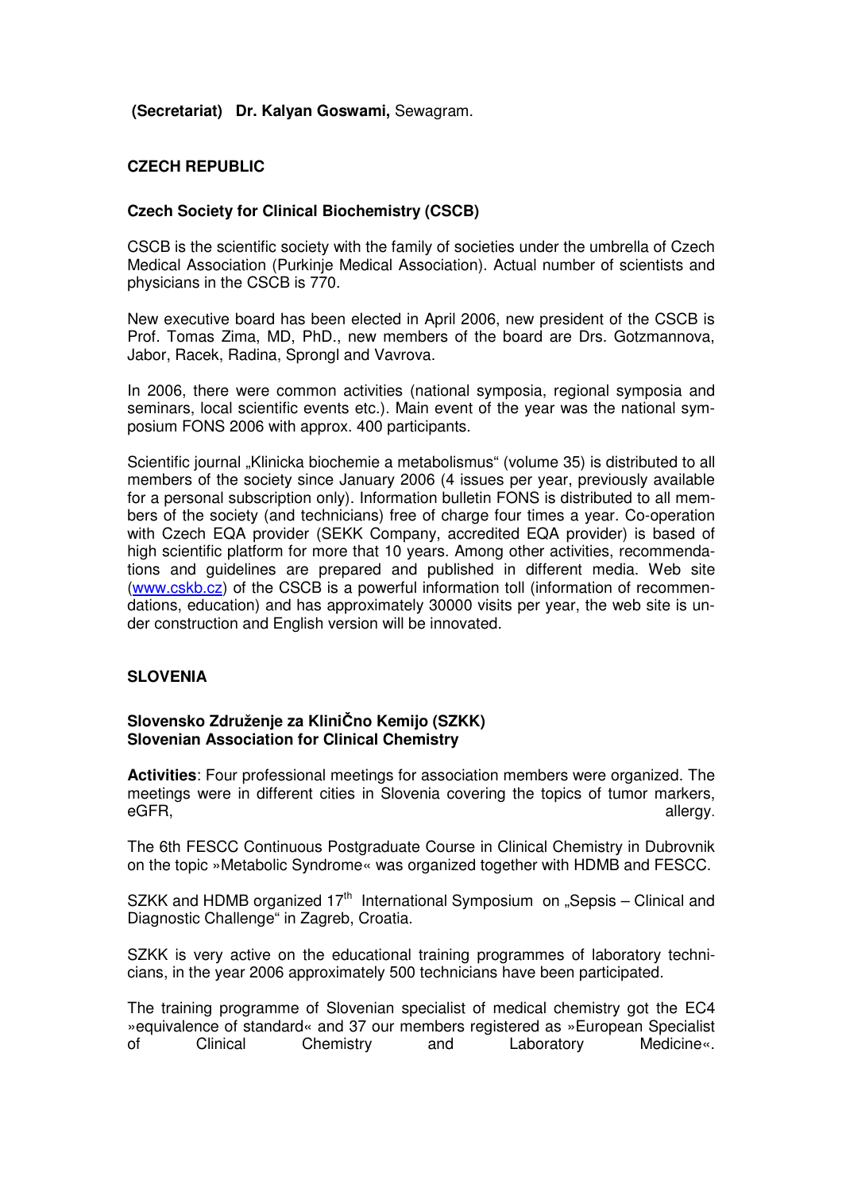**(Secretariat) Dr. Kalyan Goswami,** Sewagram.

## CZECH REPUBLIC

### Czech Society for Clinical Biochemistry (CSCB)

CSCB is the scientific society with the family of societies under the umbrella of Czech Medical Association (Purkinje Medical Association). Actual number of scientists and physicians in the CSCB is 770.

New executive board has been elected in April 2006, new president of the CSCB is Prof. Tomas Zima, MD, PhD., new members of the board are Drs. Gotzmannova, Jabor, Racek, Radina, Sprongl and Vavrova.

In 2006, there were common activities (national symposia, regional symposia and seminars, local scientific events etc.). Main event of the year was the national symposium FONS 2006 with approx. 400 participants.

Scientific journal „Klinicka biochemie a metabolismus" (volume 35) is distributed to all members of the society since January 2006 (4 issues per year, previously available for a personal subscription only). Information bulletin FONS is distributed to all members of the society (and technicians) free of charge four times a year. Co-operation with Czech EQA provider (SEKK Company, accredited EQA provider) is based of high scientific platform for more that 10 years. Among other activities, recommendations and guidelines are prepared and published in different media. Web site (www.cskb.cz) of the CSCB is a powerful information toll (information of recommendations, education) and has approximately 30000 visits per year, the web site is under construction and English version will be innovated.

## SLOVENIA

### Slovensko Združenje za KliniČno Kemijo (SZKK)
### Slovenian Association for Clinical Chemistry

**Activities**: Four professional meetings for association members were organized. The meetings were in different cities in Slovenia covering the topics of tumor markers, eGFR, allergy.

The 6th FESCC Continuous Postgraduate Course in Clinical Chemistry in Dubrovnik on the topic »Metabolic Syndrome« was organized together with HDMB and FESCC.

SZKK and HDMB organized 17th International Symposium on „Sepsis – Clinical and Diagnostic Challenge" in Zagreb, Croatia.

SZKK is very active on the educational training programmes of laboratory technicians, in the year 2006 approximately 500 technicians have been participated.

The training programme of Slovenian specialist of medical chemistry got the EC4 »equivalence of standard« and 37 our members registered as »European Specialist of Clinical Chemistry and Laboratory Medicine«.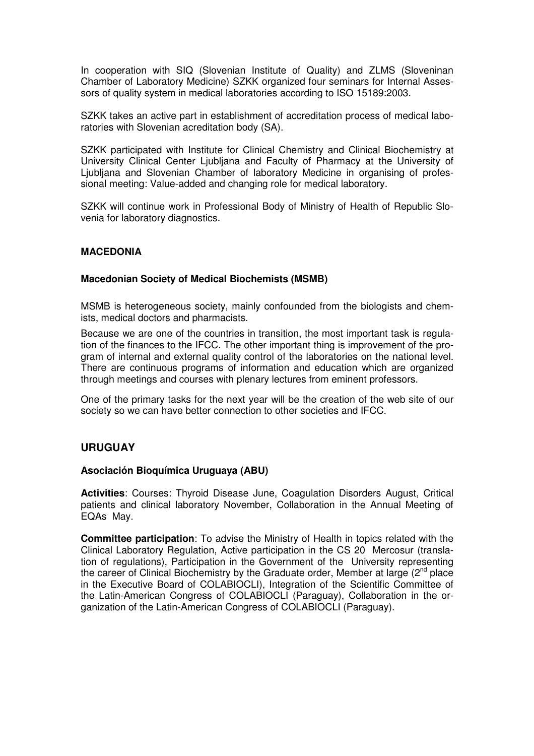In cooperation with SIQ (Slovenian Institute of Quality) and ZLMS (Sloveninan Chamber of Laboratory Medicine) SZKK organized four seminars for Internal Assessors of quality system in medical laboratories according to ISO 15189:2003.

SZKK takes an active part in establishment of accreditation process of medical laboratories with Slovenian acreditation body (SA).

SZKK participated with Institute for Clinical Chemistry and Clinical Biochemistry at University Clinical Center Ljubljana and Faculty of Pharmacy at the University of Ljubljana and Slovenian Chamber of laboratory Medicine in organising of professional meeting: Value-added and changing role for medical laboratory.

SZKK will continue work in Professional Body of Ministry of Health of Republic Slovenia for laboratory diagnostics.

**MACEDONIA**

**Macedonian Society of Medical Biochemists (MSMB)**

MSMB is heterogeneous society, mainly confounded from the biologists and chemists, medical doctors and pharmacists.

Because we are one of the countries in transition, the most important task is regulation of the finances to the IFCC. The other important thing is improvement of the program of internal and external quality control of the laboratories on the national level. There are continuous programs of information and education which are organized through meetings and courses with plenary lectures from eminent professors.

One of the primary tasks for the next year will be the creation of the web site of our society so we can have better connection to other societies and IFCC.

## URUGUAY

**Asociación Bioquímica Uruguaya (ABU)**

**Activities**: Courses: Thyroid Disease June, Coagulation Disorders August, Critical patients and clinical laboratory November, Collaboration in the Annual Meeting of EQAs May.

**Committee participation**: To advise the Ministry of Health in topics related with the Clinical Laboratory Regulation, Active participation in the CS 20 Mercosur (translation of regulations), Participation in the Government of the University representing the career of Clinical Biochemistry by the Graduate order, Member at large (2nd place in the Executive Board of COLABIOCLI), Integration of the Scientific Committee of the Latin-American Congress of COLABIOCLI (Paraguay), Collaboration in the organization of the Latin-American Congress of COLABIOCLI (Paraguay).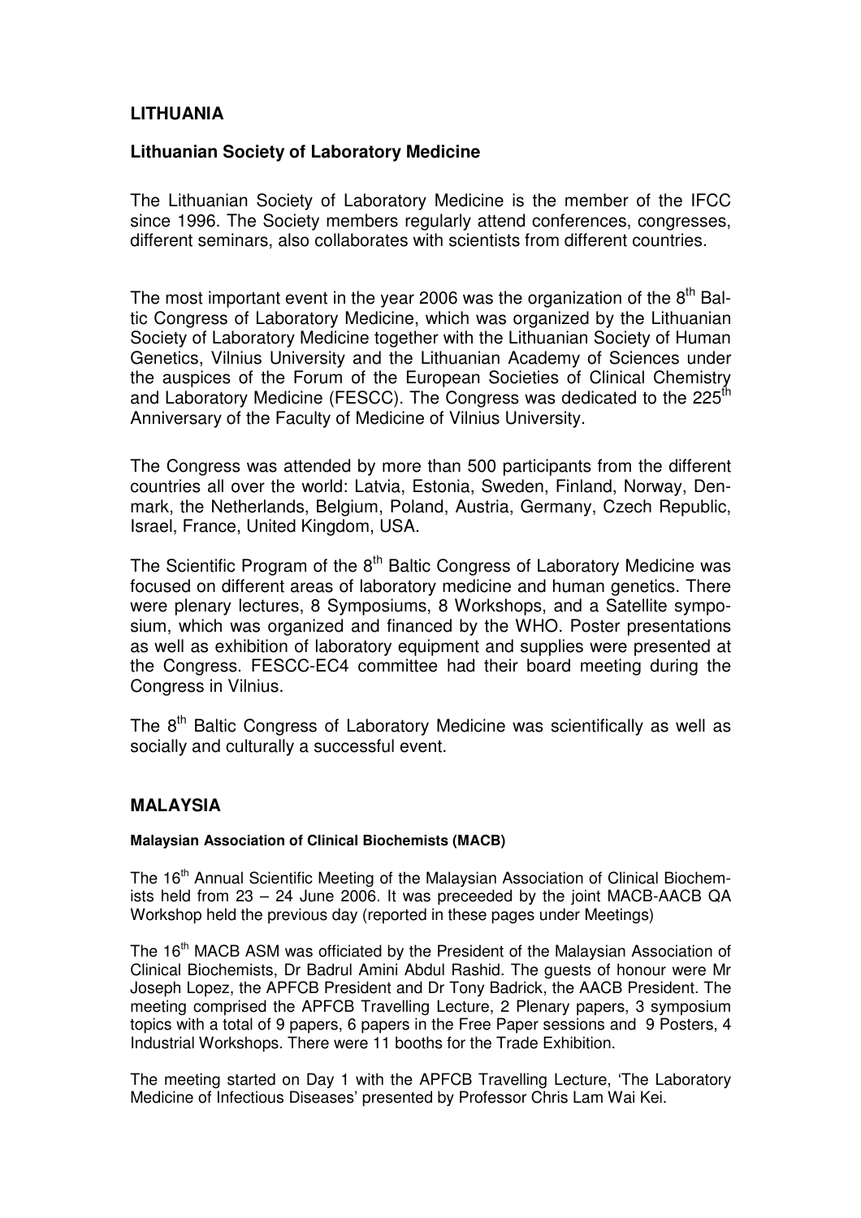## LITHUANIA

### Lithuanian Society of Laboratory Medicine

The Lithuanian Society of Laboratory Medicine is the member of the IFCC since 1996. The Society members regularly attend conferences, congresses, different seminars, also collaborates with scientists from different countries.

The most important event in the year 2006 was the organization of the 8th Baltic Congress of Laboratory Medicine, which was organized by the Lithuanian Society of Laboratory Medicine together with the Lithuanian Society of Human Genetics, Vilnius University and the Lithuanian Academy of Sciences under the auspices of the Forum of the European Societies of Clinical Chemistry and Laboratory Medicine (FESCC). The Congress was dedicated to the 225th Anniversary of the Faculty of Medicine of Vilnius University.

The Congress was attended by more than 500 participants from the different countries all over the world: Latvia, Estonia, Sweden, Finland, Norway, Denmark, the Netherlands, Belgium, Poland, Austria, Germany, Czech Republic, Israel, France, United Kingdom, USA.

The Scientific Program of the 8th Baltic Congress of Laboratory Medicine was focused on different areas of laboratory medicine and human genetics. There were plenary lectures, 8 Symposiums, 8 Workshops, and a Satellite symposium, which was organized and financed by the WHO. Poster presentations as well as exhibition of laboratory equipment and supplies were presented at the Congress. FESCC-EC4 committee had their board meeting during the Congress in Vilnius.

The 8th Baltic Congress of Laboratory Medicine was scientifically as well as socially and culturally a successful event.

## MALAYSIA

#### Malaysian Association of Clinical Biochemists (MACB)

The 16th Annual Scientific Meeting of the Malaysian Association of Clinical Biochemists held from 23 – 24 June 2006. It was preceeded by the joint MACB-AACB QA Workshop held the previous day (reported in these pages under Meetings)

The 16th MACB ASM was officiated by the President of the Malaysian Association of Clinical Biochemists, Dr Badrul Amini Abdul Rashid. The guests of honour were Mr Joseph Lopez, the APFCB President and Dr Tony Badrick, the AACB President. The meeting comprised the APFCB Travelling Lecture, 2 Plenary papers, 3 symposium topics with a total of 9 papers, 6 papers in the Free Paper sessions and 9 Posters, 4 Industrial Workshops. There were 11 booths for the Trade Exhibition.

The meeting started on Day 1 with the APFCB Travelling Lecture, 'The Laboratory Medicine of Infectious Diseases' presented by Professor Chris Lam Wai Kei.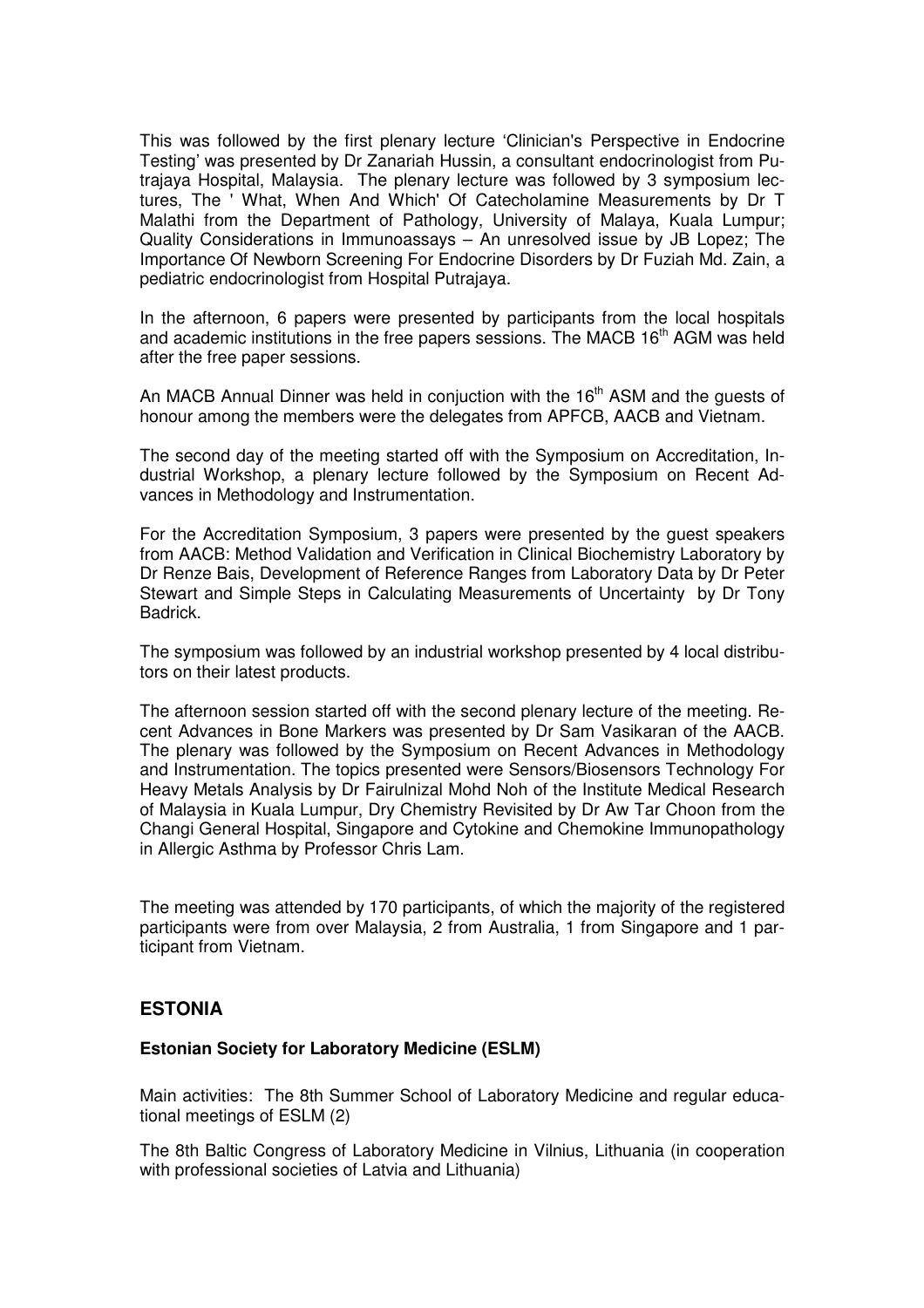This was followed by the first plenary lecture 'Clinician's Perspective in Endocrine Testing' was presented by Dr Zanariah Hussin, a consultant endocrinologist from Putrajaya Hospital, Malaysia. The plenary lecture was followed by 3 symposium lectures, The ' What, When And Which' Of Catecholamine Measurements by Dr T Malathi from the Department of Pathology, University of Malaya, Kuala Lumpur; Quality Considerations in Immunoassays – An unresolved issue by JB Lopez; The Importance Of Newborn Screening For Endocrine Disorders by Dr Fuziah Md. Zain, a pediatric endocrinologist from Hospital Putrajaya.

In the afternoon, 6 papers were presented by participants from the local hospitals and academic institutions in the free papers sessions. The MACB 16th AGM was held after the free paper sessions.

An MACB Annual Dinner was held in conjuction with the 16th ASM and the guests of honour among the members were the delegates from APFCB, AACB and Vietnam.

The second day of the meeting started off with the Symposium on Accreditation, Industrial Workshop, a plenary lecture followed by the Symposium on Recent Advances in Methodology and Instrumentation.

For the Accreditation Symposium, 3 papers were presented by the guest speakers from AACB: Method Validation and Verification in Clinical Biochemistry Laboratory by Dr Renze Bais, Development of Reference Ranges from Laboratory Data by Dr Peter Stewart and Simple Steps in Calculating Measurements of Uncertainty by Dr Tony Badrick.

The symposium was followed by an industrial workshop presented by 4 local distributors on their latest products.

The afternoon session started off with the second plenary lecture of the meeting. Recent Advances in Bone Markers was presented by Dr Sam Vasikaran of the AACB. The plenary was followed by the Symposium on Recent Advances in Methodology and Instrumentation. The topics presented were Sensors/Biosensors Technology For Heavy Metals Analysis by Dr Fairulnizal Mohd Noh of the Institute Medical Research of Malaysia in Kuala Lumpur, Dry Chemistry Revisited by Dr Aw Tar Choon from the Changi General Hospital, Singapore and Cytokine and Chemokine Immunopathology in Allergic Asthma by Professor Chris Lam.

The meeting was attended by 170 participants, of which the majority of the registered participants were from over Malaysia, 2 from Australia, 1 from Singapore and 1 participant from Vietnam.

## ESTONIA

**Estonian Society for Laboratory Medicine (ESLM)**

Main activities: The 8th Summer School of Laboratory Medicine and regular educational meetings of ESLM (2)

The 8th Baltic Congress of Laboratory Medicine in Vilnius, Lithuania (in cooperation with professional societies of Latvia and Lithuania)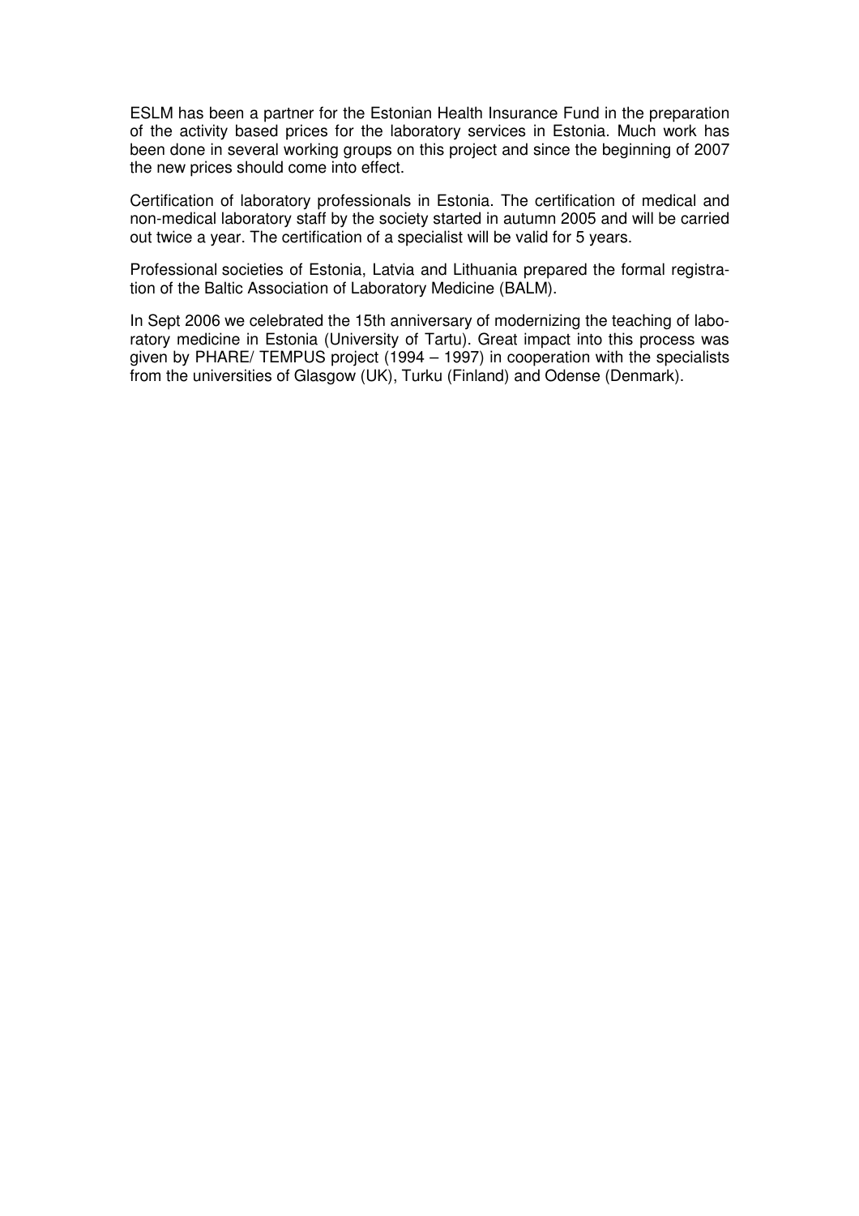ESLM has been a partner for the Estonian Health Insurance Fund in the preparation of the activity based prices for the laboratory services in Estonia. Much work has been done in several working groups on this project and since the beginning of 2007 the new prices should come into effect.

Certification of laboratory professionals in Estonia. The certification of medical and non-medical laboratory staff by the society started in autumn 2005 and will be carried out twice a year. The certification of a specialist will be valid for 5 years.

Professional societies of Estonia, Latvia and Lithuania prepared the formal registration of the Baltic Association of Laboratory Medicine (BALM).

In Sept 2006 we celebrated the 15th anniversary of modernizing the teaching of laboratory medicine in Estonia (University of Tartu). Great impact into this process was given by PHARE/ TEMPUS project (1994 – 1997) in cooperation with the specialists from the universities of Glasgow (UK), Turku (Finland) and Odense (Denmark).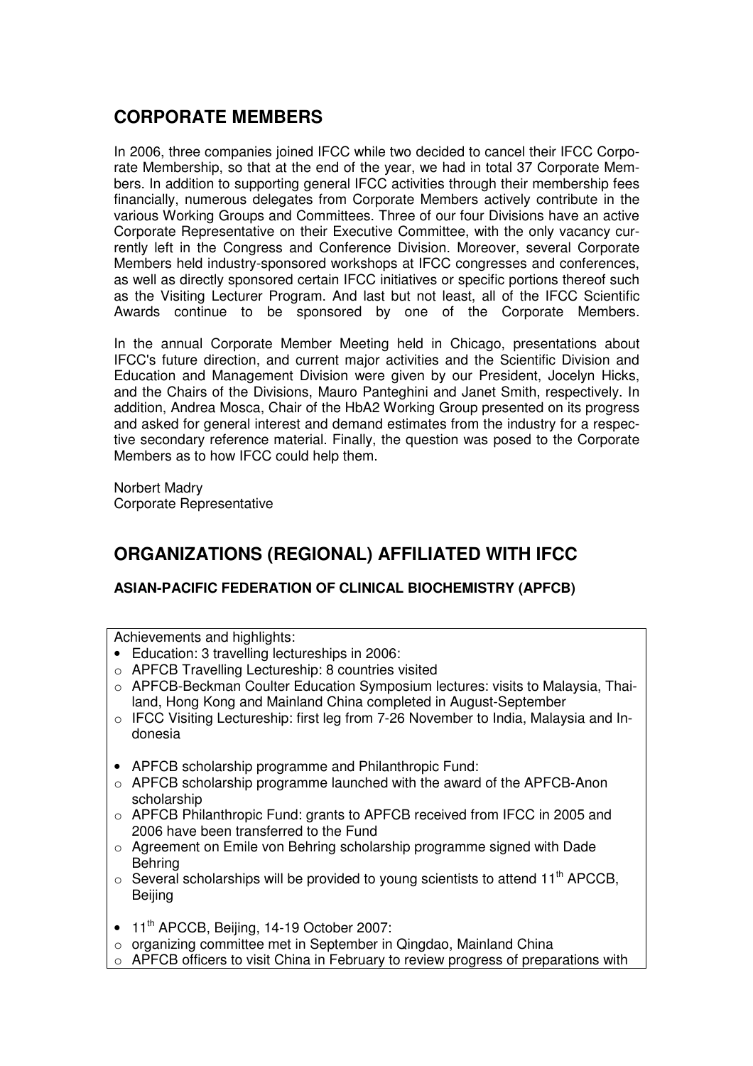## CORPORATE MEMBERS

In 2006, three companies joined IFCC while two decided to cancel their IFCC Corporate Membership, so that at the end of the year, we had in total 37 Corporate Members. In addition to supporting general IFCC activities through their membership fees financially, numerous delegates from Corporate Members actively contribute in the various Working Groups and Committees. Three of our four Divisions have an active Corporate Representative on their Executive Committee, with the only vacancy currently left in the Congress and Conference Division. Moreover, several Corporate Members held industry-sponsored workshops at IFCC congresses and conferences, as well as directly sponsored certain IFCC initiatives or specific portions thereof such as the Visiting Lecturer Program. And last but not least, all of the IFCC Scientific Awards continue to be sponsored by one of the Corporate Members.

In the annual Corporate Member Meeting held in Chicago, presentations about IFCC's future direction, and current major activities and the Scientific Division and Education and Management Division were given by our President, Jocelyn Hicks, and the Chairs of the Divisions, Mauro Panteghini and Janet Smith, respectively. In addition, Andrea Mosca, Chair of the HbA2 Working Group presented on its progress and asked for general interest and demand estimates from the industry for a respective secondary reference material. Finally, the question was posed to the Corporate Members as to how IFCC could help them.

Norbert Madry
Corporate Representative

## ORGANIZATIONS (REGIONAL) AFFILIATED WITH IFCC

### ASIAN-PACIFIC FEDERATION OF CLINICAL BIOCHEMISTRY (APFCB)

Achievements and highlights:

- Education: 3 travelling lectureships in 2006:
  - APFCB Travelling Lectureship: 8 countries visited
  - APFCB-Beckman Coulter Education Symposium lectures: visits to Malaysia, Thailand, Hong Kong and Mainland China completed in August-September
  - IFCC Visiting Lectureship: first leg from 7-26 November to India, Malaysia and Indonesia

- APFCB scholarship programme and Philanthropic Fund:
  - APFCB scholarship programme launched with the award of the APFCB-Anon scholarship
  - APFCB Philanthropic Fund: grants to APFCB received from IFCC in 2005 and 2006 have been transferred to the Fund
  - Agreement on Emile von Behring scholarship programme signed with Dade Behring
  - Several scholarships will be provided to young scientists to attend 11th APCCB, Beijing

- 11th APCCB, Beijing, 14-19 October 2007:
  - organizing committee met in September in Qingdao, Mainland China
  - APFCB officers to visit China in February to review progress of preparations with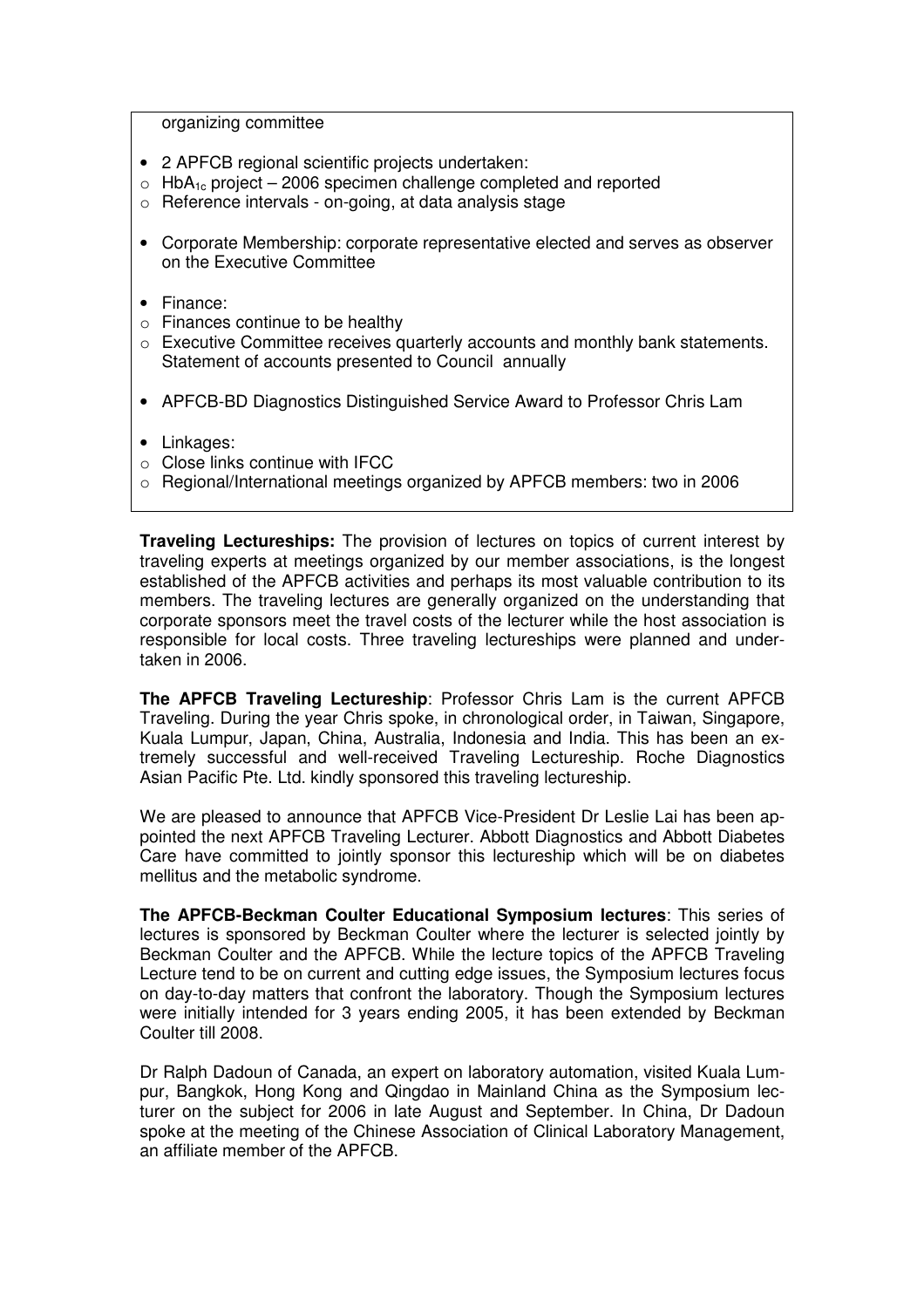organizing committee

- 2 APFCB regional scientific projects undertaken:
  - $HbA_{1c}$ project – 2006 specimen challenge completed and reported
  - Reference intervals - on-going, at data analysis stage
- Corporate Membership: corporate representative elected and serves as observer on the Executive Committee
- Finance:
  - Finances continue to be healthy
  - Executive Committee receives quarterly accounts and monthly bank statements. Statement of accounts presented to Council annually
- APFCB-BD Diagnostics Distinguished Service Award to Professor Chris Lam
- Linkages:
  - Close links continue with IFCC
  - Regional/International meetings organized by APFCB members: two in 2006

**Traveling Lectureships:** The provision of lectures on topics of current interest by traveling experts at meetings organized by our member associations, is the longest established of the APFCB activities and perhaps its most valuable contribution to its members. The traveling lectures are generally organized on the understanding that corporate sponsors meet the travel costs of the lecturer while the host association is responsible for local costs. Three traveling lectureships were planned and undertaken in 2006.

**The APFCB Traveling Lectureship**: Professor Chris Lam is the current APFCB Traveling. During the year Chris spoke, in chronological order, in Taiwan, Singapore, Kuala Lumpur, Japan, China, Australia, Indonesia and India. This has been an extremely successful and well-received Traveling Lectureship. Roche Diagnostics Asian Pacific Pte. Ltd. kindly sponsored this traveling lectureship.

We are pleased to announce that APFCB Vice-President Dr Leslie Lai has been appointed the next APFCB Traveling Lecturer. Abbott Diagnostics and Abbott Diabetes Care have committed to jointly sponsor this lectureship which will be on diabetes mellitus and the metabolic syndrome.

**The APFCB-Beckman Coulter Educational Symposium lectures**: This series of lectures is sponsored by Beckman Coulter where the lecturer is selected jointly by Beckman Coulter and the APFCB. While the lecture topics of the APFCB Traveling Lecture tend to be on current and cutting edge issues, the Symposium lectures focus on day-to-day matters that confront the laboratory. Though the Symposium lectures were initially intended for 3 years ending 2005, it has been extended by Beckman Coulter till 2008.

Dr Ralph Dadoun of Canada, an expert on laboratory automation, visited Kuala Lumpur, Bangkok, Hong Kong and Qingdao in Mainland China as the Symposium lecturer on the subject for 2006 in late August and September. In China, Dr Dadoun spoke at the meeting of the Chinese Association of Clinical Laboratory Management, an affiliate member of the APFCB.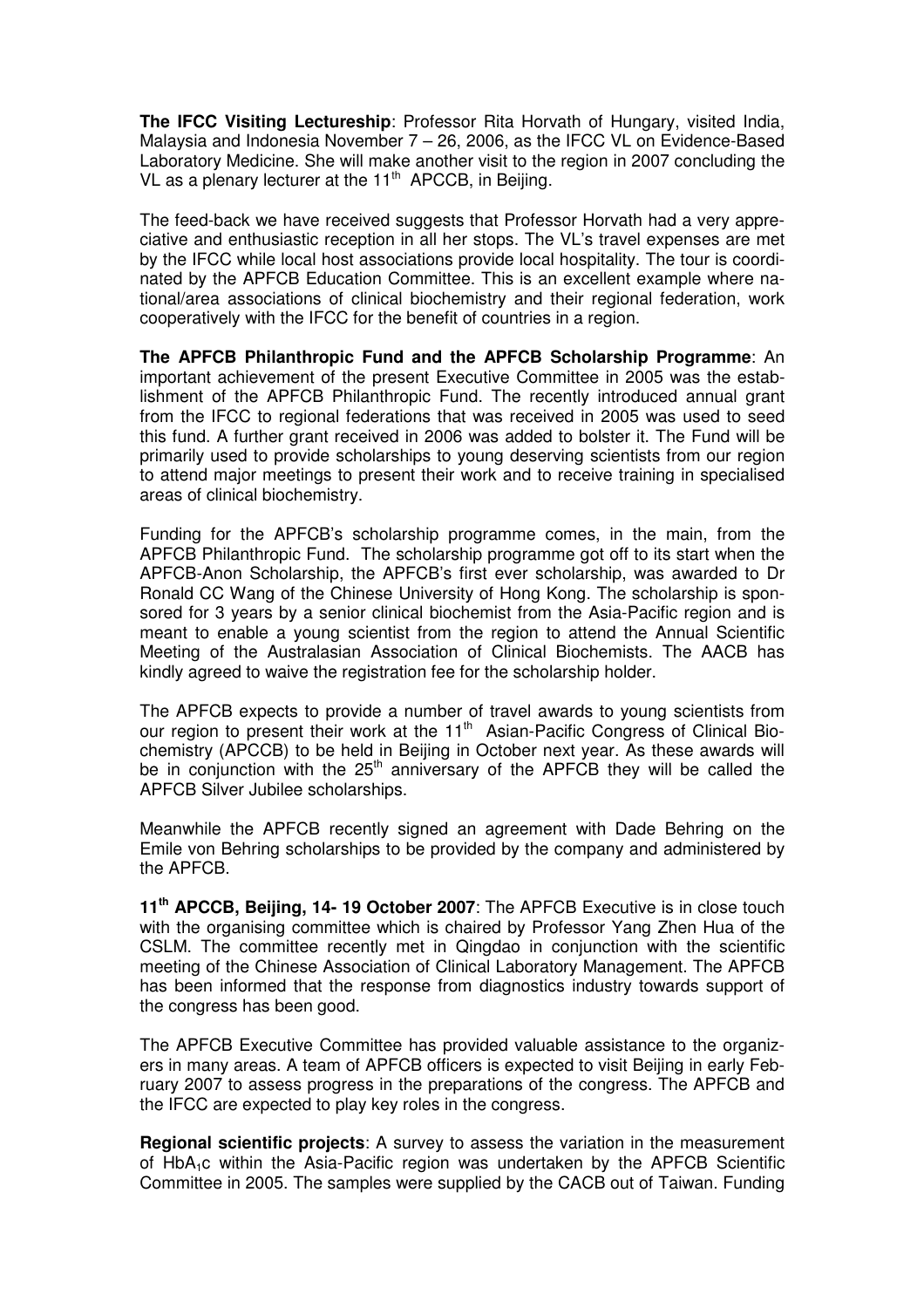**The IFCC Visiting Lectureship**: Professor Rita Horvath of Hungary, visited India, Malaysia and Indonesia November 7 – 26, 2006, as the IFCC VL on Evidence-Based Laboratory Medicine. She will make another visit to the region in 2007 concluding the VL as a plenary lecturer at the 11th APCCB, in Beijing.

The feed-back we have received suggests that Professor Horvath had a very appreciative and enthusiastic reception in all her stops. The VL's travel expenses are met by the IFCC while local host associations provide local hospitality. The tour is coordinated by the APFCB Education Committee. This is an excellent example where national/area associations of clinical biochemistry and their regional federation, work cooperatively with the IFCC for the benefit of countries in a region.

**The APFCB Philanthropic Fund and the APFCB Scholarship Programme**: An important achievement of the present Executive Committee in 2005 was the establishment of the APFCB Philanthropic Fund. The recently introduced annual grant from the IFCC to regional federations that was received in 2005 was used to seed this fund. A further grant received in 2006 was added to bolster it. The Fund will be primarily used to provide scholarships to young deserving scientists from our region to attend major meetings to present their work and to receive training in specialised areas of clinical biochemistry.

Funding for the APFCB's scholarship programme comes, in the main, from the APFCB Philanthropic Fund. The scholarship programme got off to its start when the APFCB-Anon Scholarship, the APFCB's first ever scholarship, was awarded to Dr Ronald CC Wang of the Chinese University of Hong Kong. The scholarship is sponsored for 3 years by a senior clinical biochemist from the Asia-Pacific region and is meant to enable a young scientist from the region to attend the Annual Scientific Meeting of the Australasian Association of Clinical Biochemists. The AACB has kindly agreed to waive the registration fee for the scholarship holder.

The APFCB expects to provide a number of travel awards to young scientists from our region to present their work at the 11th Asian-Pacific Congress of Clinical Biochemistry (APCCB) to be held in Beijing in October next year. As these awards will be in conjunction with the 25th anniversary of the APFCB they will be called the APFCB Silver Jubilee scholarships.

Meanwhile the APFCB recently signed an agreement with Dade Behring on the Emile von Behring scholarships to be provided by the company and administered by the APFCB.

**11th APCCB, Beijing, 14- 19 October 2007**: The APFCB Executive is in close touch with the organising committee which is chaired by Professor Yang Zhen Hua of the CSLM. The committee recently met in Qingdao in conjunction with the scientific meeting of the Chinese Association of Clinical Laboratory Management. The APFCB has been informed that the response from diagnostics industry towards support of the congress has been good.

The APFCB Executive Committee has provided valuable assistance to the organizers in many areas. A team of APFCB officers is expected to visit Beijing in early February 2007 to assess progress in the preparations of the congress. The APFCB and the IFCC are expected to play key roles in the congress.

**Regional scientific projects**: A survey to assess the variation in the measurement of $HbA_1c$ within the Asia-Pacific region was undertaken by the APFCB Scientific Committee in 2005. The samples were supplied by the CACB out of Taiwan. Funding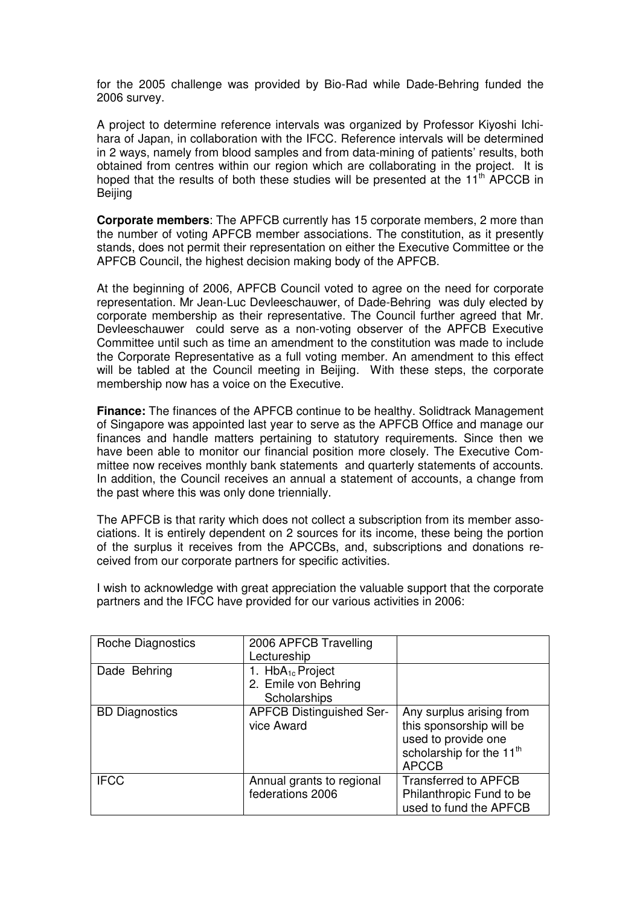for the 2005 challenge was provided by Bio-Rad while Dade-Behring funded the 2006 survey.

A project to determine reference intervals was organized by Professor Kiyoshi Ichihara of Japan, in collaboration with the IFCC. Reference intervals will be determined in 2 ways, namely from blood samples and from data-mining of patients' results, both obtained from centres within our region which are collaborating in the project. It is hoped that the results of both these studies will be presented at the 11th APCCB in Beijing

**Corporate members**: The APFCB currently has 15 corporate members, 2 more than the number of voting APFCB member associations. The constitution, as it presently stands, does not permit their representation on either the Executive Committee or the APFCB Council, the highest decision making body of the APFCB.

At the beginning of 2006, APFCB Council voted to agree on the need for corporate representation. Mr Jean-Luc Devleeschauwer, of Dade-Behring was duly elected by corporate membership as their representative. The Council further agreed that Mr. Devleeschauwer could serve as a non-voting observer of the APFCB Executive Committee until such as time an amendment to the constitution was made to include the Corporate Representative as a full voting member. An amendment to this effect will be tabled at the Council meeting in Beijing. With these steps, the corporate membership now has a voice on the Executive.

**Finance:** The finances of the APFCB continue to be healthy. Solidtrack Management of Singapore was appointed last year to serve as the APFCB Office and manage our finances and handle matters pertaining to statutory requirements. Since then we have been able to monitor our financial position more closely. The Executive Committee now receives monthly bank statements and quarterly statements of accounts. In addition, the Council receives an annual a statement of accounts, a change from the past where this was only done triennially.

The APFCB is that rarity which does not collect a subscription from its member associations. It is entirely dependent on 2 sources for its income, these being the portion of the surplus it receives from the APCCBs, and, subscriptions and donations received from our corporate partners for specific activities.

I wish to acknowledge with great appreciation the valuable support that the corporate partners and the IFCC have provided for our various activities in 2006:

| | | |
|---|---|---|
| Roche Diagnostics | 2006 APFCB Travelling Lectureship | |
| Dade Behring | 1. $HbA_{1c}$ Project<br>2. Emile von Behring Scholarships | |
| BD Diagnostics | APFCB Distinguished Service Award | Any surplus arising from this sponsorship will be used to provide one scholarship for the 11th APCCB |
| IFCC | Annual grants to regional federations 2006 | Transferred to APFCB Philanthropic Fund to be used to fund the APFCB |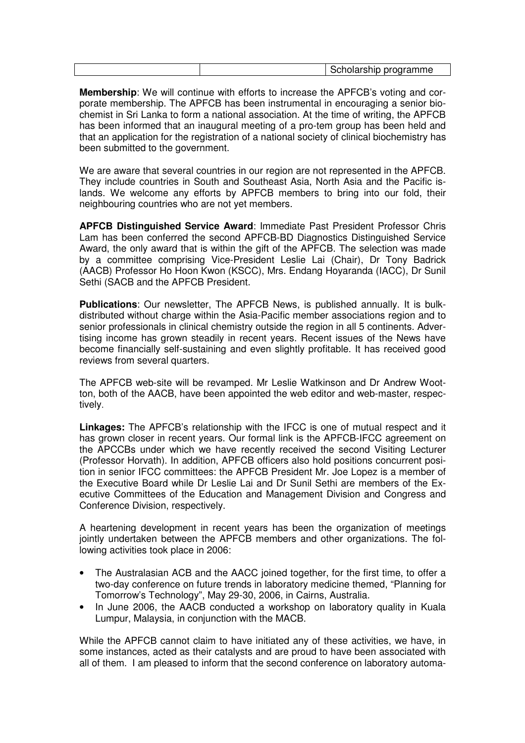| | | Scholarship programme |
|---|---|---|

**Membership**: We will continue with efforts to increase the APFCB's voting and corporate membership. The APFCB has been instrumental in encouraging a senior biochemist in Sri Lanka to form a national association. At the time of writing, the APFCB has been informed that an inaugural meeting of a pro-tem group has been held and that an application for the registration of a national society of clinical biochemistry has been submitted to the government.

We are aware that several countries in our region are not represented in the APFCB. They include countries in South and Southeast Asia, North Asia and the Pacific islands. We welcome any efforts by APFCB members to bring into our fold, their neighbouring countries who are not yet members.

**APFCB Distinguished Service Award**: Immediate Past President Professor Chris Lam has been conferred the second APFCB-BD Diagnostics Distinguished Service Award, the only award that is within the gift of the APFCB. The selection was made by a committee comprising Vice-President Leslie Lai (Chair), Dr Tony Badrick (AACB) Professor Ho Hoon Kwon (KSCC), Mrs. Endang Hoyaranda (IACC), Dr Sunil Sethi (SACB and the APFCB President.

**Publications**: Our newsletter, The APFCB News, is published annually. It is bulk-distributed without charge within the Asia-Pacific member associations region and to senior professionals in clinical chemistry outside the region in all 5 continents. Advertising income has grown steadily in recent years. Recent issues of the News have become financially self-sustaining and even slightly profitable. It has received good reviews from several quarters.

The APFCB web-site will be revamped. Mr Leslie Watkinson and Dr Andrew Wootton, both of the AACB, have been appointed the web editor and web-master, respectively.

**Linkages:** The APFCB's relationship with the IFCC is one of mutual respect and it has grown closer in recent years. Our formal link is the APFCB-IFCC agreement on the APCCBs under which we have recently received the second Visiting Lecturer (Professor Horvath). In addition, APFCB officers also hold positions concurrent position in senior IFCC committees: the APFCB President Mr. Joe Lopez is a member of the Executive Board while Dr Leslie Lai and Dr Sunil Sethi are members of the Executive Committees of the Education and Management Division and Congress and Conference Division, respectively.

A heartening development in recent years has been the organization of meetings jointly undertaken between the APFCB members and other organizations. The following activities took place in 2006:

- The Australasian ACB and the AACC joined together, for the first time, to offer a two-day conference on future trends in laboratory medicine themed, "Planning for Tomorrow's Technology", May 29-30, 2006, in Cairns, Australia.
- In June 2006, the AACB conducted a workshop on laboratory quality in Kuala Lumpur, Malaysia, in conjunction with the MACB.

While the APFCB cannot claim to have initiated any of these activities, we have, in some instances, acted as their catalysts and are proud to have been associated with all of them. I am pleased to inform that the second conference on laboratory automa-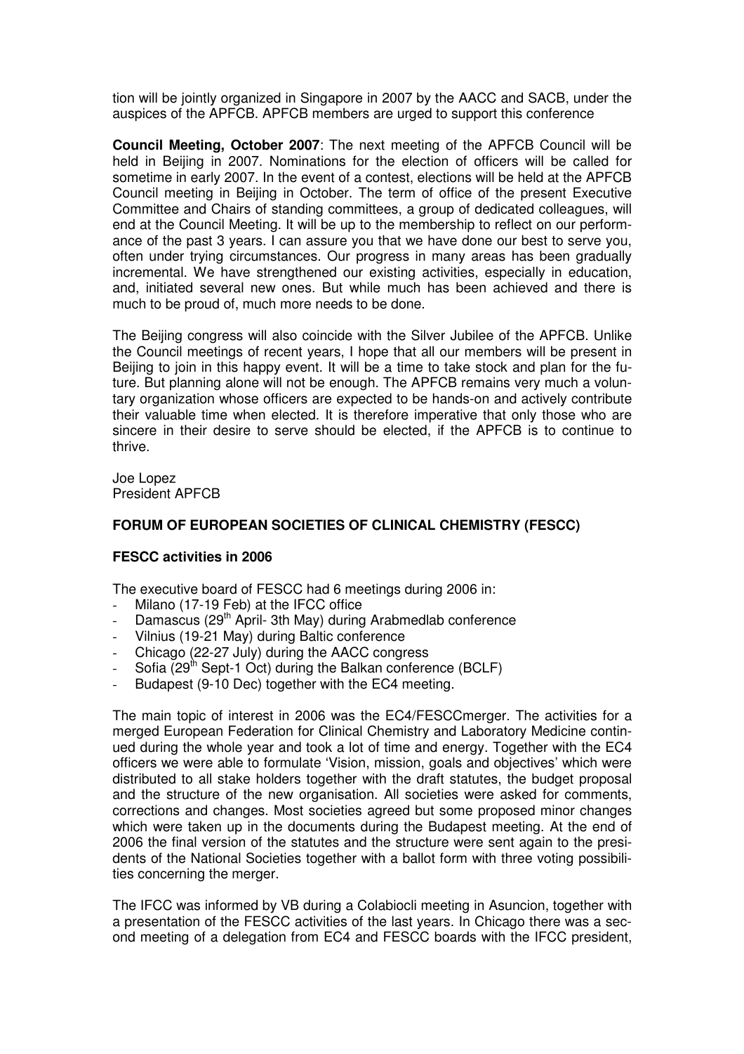tion will be jointly organized in Singapore in 2007 by the AACC and SACB, under the auspices of the APFCB. APFCB members are urged to support this conference

**Council Meeting, October 2007**: The next meeting of the APFCB Council will be held in Beijing in 2007. Nominations for the election of officers will be called for sometime in early 2007. In the event of a contest, elections will be held at the APFCB Council meeting in Beijing in October. The term of office of the present Executive Committee and Chairs of standing committees, a group of dedicated colleagues, will end at the Council Meeting. It will be up to the membership to reflect on our performance of the past 3 years. I can assure you that we have done our best to serve you, often under trying circumstances. Our progress in many areas has been gradually incremental. We have strengthened our existing activities, especially in education, and, initiated several new ones. But while much has been achieved and there is much to be proud of, much more needs to be done.

The Beijing congress will also coincide with the Silver Jubilee of the APFCB. Unlike the Council meetings of recent years, I hope that all our members will be present in Beijing to join in this happy event. It will be a time to take stock and plan for the future. But planning alone will not be enough. The APFCB remains very much a voluntary organization whose officers are expected to be hands-on and actively contribute their valuable time when elected. It is therefore imperative that only those who are sincere in their desire to serve should be elected, if the APFCB is to continue to thrive.

Joe Lopez
President APFCB

## FORUM OF EUROPEAN SOCIETIES OF CLINICAL CHEMISTRY (FESCC)

### FESCC activities in 2006

The executive board of FESCC had 6 meetings during 2006 in:

- Milano (17-19 Feb) at the IFCC office
- Damascus (29th April- 3th May) during Arabmedlab conference
- Vilnius (19-21 May) during Baltic conference
- Chicago (22-27 July) during the AACC congress
- Sofia (29th Sept-1 Oct) during the Balkan conference (BCLF)
- Budapest (9-10 Dec) together with the EC4 meeting.

The main topic of interest in 2006 was the EC4/FESCCmerger. The activities for a merged European Federation for Clinical Chemistry and Laboratory Medicine continued during the whole year and took a lot of time and energy. Together with the EC4 officers we were able to formulate 'Vision, mission, goals and objectives' which were distributed to all stake holders together with the draft statutes, the budget proposal and the structure of the new organisation. All societies were asked for comments, corrections and changes. Most societies agreed but some proposed minor changes which were taken up in the documents during the Budapest meeting. At the end of 2006 the final version of the statutes and the structure were sent again to the presidents of the National Societies together with a ballot form with three voting possibilities concerning the merger.

The IFCC was informed by VB during a Colabiocli meeting in Asuncion, together with a presentation of the FESCC activities of the last years. In Chicago there was a second meeting of a delegation from EC4 and FESCC boards with the IFCC president,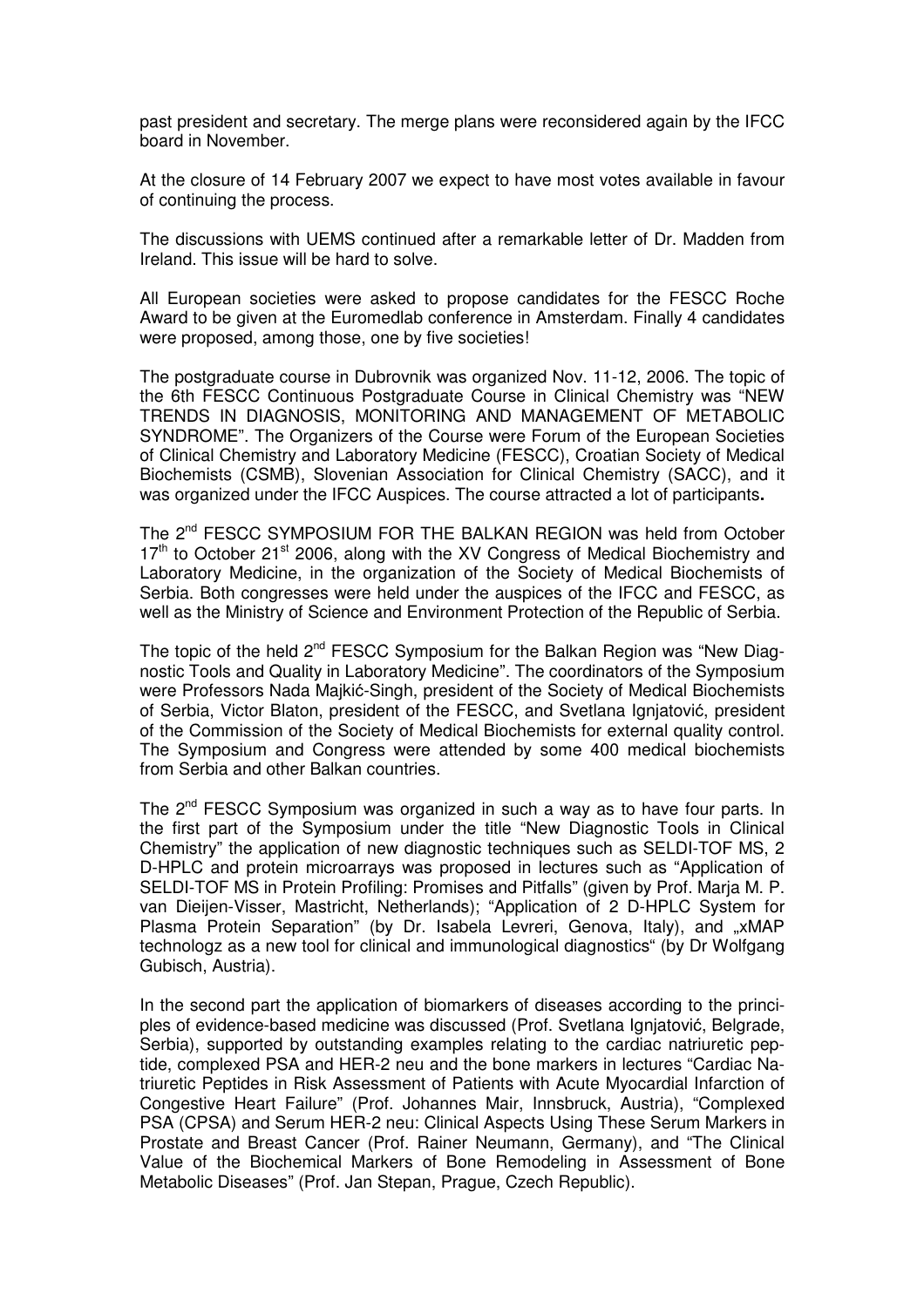past president and secretary. The merge plans were reconsidered again by the IFCC board in November.

At the closure of 14 February 2007 we expect to have most votes available in favour of continuing the process.

The discussions with UEMS continued after a remarkable letter of Dr. Madden from Ireland. This issue will be hard to solve.

All European societies were asked to propose candidates for the FESCC Roche Award to be given at the Euromedlab conference in Amsterdam. Finally 4 candidates were proposed, among those, one by five societies!

The postgraduate course in Dubrovnik was organized Nov. 11-12, 2006. The topic of the 6th FESCC Continuous Postgraduate Course in Clinical Chemistry was "NEW TRENDS IN DIAGNOSIS, MONITORING AND MANAGEMENT OF METABOLIC SYNDROME". The Organizers of the Course were Forum of the European Societies of Clinical Chemistry and Laboratory Medicine (FESCC), Croatian Society of Medical Biochemists (CSMB), Slovenian Association for Clinical Chemistry (SACC), and it was organized under the IFCC Auspices. The course attracted a lot of participants**.**

The 2nd FESCC SYMPOSIUM FOR THE BALKAN REGION was held from October 17th to October 21st 2006, along with the XV Congress of Medical Biochemistry and Laboratory Medicine, in the organization of the Society of Medical Biochemists of Serbia. Both congresses were held under the auspices of the IFCC and FESCC, as well as the Ministry of Science and Environment Protection of the Republic of Serbia.

The topic of the held 2nd FESCC Symposium for the Balkan Region was "New Diagnostic Tools and Quality in Laboratory Medicine". The coordinators of the Symposium were Professors Nada Majkić-Singh, president of the Society of Medical Biochemists of Serbia, Victor Blaton, president of the FESCC, and Svetlana Ignjatović, president of the Commission of the Society of Medical Biochemists for external quality control. The Symposium and Congress were attended by some 400 medical biochemists from Serbia and other Balkan countries.

The 2nd FESCC Symposium was organized in such a way as to have four parts. In the first part of the Symposium under the title "New Diagnostic Tools in Clinical Chemistry" the application of new diagnostic techniques such as SELDI-TOF MS, 2 D-HPLC and protein microarrays was proposed in lectures such as "Application of SELDI-TOF MS in Protein Profiling: Promises and Pitfalls" (given by Prof. Marja M. P. van Dieijen-Visser, Mastricht, Netherlands); "Application of 2 D-HPLC System for Plasma Protein Separation" (by Dr. Isabela Levreri, Genova, Italy), and „xMAP technologz as a new tool for clinical and immunological diagnostics" (by Dr Wolfgang Gubisch, Austria).

In the second part the application of biomarkers of diseases according to the principles of evidence-based medicine was discussed (Prof. Svetlana Ignjatović, Belgrade, Serbia), supported by outstanding examples relating to the cardiac natriuretic peptide, complexed PSA and HER-2 neu and the bone markers in lectures "Cardiac Natriuretic Peptides in Risk Assessment of Patients with Acute Myocardial Infarction of Congestive Heart Failure" (Prof. Johannes Mair, Innsbruck, Austria), "Complexed PSA (CPSA) and Serum HER-2 neu: Clinical Aspects Using These Serum Markers in Prostate and Breast Cancer (Prof. Rainer Neumann, Germany), and "The Clinical Value of the Biochemical Markers of Bone Remodeling in Assessment of Bone Metabolic Diseases" (Prof. Jan Stepan, Prague, Czech Republic).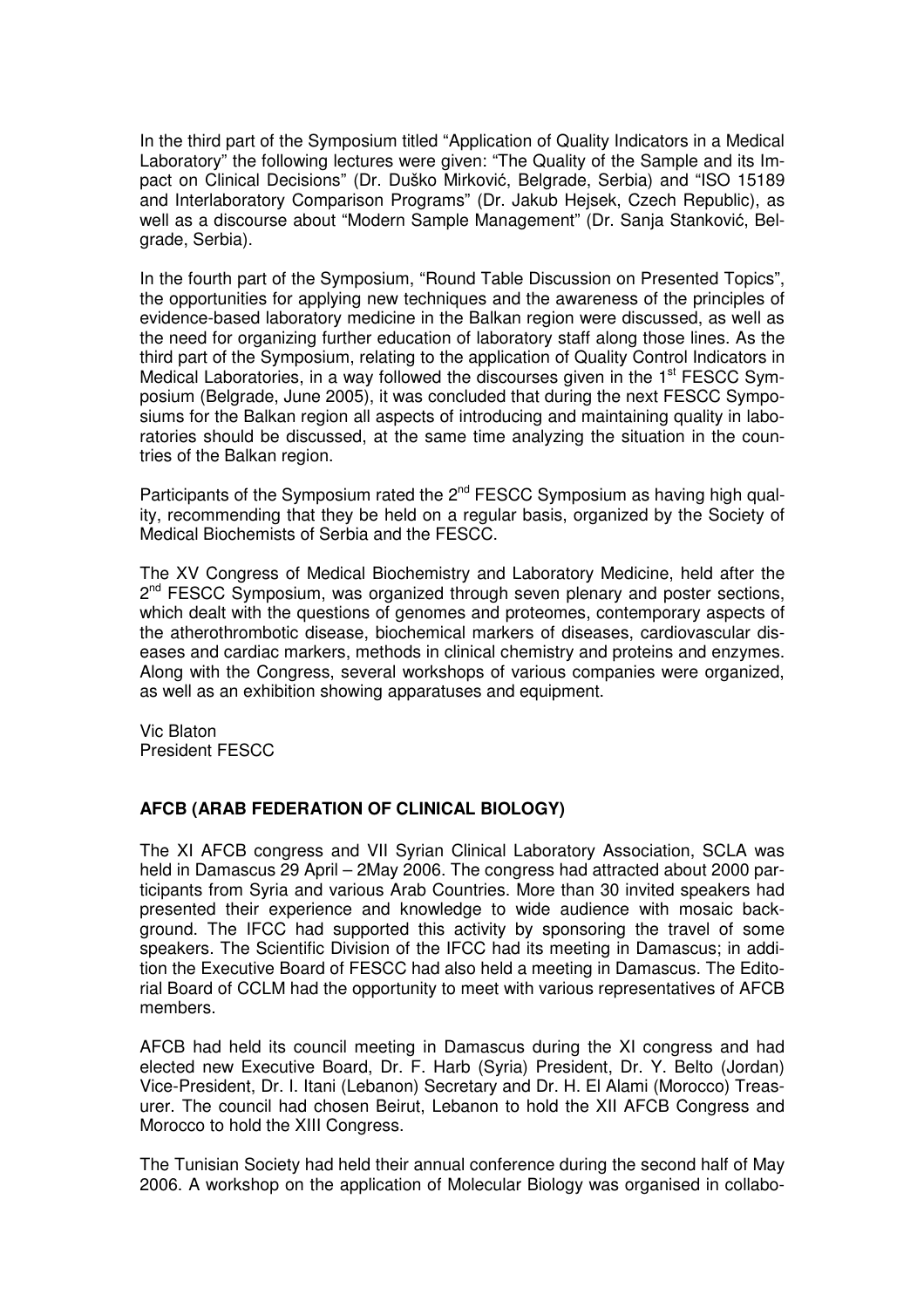In the third part of the Symposium titled “Application of Quality Indicators in a Medical Laboratory” the following lectures were given: “The Quality of the Sample and its Impact on Clinical Decisions” (Dr. Duško Mirković, Belgrade, Serbia) and “ISO 15189 and Interlaboratory Comparison Programs” (Dr. Jakub Hejsek, Czech Republic), as well as a discourse about “Modern Sample Management” (Dr. Sanja Stanković, Belgrade, Serbia).

In the fourth part of the Symposium, “Round Table Discussion on Presented Topics”, the opportunities for applying new techniques and the awareness of the principles of evidence-based laboratory medicine in the Balkan region were discussed, as well as the need for organizing further education of laboratory staff along those lines. As the third part of the Symposium, relating to the application of Quality Control Indicators in Medical Laboratories, in a way followed the discourses given in the 1st FESCC Symposium (Belgrade, June 2005), it was concluded that during the next FESCC Symposiums for the Balkan region all aspects of introducing and maintaining quality in laboratories should be discussed, at the same time analyzing the situation in the countries of the Balkan region.

Participants of the Symposium rated the 2nd FESCC Symposium as having high quality, recommending that they be held on a regular basis, organized by the Society of Medical Biochemists of Serbia and the FESCC.

The XV Congress of Medical Biochemistry and Laboratory Medicine, held after the 2nd FESCC Symposium, was organized through seven plenary and poster sections, which dealt with the questions of genomes and proteomes, contemporary aspects of the atherothrombotic disease, biochemical markers of diseases, cardiovascular diseases and cardiac markers, methods in clinical chemistry and proteins and enzymes. Along with the Congress, several workshops of various companies were organized, as well as an exhibition showing apparatuses and equipment.

Vic Blaton
President FESCC

**AFCB (ARAB FEDERATION OF CLINICAL BIOLOGY)**

The XI AFCB congress and VII Syrian Clinical Laboratory Association, SCLA was held in Damascus 29 April – 2May 2006. The congress had attracted about 2000 participants from Syria and various Arab Countries. More than 30 invited speakers had presented their experience and knowledge to wide audience with mosaic background. The IFCC had supported this activity by sponsoring the travel of some speakers. The Scientific Division of the IFCC had its meeting in Damascus; in addition the Executive Board of FESCC had also held a meeting in Damascus. The Editorial Board of CCLM had the opportunity to meet with various representatives of AFCB members.

AFCB had held its council meeting in Damascus during the XI congress and had elected new Executive Board, Dr. F. Harb (Syria) President, Dr. Y. Belto (Jordan) Vice-President, Dr. I. Itani (Lebanon) Secretary and Dr. H. El Alami (Morocco) Treasurer. The council had chosen Beirut, Lebanon to hold the XII AFCB Congress and Morocco to hold the XIII Congress.

The Tunisian Society had held their annual conference during the second half of May 2006. A workshop on the application of Molecular Biology was organised in collabo-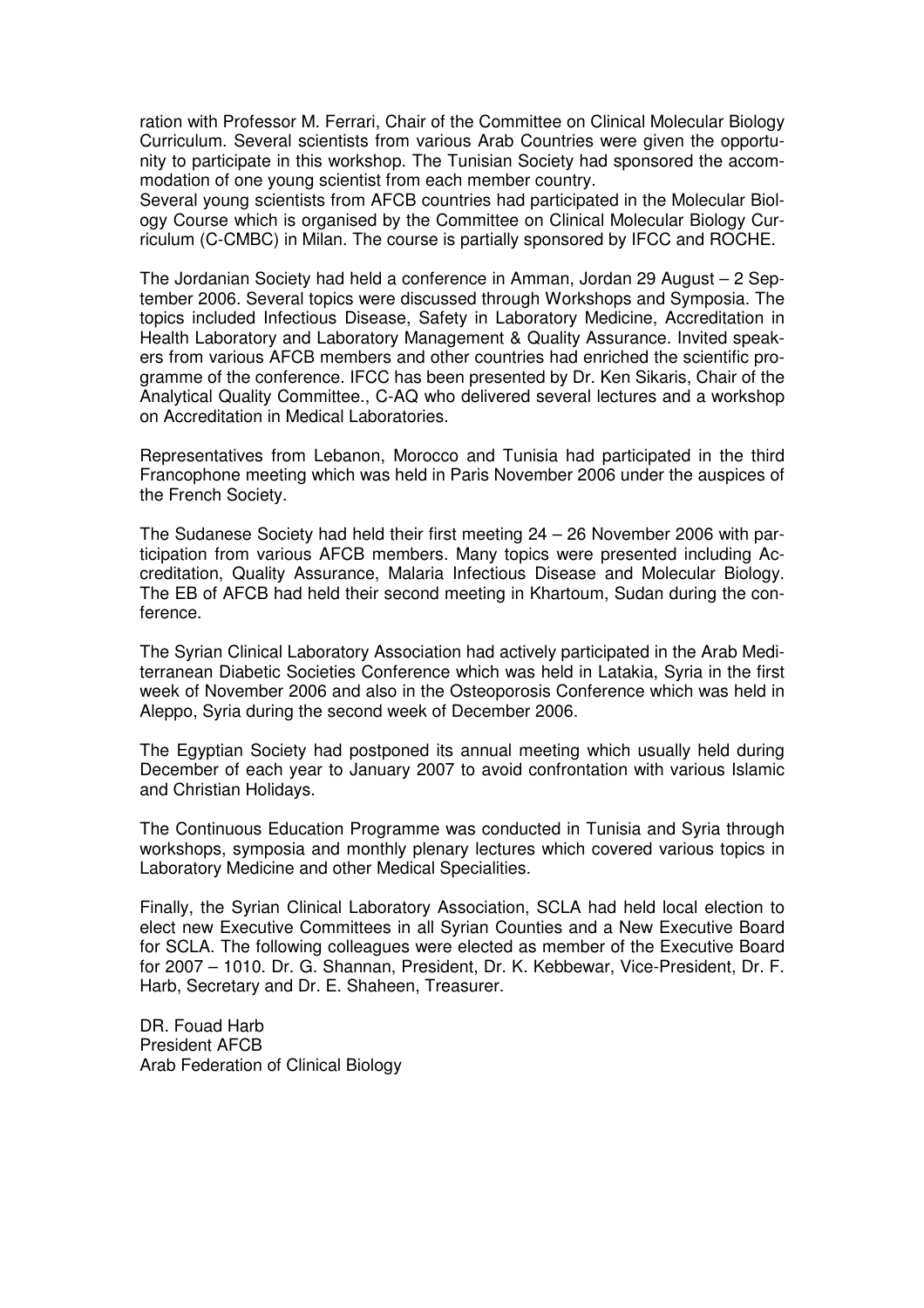ration with Professor M. Ferrari, Chair of the Committee on Clinical Molecular Biology Curriculum. Several scientists from various Arab Countries were given the opportunity to participate in this workshop. The Tunisian Society had sponsored the accommodation of one young scientist from each member country.
Several young scientists from AFCB countries had participated in the Molecular Biology Course which is organised by the Committee on Clinical Molecular Biology Curriculum (C-CMBC) in Milan. The course is partially sponsored by IFCC and ROCHE.

The Jordanian Society had held a conference in Amman, Jordan 29 August – 2 September 2006. Several topics were discussed through Workshops and Symposia. The topics included Infectious Disease, Safety in Laboratory Medicine, Accreditation in Health Laboratory and Laboratory Management & Quality Assurance. Invited speakers from various AFCB members and other countries had enriched the scientific programme of the conference. IFCC has been presented by Dr. Ken Sikaris, Chair of the Analytical Quality Committee., C-AQ who delivered several lectures and a workshop on Accreditation in Medical Laboratories.

Representatives from Lebanon, Morocco and Tunisia had participated in the third Francophone meeting which was held in Paris November 2006 under the auspices of the French Society.

The Sudanese Society had held their first meeting 24 – 26 November 2006 with participation from various AFCB members. Many topics were presented including Accreditation, Quality Assurance, Malaria Infectious Disease and Molecular Biology. The EB of AFCB had held their second meeting in Khartoum, Sudan during the conference.

The Syrian Clinical Laboratory Association had actively participated in the Arab Mediterranean Diabetic Societies Conference which was held in Latakia, Syria in the first week of November 2006 and also in the Osteoporosis Conference which was held in Aleppo, Syria during the second week of December 2006.

The Egyptian Society had postponed its annual meeting which usually held during December of each year to January 2007 to avoid confrontation with various Islamic and Christian Holidays.

The Continuous Education Programme was conducted in Tunisia and Syria through workshops, symposia and monthly plenary lectures which covered various topics in Laboratory Medicine and other Medical Specialities.

Finally, the Syrian Clinical Laboratory Association, SCLA had held local election to elect new Executive Committees in all Syrian Counties and a New Executive Board for SCLA. The following colleagues were elected as member of the Executive Board for 2007 – 1010. Dr. G. Shannan, President, Dr. K. Kebbewar, Vice-President, Dr. F. Harb, Secretary and Dr. E. Shaheen, Treasurer.

DR. Fouad Harb
President AFCB
Arab Federation of Clinical Biology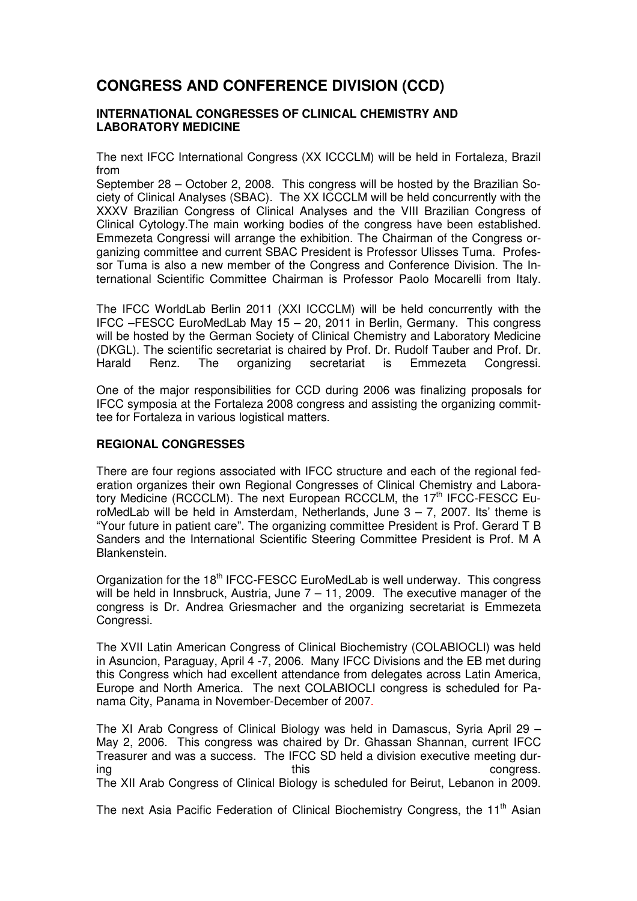# CONGRESS AND CONFERENCE DIVISION (CCD)

### INTERNATIONAL CONGRESSES OF CLINICAL CHEMISTRY AND LABORATORY MEDICINE

The next IFCC International Congress (XX ICCCLM) will be held in Fortaleza, Brazil from
September 28 – October 2, 2008. This congress will be hosted by the Brazilian Society of Clinical Analyses (SBAC). The XX ICCCLM will be held concurrently with the XXXV Brazilian Congress of Clinical Analyses and the VIII Brazilian Congress of Clinical Cytology.The main working bodies of the congress have been established. Emmezeta Congressi will arrange the exhibition. The Chairman of the Congress organizing committee and current SBAC President is Professor Ulisses Tuma. Professor Tuma is also a new member of the Congress and Conference Division. The International Scientific Committee Chairman is Professor Paolo Mocarelli from Italy.

The IFCC WorldLab Berlin 2011 (XXI ICCCLM) will be held concurrently with the IFCC –FESCC EuroMedLab May 15 – 20, 2011 in Berlin, Germany. This congress will be hosted by the German Society of Clinical Chemistry and Laboratory Medicine (DKGL). The scientific secretariat is chaired by Prof. Dr. Rudolf Tauber and Prof. Dr. Harald Renz. The organizing secretariat is Emmezeta Congressi.

One of the major responsibilities for CCD during 2006 was finalizing proposals for IFCC symposia at the Fortaleza 2008 congress and assisting the organizing committee for Fortaleza in various logistical matters.

### REGIONAL CONGRESSES

There are four regions associated with IFCC structure and each of the regional federation organizes their own Regional Congresses of Clinical Chemistry and Laboratory Medicine (RCCCLM). The next European RCCCLM, the 17th IFCC-FESCC EuroMedLab will be held in Amsterdam, Netherlands, June 3 – 7, 2007. Its' theme is "Your future in patient care". The organizing committee President is Prof. Gerard T B Sanders and the International Scientific Steering Committee President is Prof. M A Blankenstein.

Organization for the 18th IFCC-FESCC EuroMedLab is well underway. This congress will be held in Innsbruck, Austria, June 7 – 11, 2009. The executive manager of the congress is Dr. Andrea Griesmacher and the organizing secretariat is Emmezeta Congressi.

The XVII Latin American Congress of Clinical Biochemistry (COLABIOCLI) was held in Asuncion, Paraguay, April 4 -7, 2006. Many IFCC Divisions and the EB met during this Congress which had excellent attendance from delegates across Latin America, Europe and North America. The next COLABIOCLI congress is scheduled for Panama City, Panama in November-December of 2007.

The XI Arab Congress of Clinical Biology was held in Damascus, Syria April 29 – May 2, 2006. This congress was chaired by Dr. Ghassan Shannan, current IFCC Treasurer and was a success. The IFCC SD held a division executive meeting during this congress.
The XII Arab Congress of Clinical Biology is scheduled for Beirut, Lebanon in 2009.

The next Asia Pacific Federation of Clinical Biochemistry Congress, the 11th Asian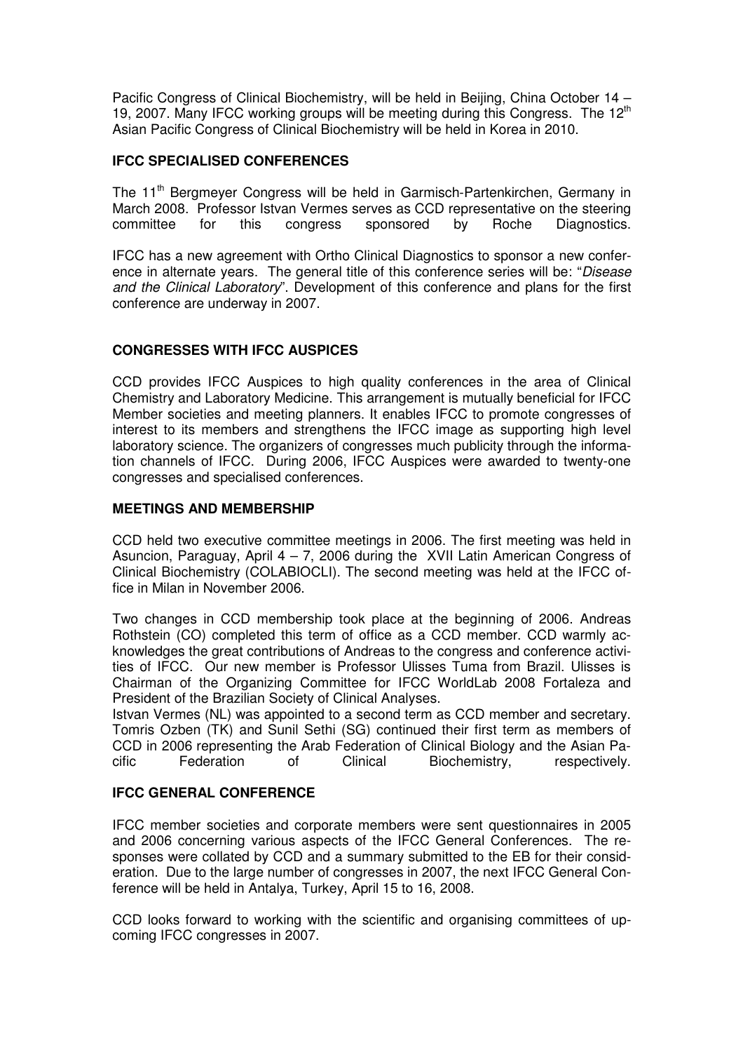Pacific Congress of Clinical Biochemistry, will be held in Beijing, China October 14 – 19, 2007. Many IFCC working groups will be meeting during this Congress. The 12th Asian Pacific Congress of Clinical Biochemistry will be held in Korea in 2010.

**IFCC SPECIALISED CONFERENCES**

The 11th Bergmeyer Congress will be held in Garmisch-Partenkirchen, Germany in March 2008. Professor Istvan Vermes serves as CCD representative on the steering committee for this congress sponsored by Roche Diagnostics.

IFCC has a new agreement with Ortho Clinical Diagnostics to sponsor a new conference in alternate years. The general title of this conference series will be: "*Disease and the Clinical Laboratory*". Development of this conference and plans for the first conference are underway in 2007.

**CONGRESSES WITH IFCC AUSPICES**

CCD provides IFCC Auspices to high quality conferences in the area of Clinical Chemistry and Laboratory Medicine. This arrangement is mutually beneficial for IFCC Member societies and meeting planners. It enables IFCC to promote congresses of interest to its members and strengthens the IFCC image as supporting high level laboratory science. The organizers of congresses much publicity through the information channels of IFCC. During 2006, IFCC Auspices were awarded to twenty-one congresses and specialised conferences.

**MEETINGS AND MEMBERSHIP**

CCD held two executive committee meetings in 2006. The first meeting was held in Asuncion, Paraguay, April 4 – 7, 2006 during the XVII Latin American Congress of Clinical Biochemistry (COLABIOCLI). The second meeting was held at the IFCC office in Milan in November 2006.

Two changes in CCD membership took place at the beginning of 2006. Andreas Rothstein (CO) completed this term of office as a CCD member. CCD warmly acknowledges the great contributions of Andreas to the congress and conference activities of IFCC. Our new member is Professor Ulisses Tuma from Brazil. Ulisses is Chairman of the Organizing Committee for IFCC WorldLab 2008 Fortaleza and President of the Brazilian Society of Clinical Analyses.
Istvan Vermes (NL) was appointed to a second term as CCD member and secretary. Tomris Ozben (TK) and Sunil Sethi (SG) continued their first term as members of CCD in 2006 representing the Arab Federation of Clinical Biology and the Asian Pacific Federation of Clinical Biochemistry, respectively.

**IFCC GENERAL CONFERENCE**

IFCC member societies and corporate members were sent questionnaires in 2005 and 2006 concerning various aspects of the IFCC General Conferences. The responses were collated by CCD and a summary submitted to the EB for their consideration. Due to the large number of congresses in 2007, the next IFCC General Conference will be held in Antalya, Turkey, April 15 to 16, 2008.

CCD looks forward to working with the scientific and organising committees of upcoming IFCC congresses in 2007.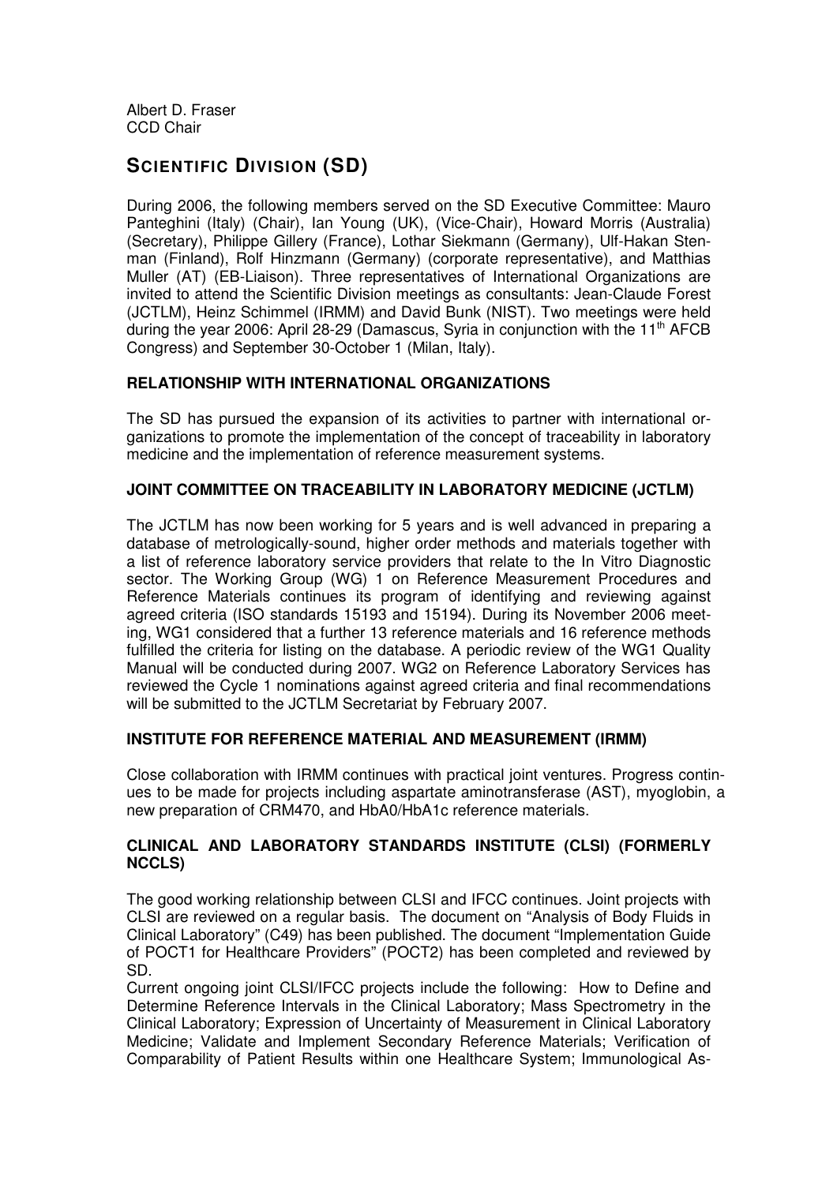Albert D. Fraser
CCD Chair

# SCIENTIFIC DIVISION (SD)

During 2006, the following members served on the SD Executive Committee: Mauro Panteghini (Italy) (Chair), Ian Young (UK), (Vice-Chair), Howard Morris (Australia) (Secretary), Philippe Gillery (France), Lothar Siekmann (Germany), Ulf-Hakan Stenman (Finland), Rolf Hinzmann (Germany) (corporate representative), and Matthias Muller (AT) (EB-Liaison). Three representatives of International Organizations are invited to attend the Scientific Division meetings as consultants: Jean-Claude Forest (JCTLM), Heinz Schimmel (IRMM) and David Bunk (NIST). Two meetings were held during the year 2006: April 28-29 (Damascus, Syria in conjunction with the 11th AFCB Congress) and September 30-October 1 (Milan, Italy).

## RELATIONSHIP WITH INTERNATIONAL ORGANIZATIONS

The SD has pursued the expansion of its activities to partner with international organizations to promote the implementation of the concept of traceability in laboratory medicine and the implementation of reference measurement systems.

## JOINT COMMITTEE ON TRACEABILITY IN LABORATORY MEDICINE (JCTLM)

The JCTLM has now been working for 5 years and is well advanced in preparing a database of metrologically-sound, higher order methods and materials together with a list of reference laboratory service providers that relate to the In Vitro Diagnostic sector. The Working Group (WG) 1 on Reference Measurement Procedures and Reference Materials continues its program of identifying and reviewing against agreed criteria (ISO standards 15193 and 15194). During its November 2006 meeting, WG1 considered that a further 13 reference materials and 16 reference methods fulfilled the criteria for listing on the database. A periodic review of the WG1 Quality Manual will be conducted during 2007. WG2 on Reference Laboratory Services has reviewed the Cycle 1 nominations against agreed criteria and final recommendations will be submitted to the JCTLM Secretariat by February 2007.

## INSTITUTE FOR REFERENCE MATERIAL AND MEASUREMENT (IRMM)

Close collaboration with IRMM continues with practical joint ventures. Progress continues to be made for projects including aspartate aminotransferase (AST), myoglobin, a new preparation of CRM470, and HbA0/HbA1c reference materials.

## CLINICAL AND LABORATORY STANDARDS INSTITUTE (CLSI) (FORMERLY NCCLS)

The good working relationship between CLSI and IFCC continues. Joint projects with CLSI are reviewed on a regular basis. The document on "Analysis of Body Fluids in Clinical Laboratory" (C49) has been published. The document "Implementation Guide of POCT1 for Healthcare Providers" (POCT2) has been completed and reviewed by SD.

Current ongoing joint CLSI/IFCC projects include the following: How to Define and Determine Reference Intervals in the Clinical Laboratory; Mass Spectrometry in the Clinical Laboratory; Expression of Uncertainty of Measurement in Clinical Laboratory Medicine; Validate and Implement Secondary Reference Materials; Verification of Comparability of Patient Results within one Healthcare System; Immunological As-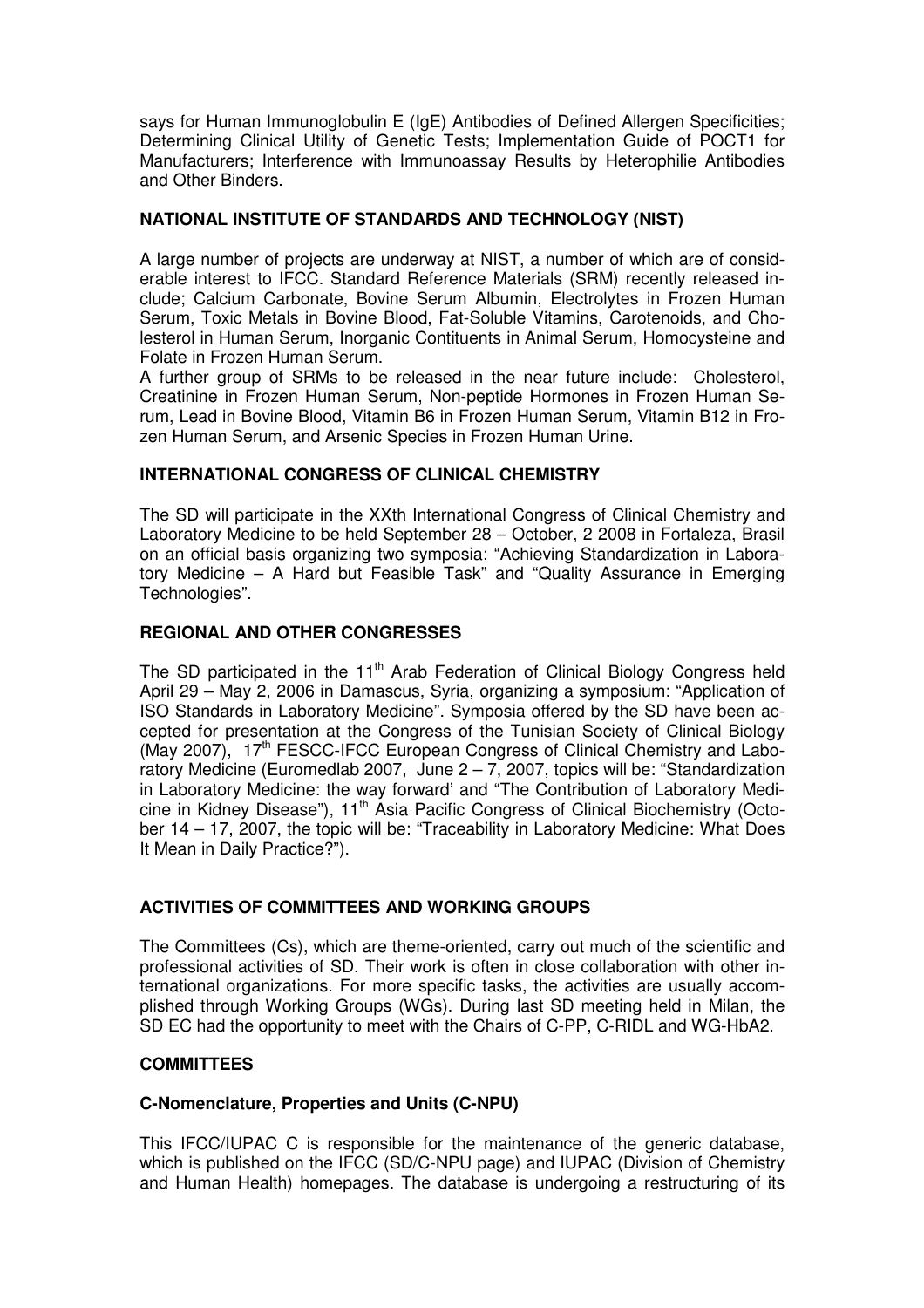says for Human Immunoglobulin E (IgE) Antibodies of Defined Allergen Specificities; Determining Clinical Utility of Genetic Tests; Implementation Guide of POCT1 for Manufacturers; Interference with Immunoassay Results by Heterophilie Antibodies and Other Binders.

**NATIONAL INSTITUTE OF STANDARDS AND TECHNOLOGY (NIST)**

A large number of projects are underway at NIST, a number of which are of considerable interest to IFCC. Standard Reference Materials (SRM) recently released include; Calcium Carbonate, Bovine Serum Albumin, Electrolytes in Frozen Human Serum, Toxic Metals in Bovine Blood, Fat-Soluble Vitamins, Carotenoids, and Cholesterol in Human Serum, Inorganic Contituents in Animal Serum, Homocysteine and Folate in Frozen Human Serum.

A further group of SRMs to be released in the near future include: Cholesterol, Creatinine in Frozen Human Serum, Non-peptide Hormones in Frozen Human Serum, Lead in Bovine Blood, Vitamin B6 in Frozen Human Serum, Vitamin B12 in Frozen Human Serum, and Arsenic Species in Frozen Human Urine.

**INTERNATIONAL CONGRESS OF CLINICAL CHEMISTRY**

The SD will participate in the XXth International Congress of Clinical Chemistry and Laboratory Medicine to be held September 28 – October, 2 2008 in Fortaleza, Brasil on an official basis organizing two symposia; "Achieving Standardization in Laboratory Medicine – A Hard but Feasible Task" and "Quality Assurance in Emerging Technologies".

**REGIONAL AND OTHER CONGRESSES**

The SD participated in the 11th Arab Federation of Clinical Biology Congress held April 29 – May 2, 2006 in Damascus, Syria, organizing a symposium: "Application of ISO Standards in Laboratory Medicine". Symposia offered by the SD have been accepted for presentation at the Congress of the Tunisian Society of Clinical Biology (May 2007), 17th FESCC-IFCC European Congress of Clinical Chemistry and Laboratory Medicine (Euromedlab 2007, June 2 – 7, 2007, topics will be: "Standardization in Laboratory Medicine: the way forward' and "The Contribution of Laboratory Medicine in Kidney Disease"), 11th Asia Pacific Congress of Clinical Biochemistry (October 14 – 17, 2007, the topic will be: "Traceability in Laboratory Medicine: What Does It Mean in Daily Practice?").

**ACTIVITIES OF COMMITTEES AND WORKING GROUPS**

The Committees (Cs), which are theme-oriented, carry out much of the scientific and professional activities of SD. Their work is often in close collaboration with other international organizations. For more specific tasks, the activities are usually accomplished through Working Groups (WGs). During last SD meeting held in Milan, the SD EC had the opportunity to meet with the Chairs of C-PP, C-RIDL and WG-HbA2.

**COMMITTEES**

**C-Nomenclature, Properties and Units (C-NPU)**

This IFCC/IUPAC C is responsible for the maintenance of the generic database, which is published on the IFCC (SD/C-NPU page) and IUPAC (Division of Chemistry and Human Health) homepages. The database is undergoing a restructuring of its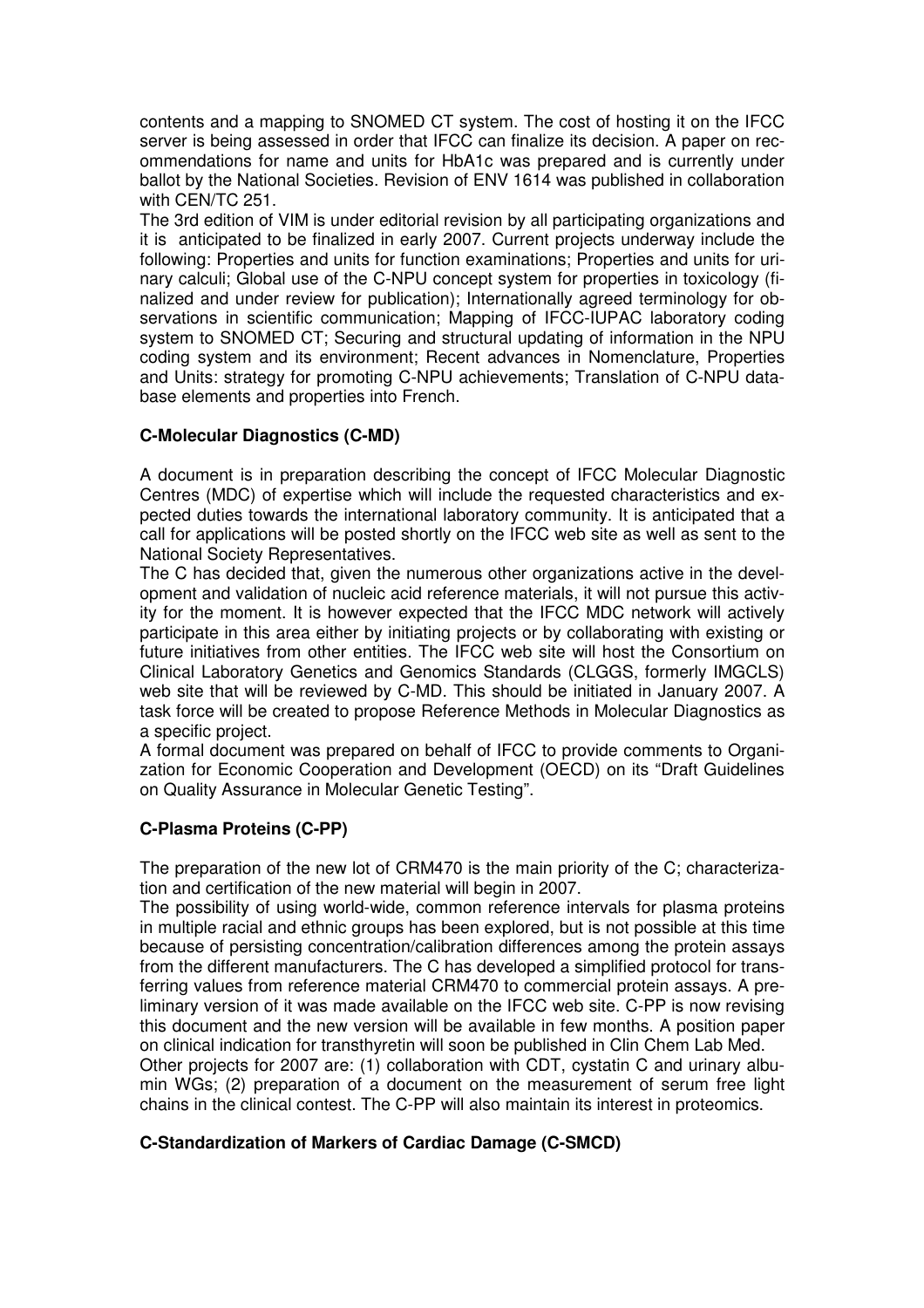contents and a mapping to SNOMED CT system. The cost of hosting it on the IFCC server is being assessed in order that IFCC can finalize its decision. A paper on recommendations for name and units for HbA1c was prepared and is currently under ballot by the National Societies. Revision of ENV 1614 was published in collaboration with CEN/TC 251.

The 3rd edition of VIM is under editorial revision by all participating organizations and it is anticipated to be finalized in early 2007. Current projects underway include the following: Properties and units for function examinations; Properties and units for urinary calculi; Global use of the C-NPU concept system for properties in toxicology (finalized and under review for publication); Internationally agreed terminology for observations in scientific communication; Mapping of IFCC-IUPAC laboratory coding system to SNOMED CT; Securing and structural updating of information in the NPU coding system and its environment; Recent advances in Nomenclature, Properties and Units: strategy for promoting C-NPU achievements; Translation of C-NPU database elements and properties into French.

**C-Molecular Diagnostics (C-MD)**

A document is in preparation describing the concept of IFCC Molecular Diagnostic Centres (MDC) of expertise which will include the requested characteristics and expected duties towards the international laboratory community. It is anticipated that a call for applications will be posted shortly on the IFCC web site as well as sent to the National Society Representatives.

The C has decided that, given the numerous other organizations active in the development and validation of nucleic acid reference materials, it will not pursue this activity for the moment. It is however expected that the IFCC MDC network will actively participate in this area either by initiating projects or by collaborating with existing or future initiatives from other entities. The IFCC web site will host the Consortium on Clinical Laboratory Genetics and Genomics Standards (CLGGS, formerly IMGCLS) web site that will be reviewed by C-MD. This should be initiated in January 2007. A task force will be created to propose Reference Methods in Molecular Diagnostics as a specific project.

A formal document was prepared on behalf of IFCC to provide comments to Organization for Economic Cooperation and Development (OECD) on its "Draft Guidelines on Quality Assurance in Molecular Genetic Testing".

**C-Plasma Proteins (C-PP)**

The preparation of the new lot of CRM470 is the main priority of the C; characterization and certification of the new material will begin in 2007.

The possibility of using world-wide, common reference intervals for plasma proteins in multiple racial and ethnic groups has been explored, but is not possible at this time because of persisting concentration/calibration differences among the protein assays from the different manufacturers. The C has developed a simplified protocol for transferring values from reference material CRM470 to commercial protein assays. A preliminary version of it was made available on the IFCC web site. C-PP is now revising this document and the new version will be available in few months. A position paper on clinical indication for transthyretin will soon be published in Clin Chem Lab Med.

Other projects for 2007 are: (1) collaboration with CDT, cystatin C and urinary albumin WGs; (2) preparation of a document on the measurement of serum free light chains in the clinical contest. The C-PP will also maintain its interest in proteomics.

**C-Standardization of Markers of Cardiac Damage (C-SMCD)**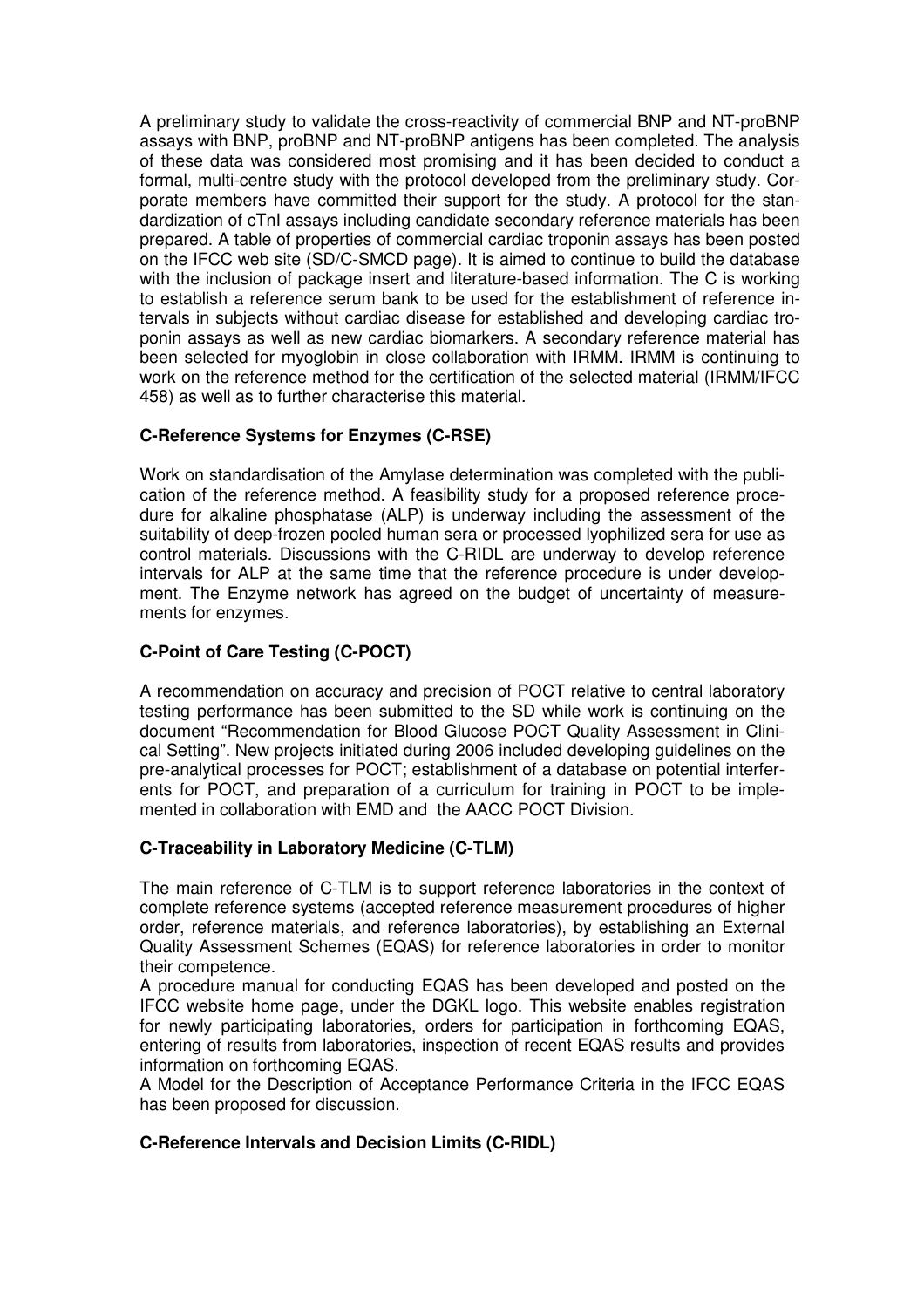A preliminary study to validate the cross-reactivity of commercial BNP and NT-proBNP assays with BNP, proBNP and NT-proBNP antigens has been completed. The analysis of these data was considered most promising and it has been decided to conduct a formal, multi-centre study with the protocol developed from the preliminary study. Corporate members have committed their support for the study. A protocol for the standardization of cTnI assays including candidate secondary reference materials has been prepared. A table of properties of commercial cardiac troponin assays has been posted on the IFCC web site (SD/C-SMCD page). It is aimed to continue to build the database with the inclusion of package insert and literature-based information. The C is working to establish a reference serum bank to be used for the establishment of reference intervals in subjects without cardiac disease for established and developing cardiac troponin assays as well as new cardiac biomarkers. A secondary reference material has been selected for myoglobin in close collaboration with IRMM. IRMM is continuing to work on the reference method for the certification of the selected material (IRMM/IFCC 458) as well as to further characterise this material.

**C-Reference Systems for Enzymes (C-RSE)**

Work on standardisation of the Amylase determination was completed with the publication of the reference method. A feasibility study for a proposed reference procedure for alkaline phosphatase (ALP) is underway including the assessment of the suitability of deep-frozen pooled human sera or processed lyophilized sera for use as control materials. Discussions with the C-RIDL are underway to develop reference intervals for ALP at the same time that the reference procedure is under development. The Enzyme network has agreed on the budget of uncertainty of measurements for enzymes.

**C-Point of Care Testing (C-POCT)**

A recommendation on accuracy and precision of POCT relative to central laboratory testing performance has been submitted to the SD while work is continuing on the document "Recommendation for Blood Glucose POCT Quality Assessment in Clinical Setting". New projects initiated during 2006 included developing guidelines on the pre-analytical processes for POCT; establishment of a database on potential interferents for POCT, and preparation of a curriculum for training in POCT to be implemented in collaboration with EMD and the AACC POCT Division.

**C-Traceability in Laboratory Medicine (C-TLM)**

The main reference of C-TLM is to support reference laboratories in the context of complete reference systems (accepted reference measurement procedures of higher order, reference materials, and reference laboratories), by establishing an External Quality Assessment Schemes (EQAS) for reference laboratories in order to monitor their competence.

A procedure manual for conducting EQAS has been developed and posted on the IFCC website home page, under the DGKL logo. This website enables registration for newly participating laboratories, orders for participation in forthcoming EQAS, entering of results from laboratories, inspection of recent EQAS results and provides information on forthcoming EQAS.

A Model for the Description of Acceptance Performance Criteria in the IFCC EQAS has been proposed for discussion.

**C-Reference Intervals and Decision Limits (C-RIDL)**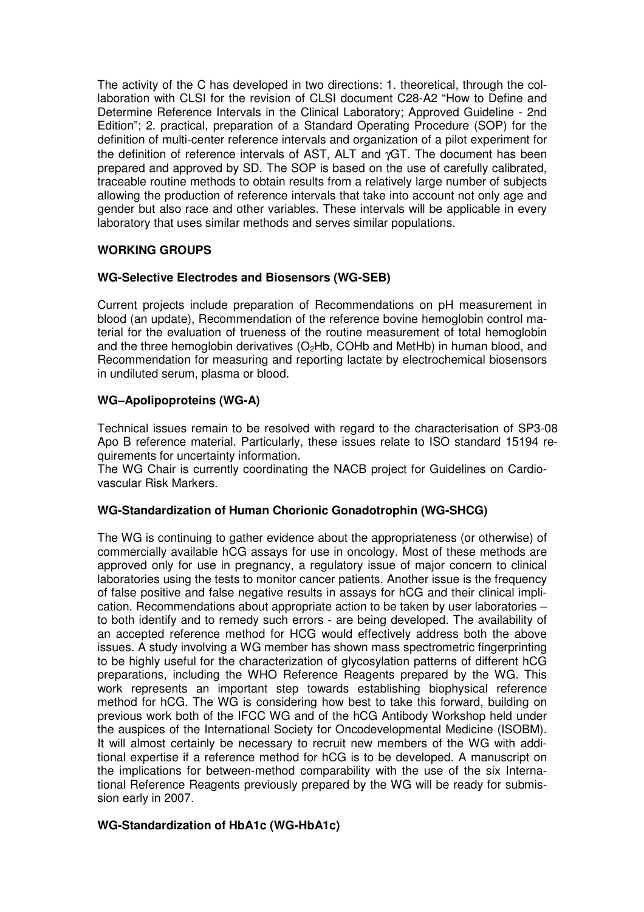The activity of the C has developed in two directions: 1. theoretical, through the collaboration with CLSI for the revision of CLSI document C28-A2 "How to Define and Determine Reference Intervals in the Clinical Laboratory; Approved Guideline - 2nd Edition"; 2. practical, preparation of a Standard Operating Procedure (SOP) for the definition of multi-center reference intervals and organization of a pilot experiment for the definition of reference intervals of AST, ALT and γGT. The document has been prepared and approved by SD. The SOP is based on the use of carefully calibrated, traceable routine methods to obtain results from a relatively large number of subjects allowing the production of reference intervals that take into account not only age and gender but also race and other variables. These intervals will be applicable in every laboratory that uses similar methods and serves similar populations.

## WORKING GROUPS

### WG-Selective Electrodes and Biosensors (WG-SEB)

Current projects include preparation of Recommendations on pH measurement in blood (an update), Recommendation of the reference bovine hemoglobin control material for the evaluation of trueness of the routine measurement of total hemoglobin and the three hemoglobin derivatives ($O_2Hb$, COHb and MetHb) in human blood, and Recommendation for measuring and reporting lactate by electrochemical biosensors in undiluted serum, plasma or blood.

### WG–Apolipoproteins (WG-A)

Technical issues remain to be resolved with regard to the characterisation of SP3-08 Apo B reference material. Particularly, these issues relate to ISO standard 15194 requirements for uncertainty information.

The WG Chair is currently coordinating the NACB project for Guidelines on Cardiovascular Risk Markers.

### WG-Standardization of Human Chorionic Gonadotrophin (WG-SHCG)

The WG is continuing to gather evidence about the appropriateness (or otherwise) of commercially available hCG assays for use in oncology. Most of these methods are approved only for use in pregnancy, a regulatory issue of major concern to clinical laboratories using the tests to monitor cancer patients. Another issue is the frequency of false positive and false negative results in assays for hCG and their clinical implication. Recommendations about appropriate action to be taken by user laboratories – to both identify and to remedy such errors - are being developed. The availability of an accepted reference method for HCG would effectively address both the above issues. A study involving a WG member has shown mass spectrometric fingerprinting to be highly useful for the characterization of glycosylation patterns of different hCG preparations, including the WHO Reference Reagents prepared by the WG. This work represents an important step towards establishing biophysical reference method for hCG. The WG is considering how best to take this forward, building on previous work both of the IFCC WG and of the hCG Antibody Workshop held under the auspices of the International Society for Oncodevelopmental Medicine (ISOBM). It will almost certainly be necessary to recruit new members of the WG with additional expertise if a reference method for hCG is to be developed. A manuscript on the implications for between-method comparability with the use of the six International Reference Reagents previously prepared by the WG will be ready for submission early in 2007.

### WG-Standardization of HbA1c (WG-HbA1c)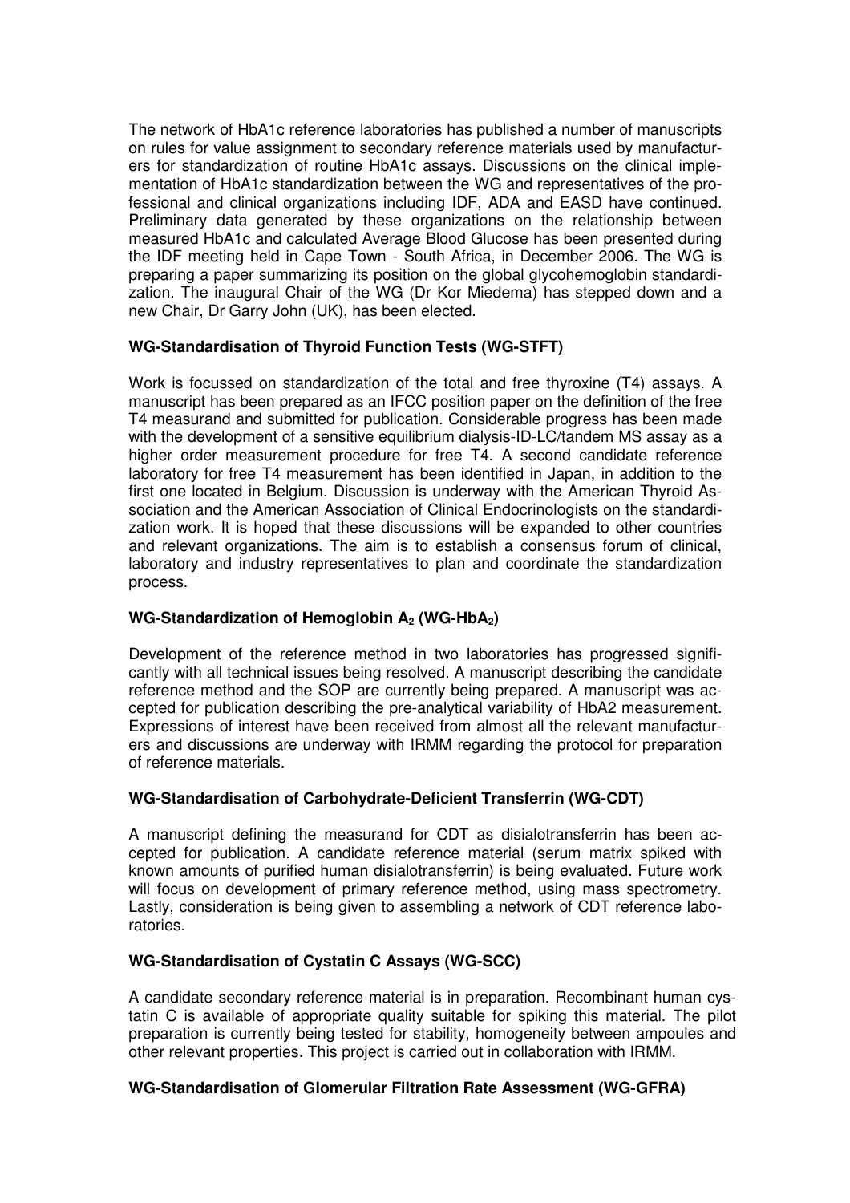The network of HbA1c reference laboratories has published a number of manuscripts on rules for value assignment to secondary reference materials used by manufacturers for standardization of routine HbA1c assays. Discussions on the clinical implementation of HbA1c standardization between the WG and representatives of the professional and clinical organizations including IDF, ADA and EASD have continued. Preliminary data generated by these organizations on the relationship between measured HbA1c and calculated Average Blood Glucose has been presented during the IDF meeting held in Cape Town - South Africa, in December 2006. The WG is preparing a paper summarizing its position on the global glycohemoglobin standardization. The inaugural Chair of the WG (Dr Kor Miedema) has stepped down and a new Chair, Dr Garry John (UK), has been elected.

**WG-Standardisation of Thyroid Function Tests (WG-STFT)**

Work is focussed on standardization of the total and free thyroxine (T4) assays. A manuscript has been prepared as an IFCC position paper on the definition of the free T4 measurand and submitted for publication. Considerable progress has been made with the development of a sensitive equilibrium dialysis-ID-LC/tandem MS assay as a higher order measurement procedure for free T4. A second candidate reference laboratory for free T4 measurement has been identified in Japan, in addition to the first one located in Belgium. Discussion is underway with the American Thyroid Association and the American Association of Clinical Endocrinologists on the standardization work. It is hoped that these discussions will be expanded to other countries and relevant organizations. The aim is to establish a consensus forum of clinical, laboratory and industry representatives to plan and coordinate the standardization process.

**WG-Standardization of Hemoglobin $A_2$ (WG-Hb$A_2$)**

Development of the reference method in two laboratories has progressed significantly with all technical issues being resolved. A manuscript describing the candidate reference method and the SOP are currently being prepared. A manuscript was accepted for publication describing the pre-analytical variability of HbA2 measurement. Expressions of interest have been received from almost all the relevant manufacturers and discussions are underway with IRMM regarding the protocol for preparation of reference materials.

**WG-Standardisation of Carbohydrate-Deficient Transferrin (WG-CDT)**

A manuscript defining the measurand for CDT as disialotransferrin has been accepted for publication. A candidate reference material (serum matrix spiked with known amounts of purified human disialotransferrin) is being evaluated. Future work will focus on development of primary reference method, using mass spectrometry. Lastly, consideration is being given to assembling a network of CDT reference laboratories.

**WG-Standardisation of Cystatin C Assays (WG-SCC)**

A candidate secondary reference material is in preparation. Recombinant human cystatin C is available of appropriate quality suitable for spiking this material. The pilot preparation is currently being tested for stability, homogeneity between ampoules and other relevant properties. This project is carried out in collaboration with IRMM.

**WG-Standardisation of Glomerular Filtration Rate Assessment (WG-GFRA)**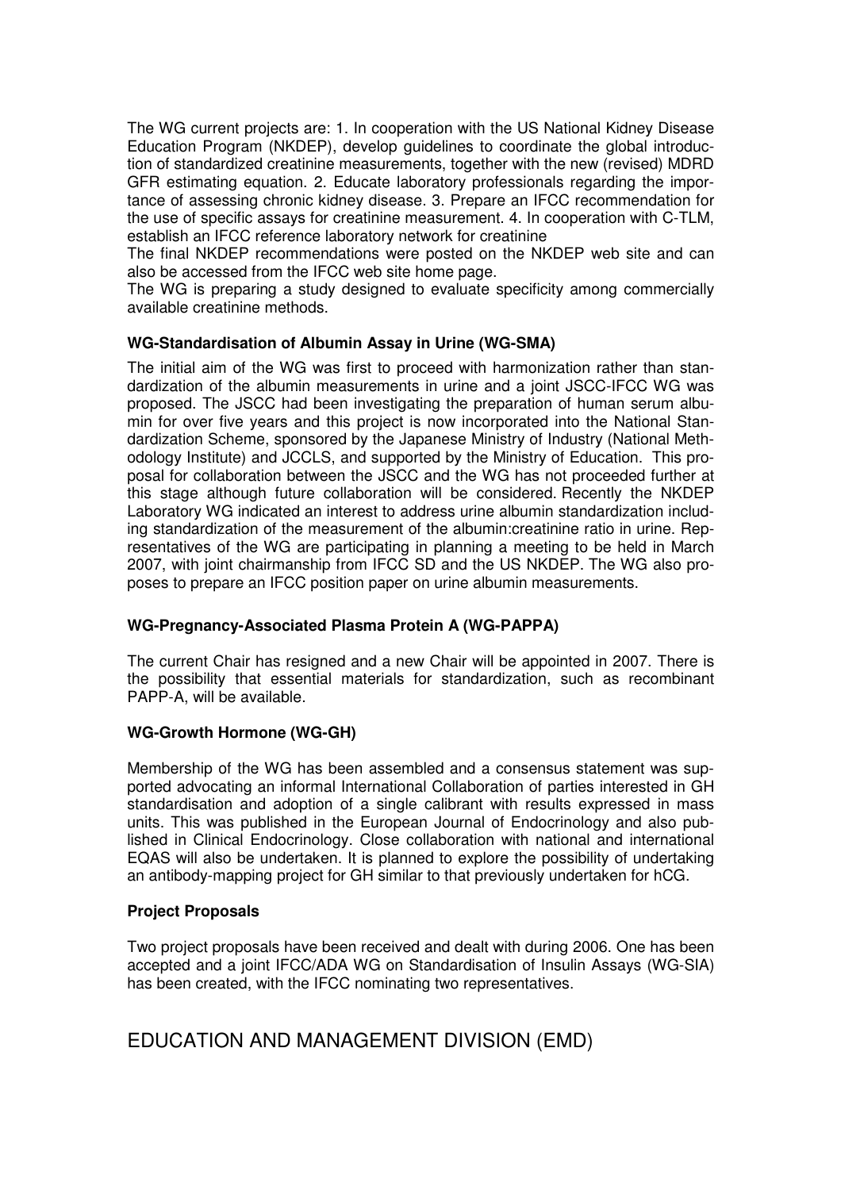The WG current projects are: 1. In cooperation with the US National Kidney Disease Education Program (NKDEP), develop guidelines to coordinate the global introduction of standardized creatinine measurements, together with the new (revised) MDRD GFR estimating equation. 2. Educate laboratory professionals regarding the importance of assessing chronic kidney disease. 3. Prepare an IFCC recommendation for the use of specific assays for creatinine measurement. 4. In cooperation with C-TLM, establish an IFCC reference laboratory network for creatinine

The final NKDEP recommendations were posted on the NKDEP web site and can also be accessed from the IFCC web site home page.

The WG is preparing a study designed to evaluate specificity among commercially available creatinine methods.

**WG-Standardisation of Albumin Assay in Urine (WG-SMA)**

The initial aim of the WG was first to proceed with harmonization rather than standardization of the albumin measurements in urine and a joint JSCC-IFCC WG was proposed. The JSCC had been investigating the preparation of human serum albumin for over five years and this project is now incorporated into the National Standardization Scheme, sponsored by the Japanese Ministry of Industry (National Methodology Institute) and JCCLS, and supported by the Ministry of Education. This proposal for collaboration between the JSCC and the WG has not proceeded further at this stage although future collaboration will be considered. Recently the NKDEP Laboratory WG indicated an interest to address urine albumin standardization including standardization of the measurement of the albumin:creatinine ratio in urine. Representatives of the WG are participating in planning a meeting to be held in March 2007, with joint chairmanship from IFCC SD and the US NKDEP. The WG also proposes to prepare an IFCC position paper on urine albumin measurements.

**WG-Pregnancy-Associated Plasma Protein A (WG-PAPPA)**

The current Chair has resigned and a new Chair will be appointed in 2007. There is the possibility that essential materials for standardization, such as recombinant PAPP-A, will be available.

**WG-Growth Hormone (WG-GH)**

Membership of the WG has been assembled and a consensus statement was supported advocating an informal International Collaboration of parties interested in GH standardisation and adoption of a single calibrant with results expressed in mass units. This was published in the European Journal of Endocrinology and also published in Clinical Endocrinology. Close collaboration with national and international EQAS will also be undertaken. It is planned to explore the possibility of undertaking an antibody-mapping project for GH similar to that previously undertaken for hCG.

**Project Proposals**

Two project proposals have been received and dealt with during 2006. One has been accepted and a joint IFCC/ADA WG on Standardisation of Insulin Assays (WG-SIA) has been created, with the IFCC nominating two representatives.

## EDUCATION AND MANAGEMENT DIVISION (EMD)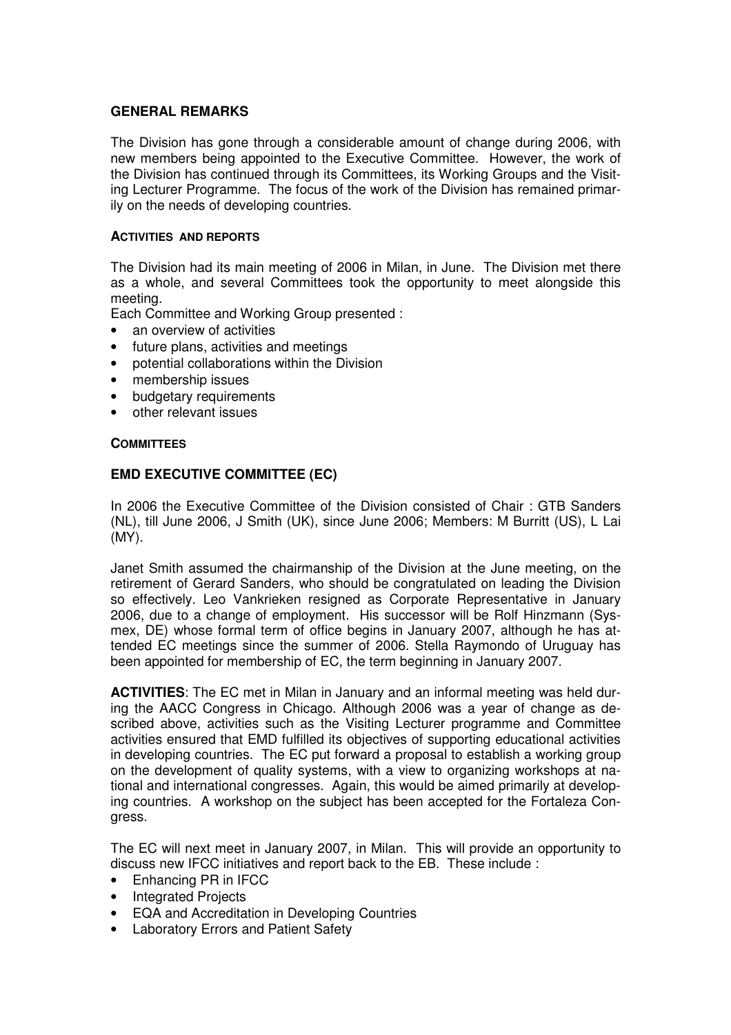## GENERAL REMARKS

The Division has gone through a considerable amount of change during 2006, with new members being appointed to the Executive Committee. However, the work of the Division has continued through its Committees, its Working Groups and the Visiting Lecturer Programme. The focus of the work of the Division has remained primarily on the needs of developing countries.

### ACTIVITIES AND REPORTS

The Division had its main meeting of 2006 in Milan, in June. The Division met there as a whole, and several Committees took the opportunity to meet alongside this meeting.

Each Committee and Working Group presented :

- an overview of activities
- future plans, activities and meetings
- potential collaborations within the Division
- membership issues
- budgetary requirements
- other relevant issues

### COMMITTEES

## EMD EXECUTIVE COMMITTEE (EC)

In 2006 the Executive Committee of the Division consisted of Chair : GTB Sanders (NL), till June 2006, J Smith (UK), since June 2006; Members: M Burritt (US), L Lai (MY).

Janet Smith assumed the chairmanship of the Division at the June meeting, on the retirement of Gerard Sanders, who should be congratulated on leading the Division so effectively. Leo Vankrieken resigned as Corporate Representative in January 2006, due to a change of employment. His successor will be Rolf Hinzmann (Sysmex, DE) whose formal term of office begins in January 2007, although he has attended EC meetings since the summer of 2006. Stella Raymondo of Uruguay has been appointed for membership of EC, the term beginning in January 2007.

**ACTIVITIES**: The EC met in Milan in January and an informal meeting was held during the AACC Congress in Chicago. Although 2006 was a year of change as described above, activities such as the Visiting Lecturer programme and Committee activities ensured that EMD fulfilled its objectives of supporting educational activities in developing countries. The EC put forward a proposal to establish a working group on the development of quality systems, with a view to organizing workshops at national and international congresses. Again, this would be aimed primarily at developing countries. A workshop on the subject has been accepted for the Fortaleza Congress.

The EC will next meet in January 2007, in Milan. This will provide an opportunity to discuss new IFCC initiatives and report back to the EB. These include :

- Enhancing PR in IFCC
- Integrated Projects
- EQA and Accreditation in Developing Countries
- Laboratory Errors and Patient Safety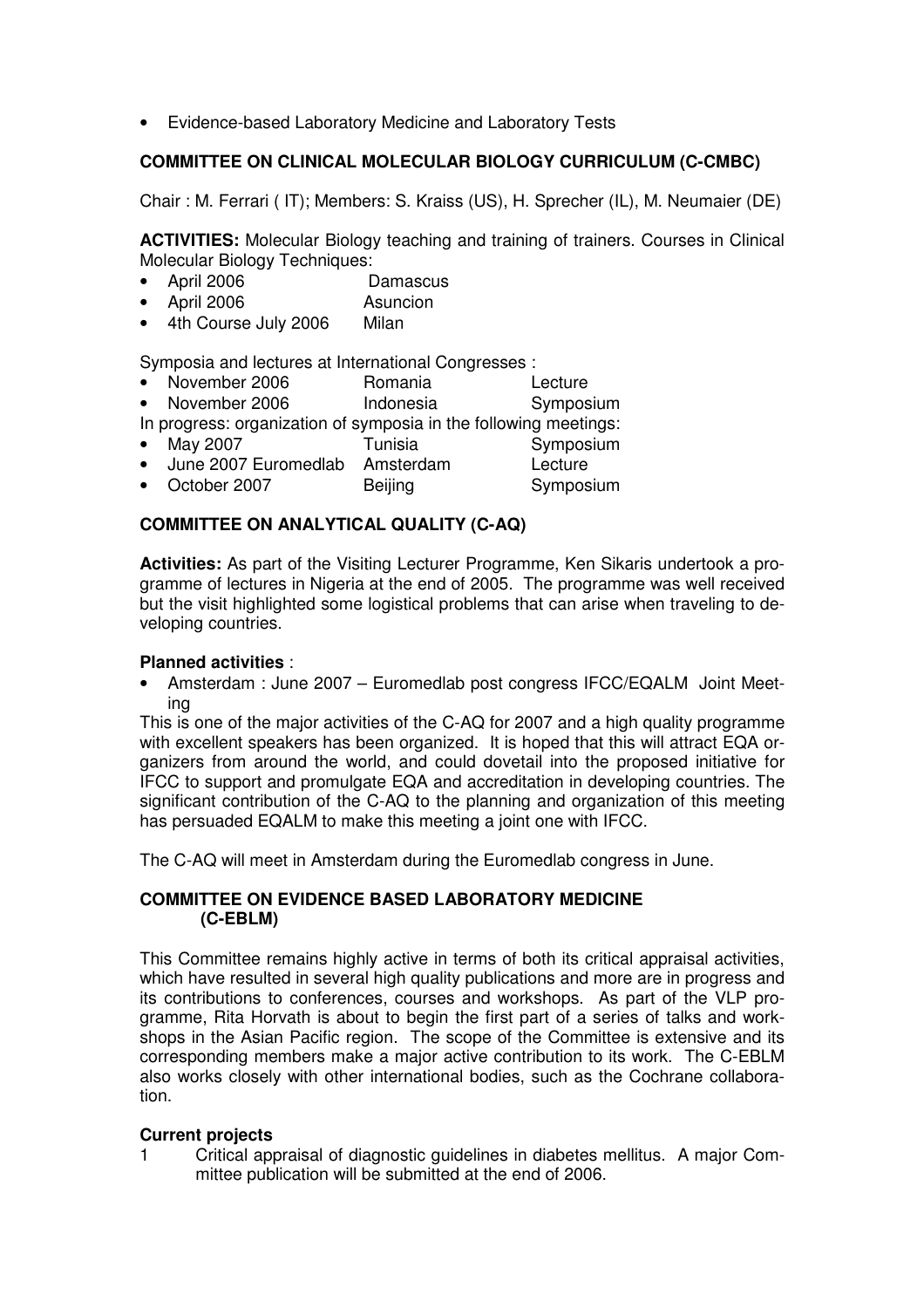- Evidence-based Laboratory Medicine and Laboratory Tests

### COMMITTEE ON CLINICAL MOLECULAR BIOLOGY CURRICULUM (C-CMBC)

Chair : M. Ferrari ( IT); Members: S. Kraiss (US), H. Sprecher (IL), M. Neumaier (DE)

**ACTIVITIES:** Molecular Biology teaching and training of trainers. Courses in Clinical Molecular Biology Techniques:

- April 2006 Damascus
- April 2006 Asuncion
- 4th Course July 2006 Milan

Symposia and lectures at International Congresses :

- November 2006 Romania Lecture
- November 2006 Indonesia Symposium

In progress: organization of symposia in the following meetings:

- May 2007 Tunisia Symposium
- June 2007 Euromedlab Amsterdam Lecture
- October 2007 Beijing Symposium

### COMMITTEE ON ANALYTICAL QUALITY (C-AQ)

**Activities:** As part of the Visiting Lecturer Programme, Ken Sikaris undertook a programme of lectures in Nigeria at the end of 2005. The programme was well received but the visit highlighted some logistical problems that can arise when traveling to developing countries.

**Planned activities** :

- Amsterdam : June 2007 – Euromedlab post congress IFCC/EQALM Joint Meeting

This is one of the major activities of the C-AQ for 2007 and a high quality programme with excellent speakers has been organized. It is hoped that this will attract EQA organizers from around the world, and could dovetail into the proposed initiative for IFCC to support and promulgate EQA and accreditation in developing countries. The significant contribution of the C-AQ to the planning and organization of this meeting has persuaded EQALM to make this meeting a joint one with IFCC.

The C-AQ will meet in Amsterdam during the Euromedlab congress in June.

### COMMITTEE ON EVIDENCE BASED LABORATORY MEDICINE (C-EBLM)

This Committee remains highly active in terms of both its critical appraisal activities, which have resulted in several high quality publications and more are in progress and its contributions to conferences, courses and workshops. As part of the VLP programme, Rita Horvath is about to begin the first part of a series of talks and workshops in the Asian Pacific region. The scope of the Committee is extensive and its corresponding members make a major active contribution to its work. The C-EBLM also works closely with other international bodies, such as the Cochrane collaboration.

**Current projects**

1. Critical appraisal of diagnostic guidelines in diabetes mellitus. A major Committee publication will be submitted at the end of 2006.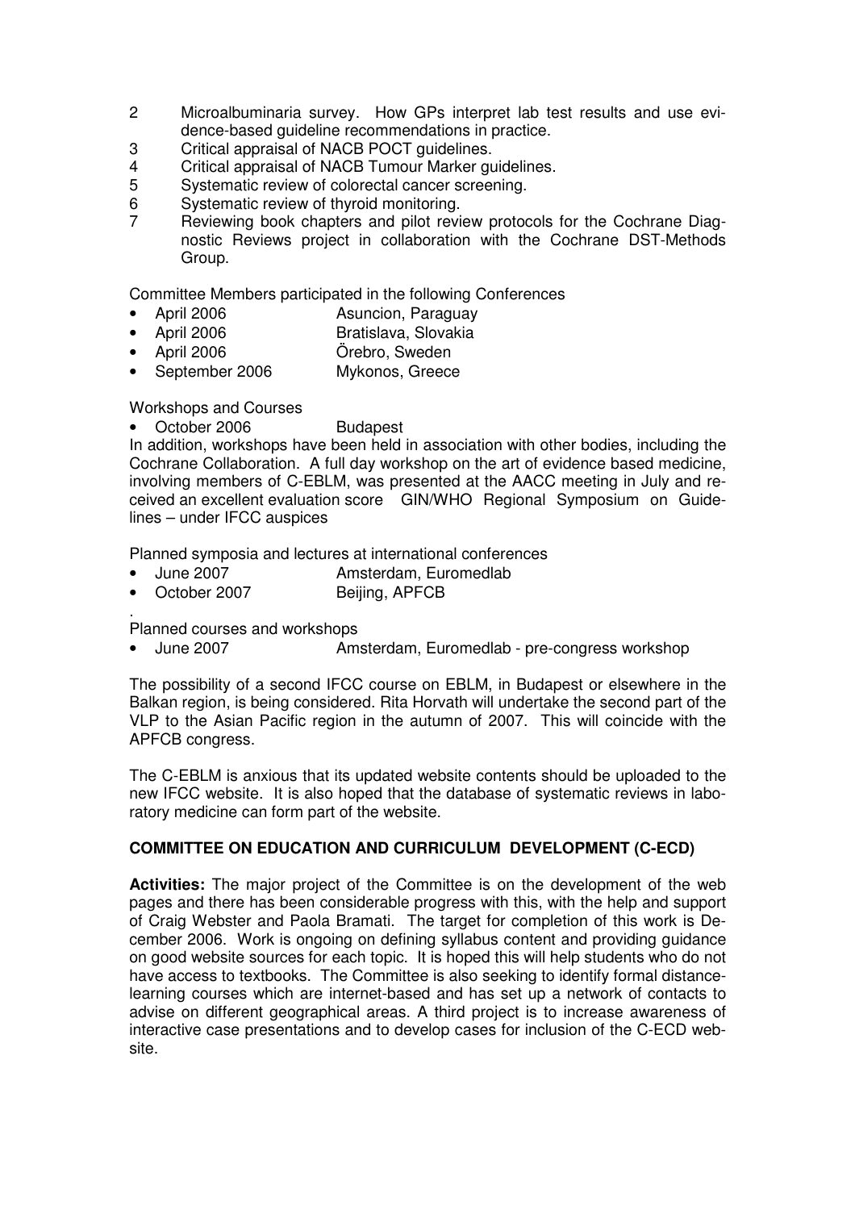2. Microalbuminaria survey. How GPs interpret lab test results and use evidence-based guideline recommendations in practice.
3. Critical appraisal of NACB POCT guidelines.
4. Critical appraisal of NACB Tumour Marker guidelines.
5. Systematic review of colorectal cancer screening.
6. Systematic review of thyroid monitoring.
7. Reviewing book chapters and pilot review protocols for the Cochrane Diagnostic Reviews project in collaboration with the Cochrane DST-Methods Group.

Committee Members participated in the following Conferences

- April 2006 Asuncion, Paraguay
- April 2006 Bratislava, Slovakia
- April 2006 Örebro, Sweden
- September 2006 Mykonos, Greece

Workshops and Courses

- October 2006 Budapest

In addition, workshops have been held in association with other bodies, including the Cochrane Collaboration. A full day workshop on the art of evidence based medicine, involving members of C-EBLM, was presented at the AACC meeting in July and received an excellent evaluation score GIN/WHO Regional Symposium on Guidelines – under IFCC auspices

Planned symposia and lectures at international conferences

- June 2007 Amsterdam, Euromedlab
- October 2007 Beijing, APFCB

.
Planned courses and workshops

- June 2007 Amsterdam, Euromedlab - pre-congress workshop

The possibility of a second IFCC course on EBLM, in Budapest or elsewhere in the Balkan region, is being considered. Rita Horvath will undertake the second part of the VLP to the Asian Pacific region in the autumn of 2007. This will coincide with the APFCB congress.

The C-EBLM is anxious that its updated website contents should be uploaded to the new IFCC website. It is also hoped that the database of systematic reviews in laboratory medicine can form part of the website.

**COMMITTEE ON EDUCATION AND CURRICULUM DEVELOPMENT (C-ECD)**

**Activities:** The major project of the Committee is on the development of the web pages and there has been considerable progress with this, with the help and support of Craig Webster and Paola Bramati. The target for completion of this work is December 2006. Work is ongoing on defining syllabus content and providing guidance on good website sources for each topic. It is hoped this will help students who do not have access to textbooks. The Committee is also seeking to identify formal distance-learning courses which are internet-based and has set up a network of contacts to advise on different geographical areas. A third project is to increase awareness of interactive case presentations and to develop cases for inclusion of the C-ECD website.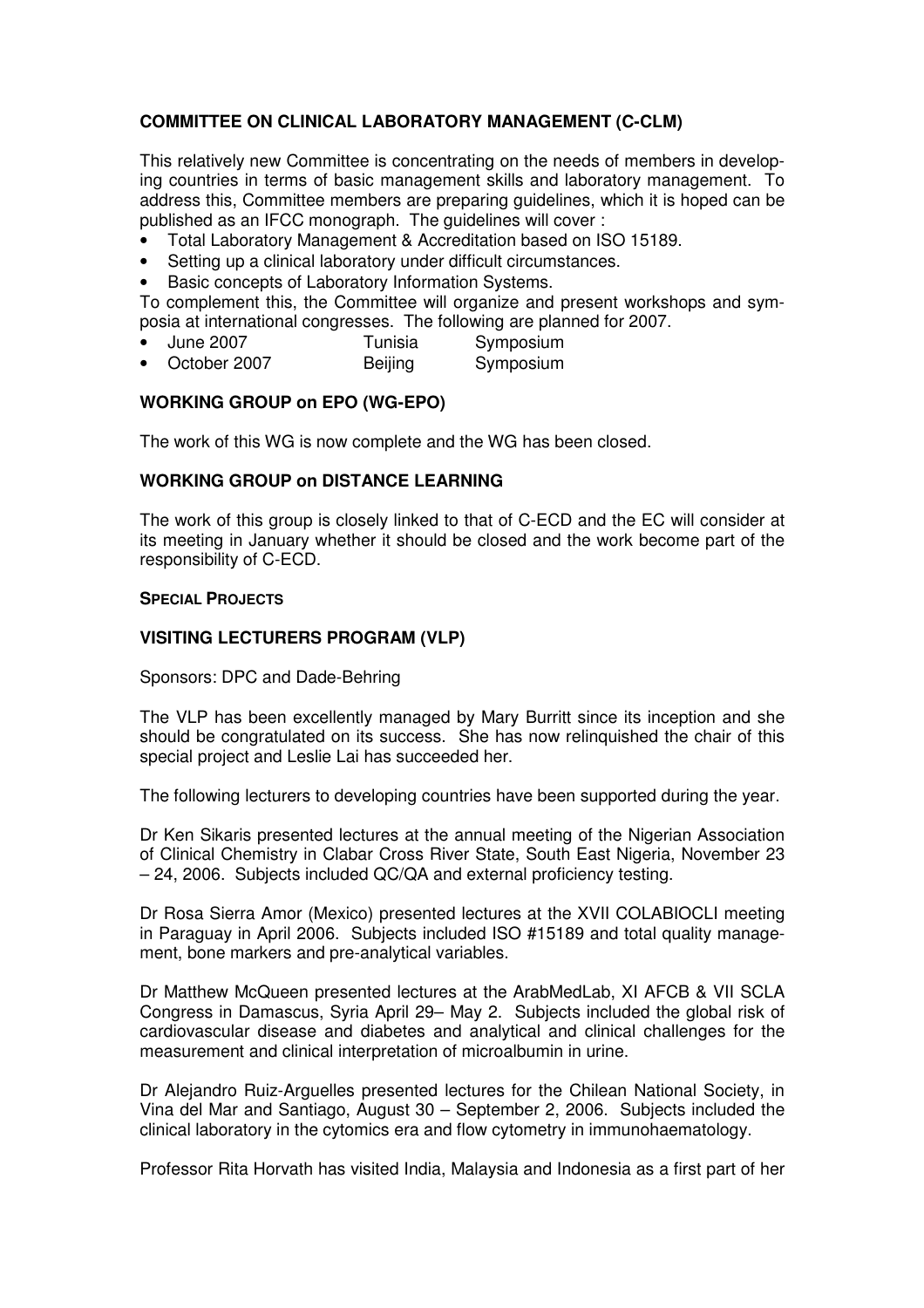### COMMITTEE ON CLINICAL LABORATORY MANAGEMENT (C-CLM)

This relatively new Committee is concentrating on the needs of members in developing countries in terms of basic management skills and laboratory management. To address this, Committee members are preparing guidelines, which it is hoped can be published as an IFCC monograph. The guidelines will cover :

- Total Laboratory Management & Accreditation based on ISO 15189.
- Setting up a clinical laboratory under difficult circumstances.
- Basic concepts of Laboratory Information Systems.

To complement this, the Committee will organize and present workshops and symposia at international congresses. The following are planned for 2007.

- June 2007 Tunisia Symposium
- October 2007 Beijing Symposium

### WORKING GROUP on EPO (WG-EPO)

The work of this WG is now complete and the WG has been closed.

### WORKING GROUP on DISTANCE LEARNING

The work of this group is closely linked to that of C-ECD and the EC will consider at its meeting in January whether it should be closed and the work become part of the responsibility of C-ECD.

## SPECIAL PROJECTS

### VISITING LECTURERS PROGRAM (VLP)

Sponsors: DPC and Dade-Behring

The VLP has been excellently managed by Mary Burritt since its inception and she should be congratulated on its success. She has now relinquished the chair of this special project and Leslie Lai has succeeded her.

The following lecturers to developing countries have been supported during the year.

Dr Ken Sikaris presented lectures at the annual meeting of the Nigerian Association of Clinical Chemistry in Clabar Cross River State, South East Nigeria, November 23 – 24, 2006. Subjects included QC/QA and external proficiency testing.

Dr Rosa Sierra Amor (Mexico) presented lectures at the XVII COLABIOCLI meeting in Paraguay in April 2006. Subjects included ISO #15189 and total quality management, bone markers and pre-analytical variables.

Dr Matthew McQueen presented lectures at the ArabMedLab, XI AFCB & VII SCLA Congress in Damascus, Syria April 29– May 2. Subjects included the global risk of cardiovascular disease and diabetes and analytical and clinical challenges for the measurement and clinical interpretation of microalbumin in urine.

Dr Alejandro Ruiz-Arguelles presented lectures for the Chilean National Society, in Vina del Mar and Santiago, August 30 – September 2, 2006. Subjects included the clinical laboratory in the cytomics era and flow cytometry in immunohaematology.

Professor Rita Horvath has visited India, Malaysia and Indonesia as a first part of her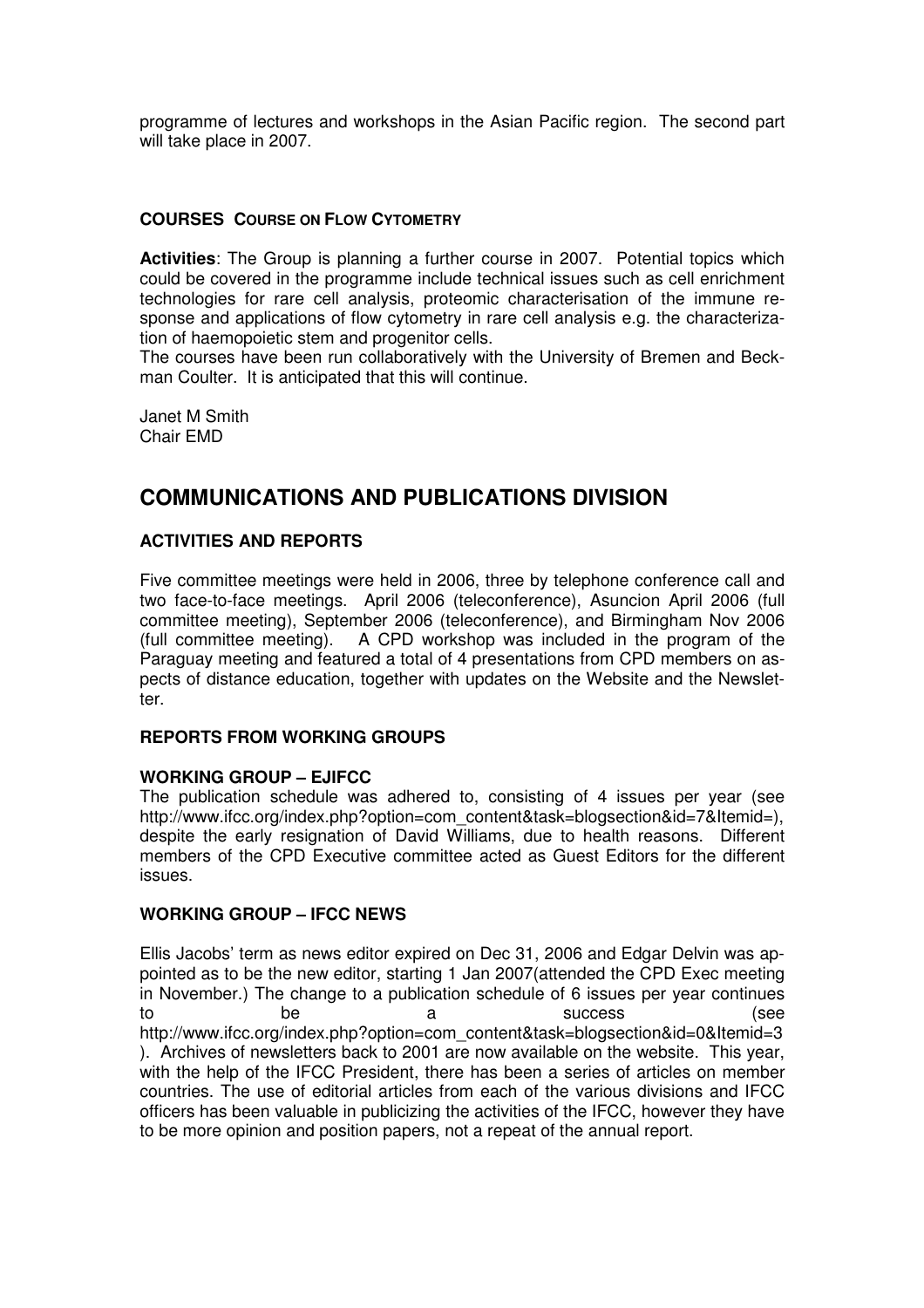programme of lectures and workshops in the Asian Pacific region. The second part will take place in 2007.

**COURSES COURSE ON FLOW CYTOMETRY**

**Activities**: The Group is planning a further course in 2007. Potential topics which could be covered in the programme include technical issues such as cell enrichment technologies for rare cell analysis, proteomic characterisation of the immune response and applications of flow cytometry in rare cell analysis e.g. the characterization of haemopoietic stem and progenitor cells.
The courses have been run collaboratively with the University of Bremen and Beckman Coulter. It is anticipated that this will continue.

Janet M Smith
Chair EMD

## COMMUNICATIONS AND PUBLICATIONS DIVISION

### ACTIVITIES AND REPORTS

Five committee meetings were held in 2006, three by telephone conference call and two face-to-face meetings. April 2006 (teleconference), Asuncion April 2006 (full committee meeting), September 2006 (teleconference), and Birmingham Nov 2006 (full committee meeting). A CPD workshop was included in the program of the Paraguay meeting and featured a total of 4 presentations from CPD members on aspects of distance education, together with updates on the Website and the Newsletter.

### REPORTS FROM WORKING GROUPS

#### WORKING GROUP – EJIFCC

The publication schedule was adhered to, consisting of 4 issues per year (see http://www.ifcc.org/index.php?option=com_content&task=blogsection&id=7&Itemid=), despite the early resignation of David Williams, due to health reasons. Different members of the CPD Executive committee acted as Guest Editors for the different issues.

#### WORKING GROUP – IFCC NEWS

Ellis Jacobs' term as news editor expired on Dec 31, 2006 and Edgar Delvin was appointed as to be the new editor, starting 1 Jan 2007(attended the CPD Exec meeting in November.) The change to a publication schedule of 6 issues per year continues to be a success (see http://www.ifcc.org/index.php?option=com_content&task=blogsection&id=0&Itemid=3 ). Archives of newsletters back to 2001 are now available on the website. This year, with the help of the IFCC President, there has been a series of articles on member countries. The use of editorial articles from each of the various divisions and IFCC officers has been valuable in publicizing the activities of the IFCC, however they have to be more opinion and position papers, not a repeat of the annual report.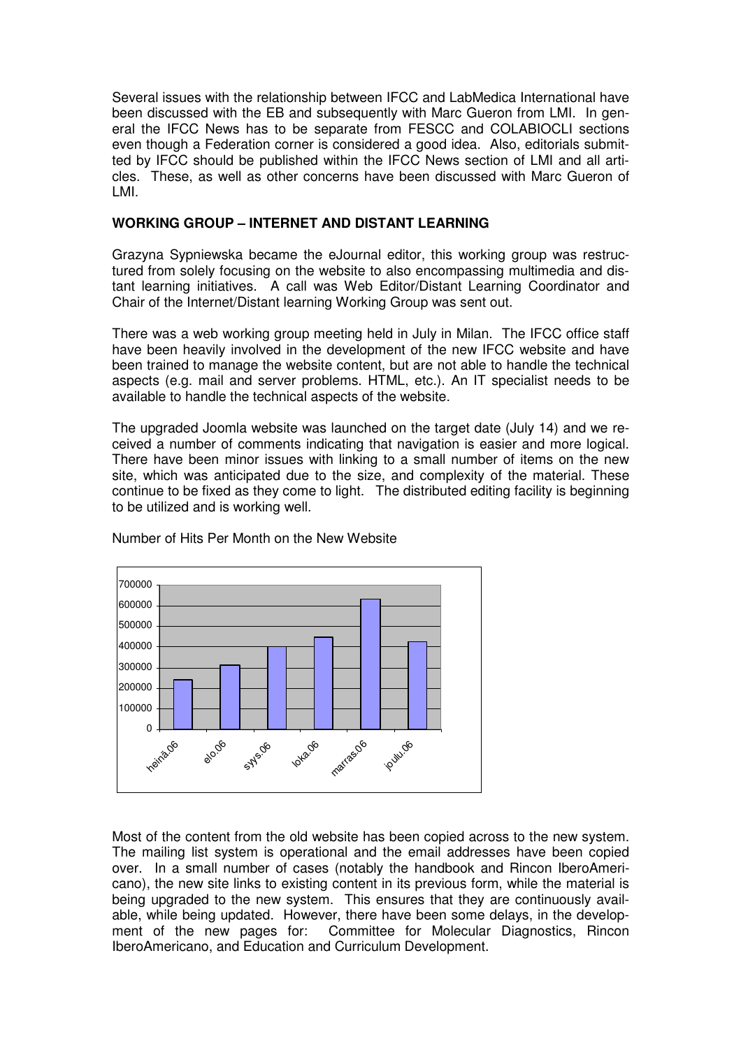Several issues with the relationship between IFCC and LabMedica International have been discussed with the EB and subsequently with Marc Gueron from LMI. In general the IFCC News has to be separate from FESCC and COLABIOCLI sections even though a Federation corner is considered a good idea. Also, editorials submitted by IFCC should be published within the IFCC News section of LMI and all articles. These, as well as other concerns have been discussed with Marc Gueron of LMI.

**WORKING GROUP – INTERNET AND DISTANT LEARNING**

Grazyna Sypniewska became the eJournal editor, this working group was restructured from solely focusing on the website to also encompassing multimedia and distant learning initiatives. A call was Web Editor/Distant Learning Coordinator and Chair of the Internet/Distant learning Working Group was sent out.

There was a web working group meeting held in July in Milan. The IFCC office staff have been heavily involved in the development of the new IFCC website and have been trained to manage the website content, but are not able to handle the technical aspects (e.g. mail and server problems. HTML, etc.). An IT specialist needs to be available to handle the technical aspects of the website.

The upgraded Joomla website was launched on the target date (July 14) and we received a number of comments indicating that navigation is easier and more logical. There have been minor issues with linking to a small number of items on the new site, which was anticipated due to the size, and complexity of the material. These continue to be fixed as they come to light. The distributed editing facility is beginning to be utilized and is working well.

Number of Hits Per Month on the New Website

| Month | Hits (approx.) |
|---|---|
| heinä.06 | 240000 |
| elo.06 | 310000 |
| syys.06 | 400000 |
| loka.06 | 445000 |
| marras.06 | 630000 |
| joulu.06 | 420000 |

Most of the content from the old website has been copied across to the new system. The mailing list system is operational and the email addresses have been copied over. In a small number of cases (notably the handbook and Rincon IberoAmericano), the new site links to existing content in its previous form, while the material is being upgraded to the new system. This ensures that they are continuously available, while being updated. However, there have been some delays, in the development of the new pages for: Committee for Molecular Diagnostics, Rincon IberoAmericano, and Education and Curriculum Development.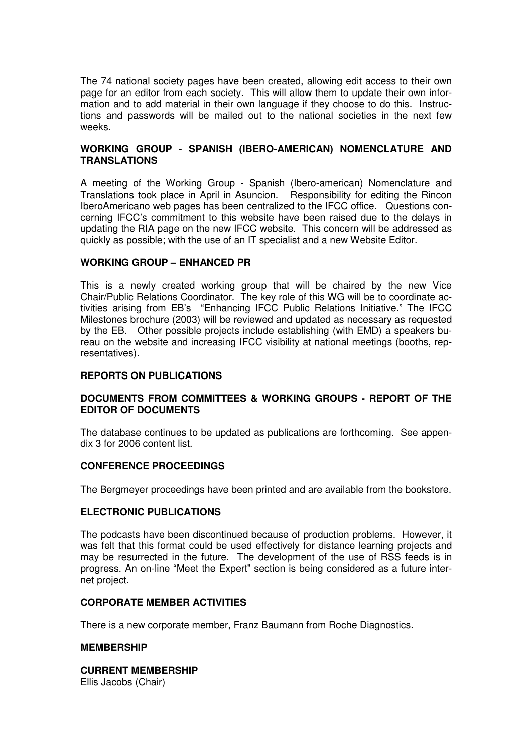The 74 national society pages have been created, allowing edit access to their own page for an editor from each society. This will allow them to update their own information and to add material in their own language if they choose to do this. Instructions and passwords will be mailed out to the national societies in the next few weeks.

**WORKING GROUP - SPANISH (IBERO-AMERICAN) NOMENCLATURE AND TRANSLATIONS**

A meeting of the Working Group - Spanish (Ibero-american) Nomenclature and Translations took place in April in Asuncion. Responsibility for editing the Rincon IberoAmericano web pages has been centralized to the IFCC office. Questions concerning IFCC's commitment to this website have been raised due to the delays in updating the RIA page on the new IFCC website. This concern will be addressed as quickly as possible; with the use of an IT specialist and a new Website Editor.

**WORKING GROUP – ENHANCED PR**

This is a newly created working group that will be chaired by the new Vice Chair/Public Relations Coordinator. The key role of this WG will be to coordinate activities arising from EB's "Enhancing IFCC Public Relations Initiative." The IFCC Milestones brochure (2003) will be reviewed and updated as necessary as requested by the EB. Other possible projects include establishing (with EMD) a speakers bureau on the website and increasing IFCC visibility at national meetings (booths, representatives).

**REPORTS ON PUBLICATIONS**

**DOCUMENTS FROM COMMITTEES & WORKING GROUPS - REPORT OF THE EDITOR OF DOCUMENTS**

The database continues to be updated as publications are forthcoming. See appendix 3 for 2006 content list.

**CONFERENCE PROCEEDINGS**

The Bergmeyer proceedings have been printed and are available from the bookstore.

**ELECTRONIC PUBLICATIONS**

The podcasts have been discontinued because of production problems. However, it was felt that this format could be used effectively for distance learning projects and may be resurrected in the future. The development of the use of RSS feeds is in progress. An on-line "Meet the Expert" section is being considered as a future internet project.

**CORPORATE MEMBER ACTIVITIES**

There is a new corporate member, Franz Baumann from Roche Diagnostics.

**MEMBERSHIP**

**CURRENT MEMBERSHIP**
Ellis Jacobs (Chair)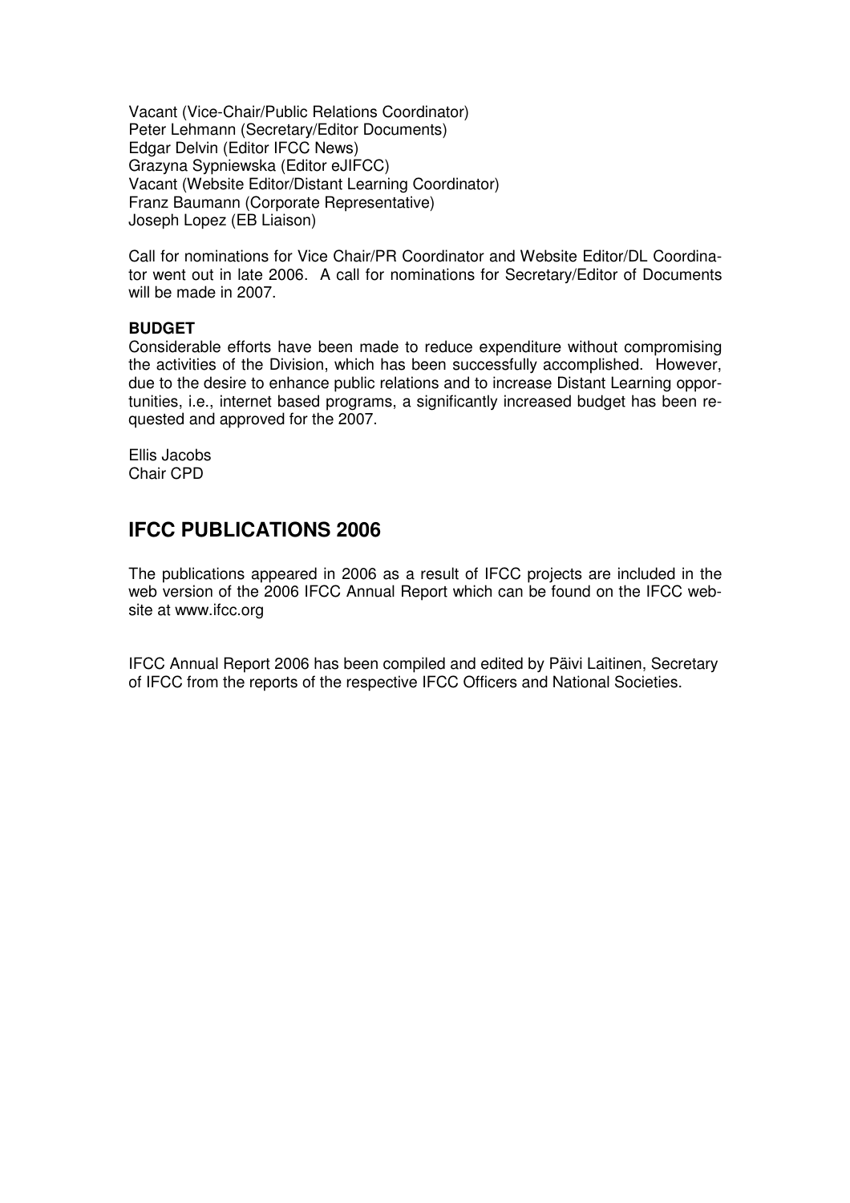Vacant (Vice-Chair/Public Relations Coordinator)
Peter Lehmann (Secretary/Editor Documents)
Edgar Delvin (Editor IFCC News)
Grazyna Sypniewska (Editor eJIFCC)
Vacant (Website Editor/Distant Learning Coordinator)
Franz Baumann (Corporate Representative)
Joseph Lopez (EB Liaison)

Call for nominations for Vice Chair/PR Coordinator and Website Editor/DL Coordinator went out in late 2006. A call for nominations for Secretary/Editor of Documents will be made in 2007.

**BUDGET**

Considerable efforts have been made to reduce expenditure without compromising the activities of the Division, which has been successfully accomplished. However, due to the desire to enhance public relations and to increase Distant Learning opportunities, i.e., internet based programs, a significantly increased budget has been requested and approved for the 2007.

Ellis Jacobs
Chair CPD

## IFCC PUBLICATIONS 2006

The publications appeared in 2006 as a result of IFCC projects are included in the web version of the 2006 IFCC Annual Report which can be found on the IFCC website at www.ifcc.org

IFCC Annual Report 2006 has been compiled and edited by Päivi Laitinen, Secretary of IFCC from the reports of the respective IFCC Officers and National Societies.